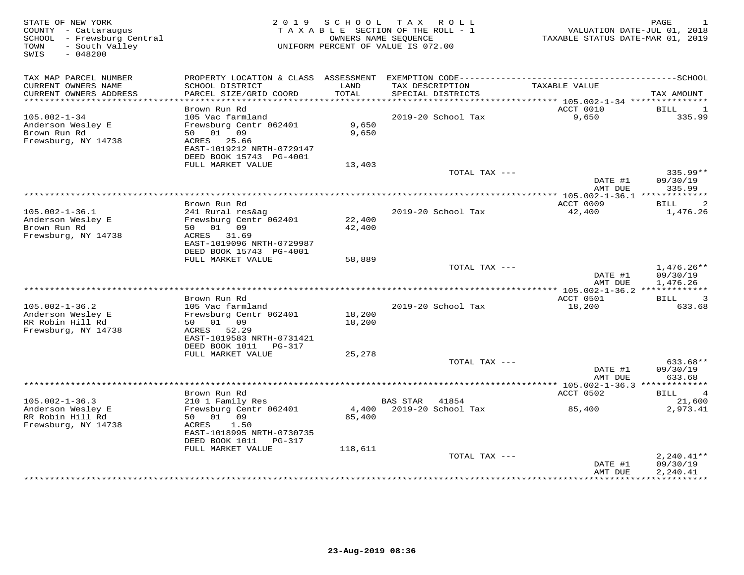STATE OF NEW YORK
COUNTY - Cattaraugus
SCHOOL - Frewsburg Central
TOWN - South Valley
SWIS - 048200

# 2019 SCHOOL TAX ROLL

TAXABLE SECTION OF THE ROLL - 1
OWNERS NAME SEQUENCE
UNIFORM PERCENT OF VALUE IS 072.00

VALUATION DATE-JUL 01, 2018
TAXABLE STATUS DATE-MAR 01, 2019

| TAX MAP PARCEL NUMBER / CURRENT OWNERS NAME / CURRENT OWNERS ADDRESS | PROPERTY LOCATION & CLASS / SCHOOL DISTRICT / PARCEL SIZE/GRID COORD | ASSESSMENT LAND / TOTAL | EXEMPTION CODE / TAX DESCRIPTION / SPECIAL DISTRICTS | TAXABLE VALUE | TAX AMOUNT (SCHOOL) |
|---|---|---|---|---|---|
| | Brown Run Rd | | | ACCT 0010 | BILL 1 |
| 105.002-1-34 | 105 Vac farmland | | 2019-20 School Tax | 9,650 | 335.99 |
| Anderson Wesley E | Frewsburg Centr 062401 | 9,650 | | | |
| Brown Run Rd | 50 01 09 | 9,650 | | | |
| Frewsburg, NY 14738 | ACRES 25.66 | | | | |
| | EAST-1019212 NRTH-0729147 | | | | |
| | DEED BOOK 15743 PG-4001 | | | | |
| | FULL MARKET VALUE | 13,403 | | | |
| | | | TOTAL TAX --- | | 335.99** |
| | | | | DATE #1 | 09/30/19 |
| | | | | AMT DUE | 335.99 |
| | Brown Run Rd | | | ACCT 0009 | BILL 2 |
| 105.002-1-36.1 | 241 Rural res&ag | | 2019-20 School Tax | 42,400 | 1,476.26 |
| Anderson Wesley E | Frewsburg Centr 062401 | 22,400 | | | |
| Brown Run Rd | 50 01 09 | 42,400 | | | |
| Frewsburg, NY 14738 | ACRES 31.69 | | | | |
| | EAST-1019096 NRTH-0729987 | | | | |
| | DEED BOOK 15743 PG-4001 | | | | |
| | FULL MARKET VALUE | 58,889 | | | |
| | | | TOTAL TAX --- | | 1,476.26** |
| | | | | DATE #1 | 09/30/19 |
| | | | | AMT DUE | 1,476.26 |
| | Brown Run Rd | | | ACCT 0501 | BILL 3 |
| 105.002-1-36.2 | 105 Vac farmland | | 2019-20 School Tax | 18,200 | 633.68 |
| Anderson Wesley E | Frewsburg Centr 062401 | 18,200 | | | |
| RR Robin Hill Rd | 50 01 09 | 18,200 | | | |
| Frewsburg, NY 14738 | ACRES 52.29 | | | | |
| | EAST-1019583 NRTH-0731421 | | | | |
| | DEED BOOK 1011 PG-317 | | | | |
| | FULL MARKET VALUE | 25,278 | | | |
| | | | TOTAL TAX --- | | 633.68** |
| | | | | DATE #1 | 09/30/19 |
| | | | | AMT DUE | 633.68 |
| | Brown Run Rd | | | ACCT 0502 | BILL 4 |
| 105.002-1-36.3 | 210 1 Family Res | | BAS STAR 41854 | | 21,600 |
| Anderson Wesley E | Frewsburg Centr 062401 | 4,400 | 2019-20 School Tax | 85,400 | 2,973.41 |
| RR Robin Hill Rd | 50 01 09 | 85,400 | | | |
| Frewsburg, NY 14738 | ACRES 1.50 | | | | |
| | EAST-1018995 NRTH-0730735 | | | | |
| | DEED BOOK 1011 PG-317 | | | | |
| | FULL MARKET VALUE | 118,611 | | | |
| | | | TOTAL TAX --- | | 2,240.41** |
| | | | | DATE #1 | 09/30/19 |
| | | | | AMT DUE | 2,240.41 |

23-Aug-2019 08:36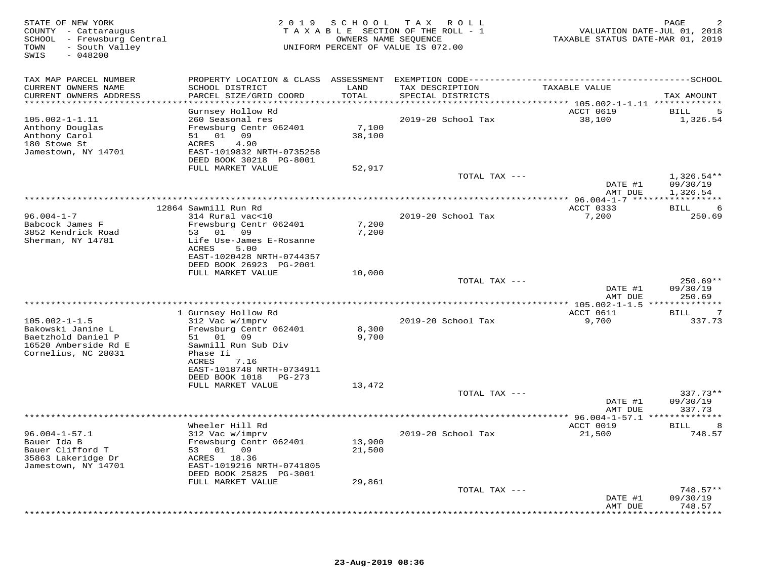STATE OF NEW YORK
COUNTY - Cattaraugus
SCHOOL - Frewsburg Central
TOWN - South Valley
SWIS - 048200

2 0 1 9 S C H O O L T A X R O L L
T A X A B L E SECTION OF THE ROLL - 1
OWNERS NAME SEQUENCE
UNIFORM PERCENT OF VALUE IS 072.00

VALUATION DATE-JUL 01, 2018
TAXABLE STATUS DATE-MAR 01, 2019

| TAX MAP PARCEL NUMBER / CURRENT OWNERS NAME / CURRENT OWNERS ADDRESS | PROPERTY LOCATION & CLASS / SCHOOL DISTRICT / PARCEL SIZE/GRID COORD | ASSESSMENT LAND / TOTAL | EXEMPTION CODE / TAX DESCRIPTION / SPECIAL DISTRICTS | TAXABLE VALUE | SCHOOL TAX AMOUNT |
|---|---|---|---|---|---|
| 105.002-1-1.11 | Gurnsey Hollow Rd | | | ACCT 0619 | BILL 5 |
| Anthony Douglas | 260 Seasonal res | | 2019-20 School Tax | 38,100 | 1,326.54 |
| Anthony Carol | Frewsburg Centr 062401 | 7,100 | | | |
| 180 Stowe St | 51 01 09 | 38,100 | | | |
| Jamestown, NY 14701 | ACRES 4.90 | | | | |
| | EAST-1019832 NRTH-0735258 | | | | |
| | DEED BOOK 30218 PG-8001 | | | | |
| | FULL MARKET VALUE | 52,917 | | | |
| | | | TOTAL TAX --- | | 1,326.54** |
| | | | | DATE #1 | 09/30/19 |
| | | | | AMT DUE | 1,326.54 |
| 96.004-1-7 | 12864 Sawmill Run Rd | | | ACCT 0333 | BILL 6 |
| Babcock James F | 314 Rural vac<10 | | 2019-20 School Tax | 7,200 | 250.69 |
| 3852 Kendrick Road | Frewsburg Centr 062401 | 7,200 | | | |
| Sherman, NY 14781 | 53 01 09 | 7,200 | | | |
| | Life Use-James E-Rosanne | | | | |
| | ACRES 5.00 | | | | |
| | EAST-1020428 NRTH-0744357 | | | | |
| | DEED BOOK 26923 PG-2001 | | | | |
| | FULL MARKET VALUE | 10,000 | | | |
| | | | TOTAL TAX --- | | 250.69** |
| | | | | DATE #1 | 09/30/19 |
| | | | | AMT DUE | 250.69 |
| 105.002-1-1.5 | 1 Gurnsey Hollow Rd | | | ACCT 0611 | BILL 7 |
| Bakowski Janine L | 312 Vac w/imprv | | 2019-20 School Tax | 9,700 | 337.73 |
| Baetzhold Daniel P | Frewsburg Centr 062401 | 8,300 | | | |
| 16520 Amberside Rd E | 51 01 09 | 9,700 | | | |
| Cornelius, NC 28031 | Sawmill Run Sub Div | | | | |
| | Phase Ii | | | | |
| | ACRES 7.16 | | | | |
| | EAST-1018748 NRTH-0734911 | | | | |
| | DEED BOOK 1018 PG-273 | | | | |
| | FULL MARKET VALUE | 13,472 | | | |
| | | | TOTAL TAX --- | | 337.73** |
| | | | | DATE #1 | 09/30/19 |
| | | | | AMT DUE | 337.73 |
| 96.004-1-57.1 | Wheeler Hill Rd | | | ACCT 0019 | BILL 8 |
| Bauer Ida B | 312 Vac w/imprv | | 2019-20 School Tax | 21,500 | 748.57 |
| Bauer Clifford T | Frewsburg Centr 062401 | 13,900 | | | |
| 35863 Lakeridge Dr | 53 01 09 | 21,500 | | | |
| Jamestown, NY 14701 | ACRES 18.36 | | | | |
| | EAST-1019216 NRTH-0741805 | | | | |
| | DEED BOOK 25825 PG-3001 | | | | |
| | FULL MARKET VALUE | 29,861 | | | |
| | | | TOTAL TAX --- | | 748.57** |
| | | | | DATE #1 | 09/30/19 |
| | | | | AMT DUE | 748.57 |

23-Aug-2019 08:36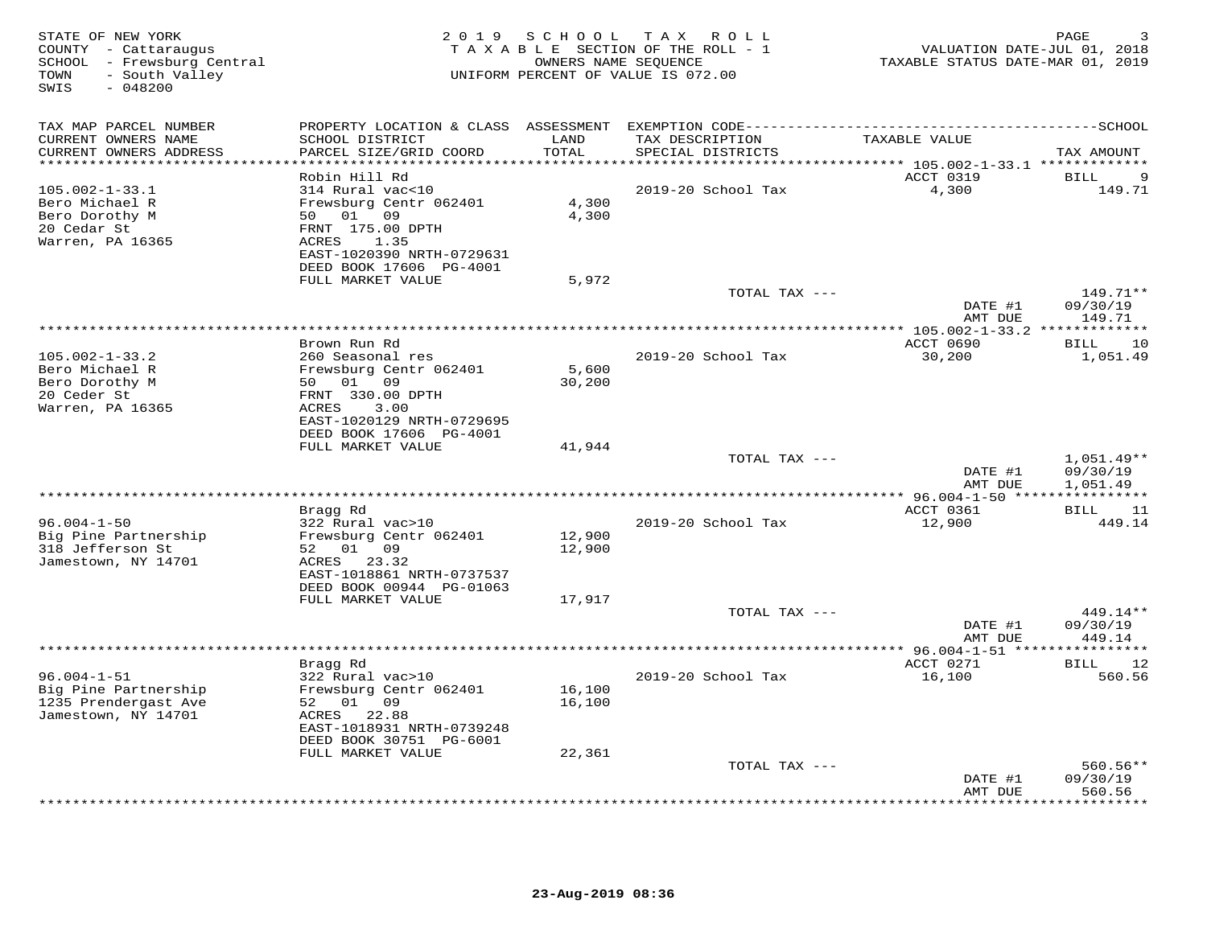STATE OF NEW YORK
COUNTY - Cattaraugus
SCHOOL - Frewsburg Central
TOWN - South Valley
SWIS - 048200

**2019 SCHOOL TAX ROLL**
TAXABLE SECTION OF THE ROLL - 1
OWNERS NAME SEQUENCE
UNIFORM PERCENT OF VALUE IS 072.00

VALUATION DATE-JUL 01, 2018
TAXABLE STATUS DATE-MAR 01, 2019

| TAX MAP PARCEL NUMBER / CURRENT OWNERS NAME / CURRENT OWNERS ADDRESS | PROPERTY LOCATION & CLASS / SCHOOL DISTRICT / PARCEL SIZE/GRID COORD | ASSESSMENT LAND / TOTAL | EXEMPTION CODE / TAX DESCRIPTION / SPECIAL DISTRICTS | TAXABLE VALUE | SCHOOL TAX AMOUNT |
|---|---|---|---|---|---|
| | Robin Hill Rd | | | ACCT 0319 | BILL 9 |
| 105.002-1-33.1 | 314 Rural vac<10 | | 2019-20 School Tax | 4,300 | 149.71 |
| Bero Michael R | Frewsburg Centr 062401 | 4,300 | | | |
| Bero Dorothy M | 50 01 09 | 4,300 | | | |
| 20 Cedar St | FRNT 175.00 DPTH | | | | |
| Warren, PA 16365 | ACRES 1.35 | | | | |
| | EAST-1020390 NRTH-0729631 | | | | |
| | DEED BOOK 17606 PG-4001 | | | | |
| | FULL MARKET VALUE | 5,972 | | | |
| | | | TOTAL TAX --- | | 149.71** |
| | | | | DATE #1 | 09/30/19 |
| | | | | AMT DUE | 149.71 |
| | Brown Run Rd | | | ACCT 0690 | BILL 10 |
| 105.002-1-33.2 | 260 Seasonal res | | 2019-20 School Tax | 30,200 | 1,051.49 |
| Bero Michael R | Frewsburg Centr 062401 | 5,600 | | | |
| Bero Dorothy M | 50 01 09 | 30,200 | | | |
| 20 Ceder St | FRNT 330.00 DPTH | | | | |
| Warren, PA 16365 | ACRES 3.00 | | | | |
| | EAST-1020129 NRTH-0729695 | | | | |
| | DEED BOOK 17606 PG-4001 | | | | |
| | FULL MARKET VALUE | 41,944 | | | |
| | | | TOTAL TAX --- | | 1,051.49** |
| | | | | DATE #1 | 09/30/19 |
| | | | | AMT DUE | 1,051.49 |
| | Bragg Rd | | | ACCT 0361 | BILL 11 |
| 96.004-1-50 | 322 Rural vac>10 | | 2019-20 School Tax | 12,900 | 449.14 |
| Big Pine Partnership | Frewsburg Centr 062401 | 12,900 | | | |
| 318 Jefferson St | 52 01 09 | 12,900 | | | |
| Jamestown, NY 14701 | ACRES 23.32 | | | | |
| | EAST-1018861 NRTH-0737537 | | | | |
| | DEED BOOK 00944 PG-01063 | | | | |
| | FULL MARKET VALUE | 17,917 | | | |
| | | | TOTAL TAX --- | | 449.14** |
| | | | | DATE #1 | 09/30/19 |
| | | | | AMT DUE | 449.14 |
| | Bragg Rd | | | ACCT 0271 | BILL 12 |
| 96.004-1-51 | 322 Rural vac>10 | | 2019-20 School Tax | 16,100 | 560.56 |
| Big Pine Partnership | Frewsburg Centr 062401 | 16,100 | | | |
| 1235 Prendergast Ave | 52 01 09 | 16,100 | | | |
| Jamestown, NY 14701 | ACRES 22.88 | | | | |
| | EAST-1018931 NRTH-0739248 | | | | |
| | DEED BOOK 30751 PG-6001 | | | | |
| | FULL MARKET VALUE | 22,361 | | | |
| | | | TOTAL TAX --- | | 560.56** |
| | | | | DATE #1 | 09/30/19 |
| | | | | AMT DUE | 560.56 |

23-Aug-2019 08:36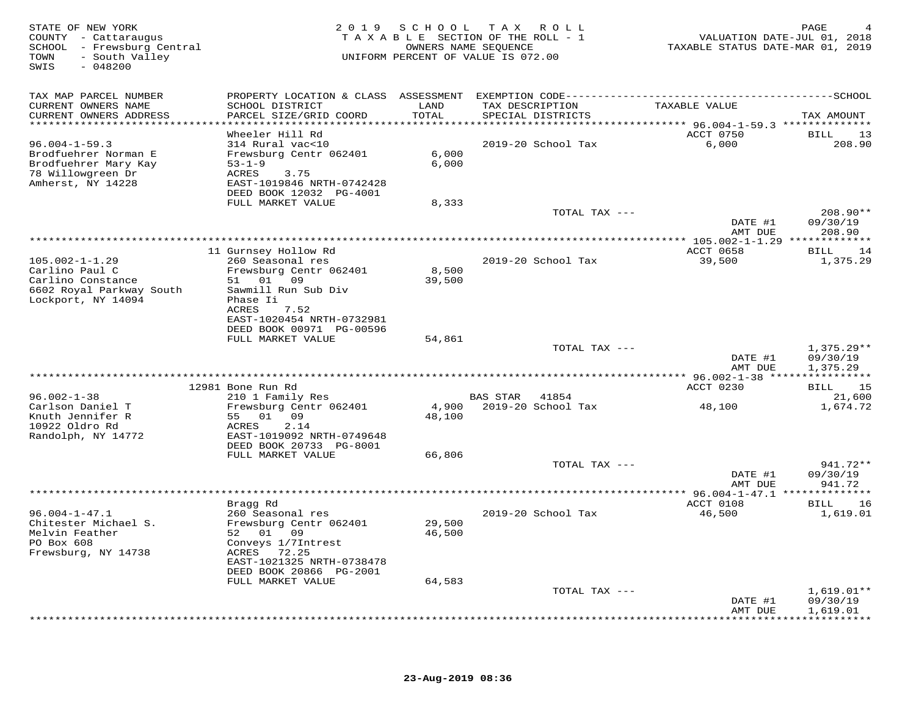STATE OF NEW YORK
COUNTY - Cattaraugus
SCHOOL - Frewsburg Central
TOWN - South Valley
SWIS - 048200

2 0 1 9 S C H O O L T A X R O L L
T A X A B L E SECTION OF THE ROLL - 1
OWNERS NAME SEQUENCE
UNIFORM PERCENT OF VALUE IS 072.00

VALUATION DATE-JUL 01, 2018
TAXABLE STATUS DATE-MAR 01, 2019

| TAX MAP PARCEL NUMBER / CURRENT OWNERS NAME / CURRENT OWNERS ADDRESS | PROPERTY LOCATION & CLASS / SCHOOL DISTRICT / PARCEL SIZE/GRID COORD | ASSESSMENT LAND / TOTAL | EXEMPTION CODE / TAX DESCRIPTION / SPECIAL DISTRICTS | TAXABLE VALUE | SCHOOL TAX AMOUNT |
|---|---|---|---|---|---|
| | Wheeler Hill Rd | | | ACCT 0750 | BILL 13 |
| 96.004-1-59.3 | 314 Rural vac<10 | | 2019-20 School Tax | 6,000 | 208.90 |
| Brodfuehrer Norman E | Frewsburg Centr 062401 | 6,000 | | | |
| Brodfuehrer Mary Kay | 53-1-9 | 6,000 | | | |
| 78 Willowgreen Dr | ACRES 3.75 | | | | |
| Amherst, NY 14228 | EAST-1019846 NRTH-0742428 | | | | |
| | DEED BOOK 12032 PG-4001 | | | | |
| | FULL MARKET VALUE | 8,333 | | | |
| | | | TOTAL TAX --- | | 208.90** |
| | | | | DATE #1 | 09/30/19 |
| | | | | AMT DUE | 208.90 |
| | 11 Gurnsey Hollow Rd | | | ACCT 0658 | BILL 14 |
| 105.002-1-1.29 | 260 Seasonal res | | 2019-20 School Tax | 39,500 | 1,375.29 |
| Carlino Paul C | Frewsburg Centr 062401 | 8,500 | | | |
| Carlino Constance | 51 01 09 | 39,500 | | | |
| 6602 Royal Parkway South | Sawmill Run Sub Div | | | | |
| Lockport, NY 14094 | Phase Ii | | | | |
| | ACRES 7.52 | | | | |
| | EAST-1020454 NRTH-0732981 | | | | |
| | DEED BOOK 00971 PG-00596 | | | | |
| | FULL MARKET VALUE | 54,861 | | | |
| | | | TOTAL TAX --- | | 1,375.29** |
| | | | | DATE #1 | 09/30/19 |
| | | | | AMT DUE | 1,375.29 |
| | 12981 Bone Run Rd | | | ACCT 0230 | BILL 15 |
| 96.002-1-38 | 210 1 Family Res | | BAS STAR 41854 | | 21,600 |
| Carlson Daniel T | Frewsburg Centr 062401 | 4,900 | 2019-20 School Tax | 48,100 | 1,674.72 |
| Knuth Jennifer R | 55 01 09 | 48,100 | | | |
| 10922 Oldro Rd | ACRES 2.14 | | | | |
| Randolph, NY 14772 | EAST-1019092 NRTH-0749648 | | | | |
| | DEED BOOK 20733 PG-8001 | | | | |
| | FULL MARKET VALUE | 66,806 | | | |
| | | | TOTAL TAX --- | | 941.72** |
| | | | | DATE #1 | 09/30/19 |
| | | | | AMT DUE | 941.72 |
| | Bragg Rd | | | ACCT 0108 | BILL 16 |
| 96.004-1-47.1 | 260 Seasonal res | | 2019-20 School Tax | 46,500 | 1,619.01 |
| Chitester Michael S. | Frewsburg Centr 062401 | 29,500 | | | |
| Melvin Feather | 52 01 09 | 46,500 | | | |
| PO Box 608 | Conveys 1/7Intrest | | | | |
| Frewsburg, NY 14738 | ACRES 72.25 | | | | |
| | EAST-1021325 NRTH-0738478 | | | | |
| | DEED BOOK 20866 PG-2001 | | | | |
| | FULL MARKET VALUE | 64,583 | | | |
| | | | TOTAL TAX --- | | 1,619.01** |
| | | | | DATE #1 | 09/30/19 |
| | | | | AMT DUE | 1,619.01 |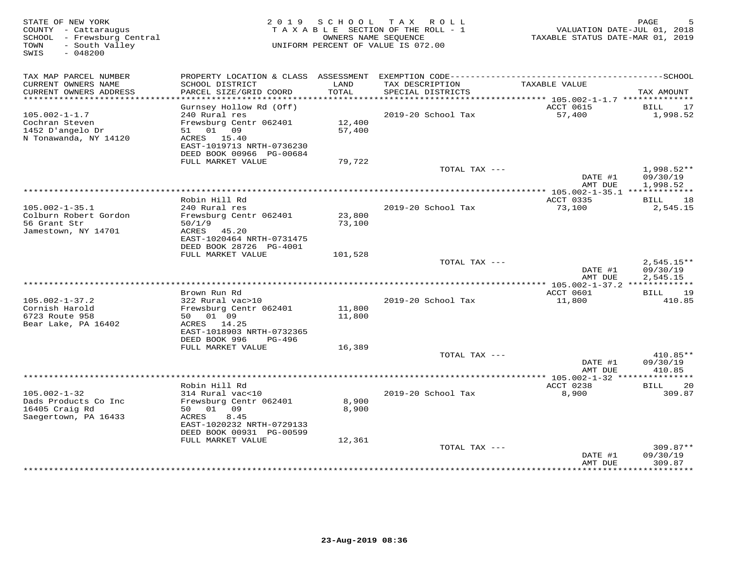STATE OF NEW YORK
COUNTY - Cattaraugus
SCHOOL - Frewsburg Central
TOWN - South Valley
SWIS - 048200

2019 SCHOOL TAX ROLL
TAXABLE SECTION OF THE ROLL - 1
OWNERS NAME SEQUENCE
UNIFORM PERCENT OF VALUE IS 072.00

VALUATION DATE-JUL 01, 2018
TAXABLE STATUS DATE-MAR 01, 2019

| TAX MAP PARCEL NUMBER / CURRENT OWNERS NAME / CURRENT OWNERS ADDRESS | PROPERTY LOCATION & CLASS / SCHOOL DISTRICT / PARCEL SIZE/GRID COORD | ASSESSMENT LAND / TOTAL | EXEMPTION CODE / TAX DESCRIPTION / SPECIAL DISTRICTS | TAXABLE VALUE | TAX AMOUNT |
|---|---|---|---|---|---|
| 105.002-1-1.7 | Gurnsey Hollow Rd (Off) | | | ACCT 0615 | BILL 17 |
| Cochran Steven | 240 Rural res | | 2019-20 School Tax | 57,400 | 1,998.52 |
| 1452 D'angelo Dr | Frewsburg Centr 062401 | 12,400 | | | |
| N Tonawanda, NY 14120 | 51 01 09 | 57,400 | | | |
| | ACRES 15.40 | | | | |
| | EAST-1019713 NRTH-0736230 | | | | |
| | DEED BOOK 00966 PG-00684 | | | | |
| | FULL MARKET VALUE | 79,722 | | | |
| | | | TOTAL TAX --- | | 1,998.52** |
| | | | | DATE #1 | 09/30/19 |
| | | | | AMT DUE | 1,998.52 |
| 105.002-1-35.1 | Robin Hill Rd | | | ACCT 0335 | BILL 18 |
| Colburn Robert Gordon | 240 Rural res | | 2019-20 School Tax | 73,100 | 2,545.15 |
| 56 Grant Str | Frewsburg Centr 062401 | 23,800 | | | |
| Jamestown, NY 14701 | 50/1/9 | 73,100 | | | |
| | ACRES 45.20 | | | | |
| | EAST-1020464 NRTH-0731475 | | | | |
| | DEED BOOK 28726 PG-4001 | | | | |
| | FULL MARKET VALUE | 101,528 | | | |
| | | | TOTAL TAX --- | | 2,545.15** |
| | | | | DATE #1 | 09/30/19 |
| | | | | AMT DUE | 2,545.15 |
| 105.002-1-37.2 | Brown Run Rd | | | ACCT 0601 | BILL 19 |
| Cornish Harold | 322 Rural vac>10 | | 2019-20 School Tax | 11,800 | 410.85 |
| 6723 Route 958 | Frewsburg Centr 062401 | 11,800 | | | |
| Bear Lake, PA 16402 | 50 01 09 | 11,800 | | | |
| | ACRES 14.25 | | | | |
| | EAST-1018903 NRTH-0732365 | | | | |
| | DEED BOOK 996 PG-496 | | | | |
| | FULL MARKET VALUE | 16,389 | | | |
| | | | TOTAL TAX --- | | 410.85** |
| | | | | DATE #1 | 09/30/19 |
| | | | | AMT DUE | 410.85 |
| 105.002-1-32 | Robin Hill Rd | | | ACCT 0238 | BILL 20 |
| Dads Products Co Inc | 314 Rural vac<10 | | 2019-20 School Tax | 8,900 | 309.87 |
| 16405 Craig Rd | Frewsburg Centr 062401 | 8,900 | | | |
| Saegertown, PA 16433 | 50 01 09 | 8,900 | | | |
| | ACRES 8.45 | | | | |
| | EAST-1020232 NRTH-0729133 | | | | |
| | DEED BOOK 00931 PG-00599 | | | | |
| | FULL MARKET VALUE | 12,361 | | | |
| | | | TOTAL TAX --- | | 309.87** |
| | | | | DATE #1 | 09/30/19 |
| | | | | AMT DUE | 309.87 |

23-Aug-2019 08:36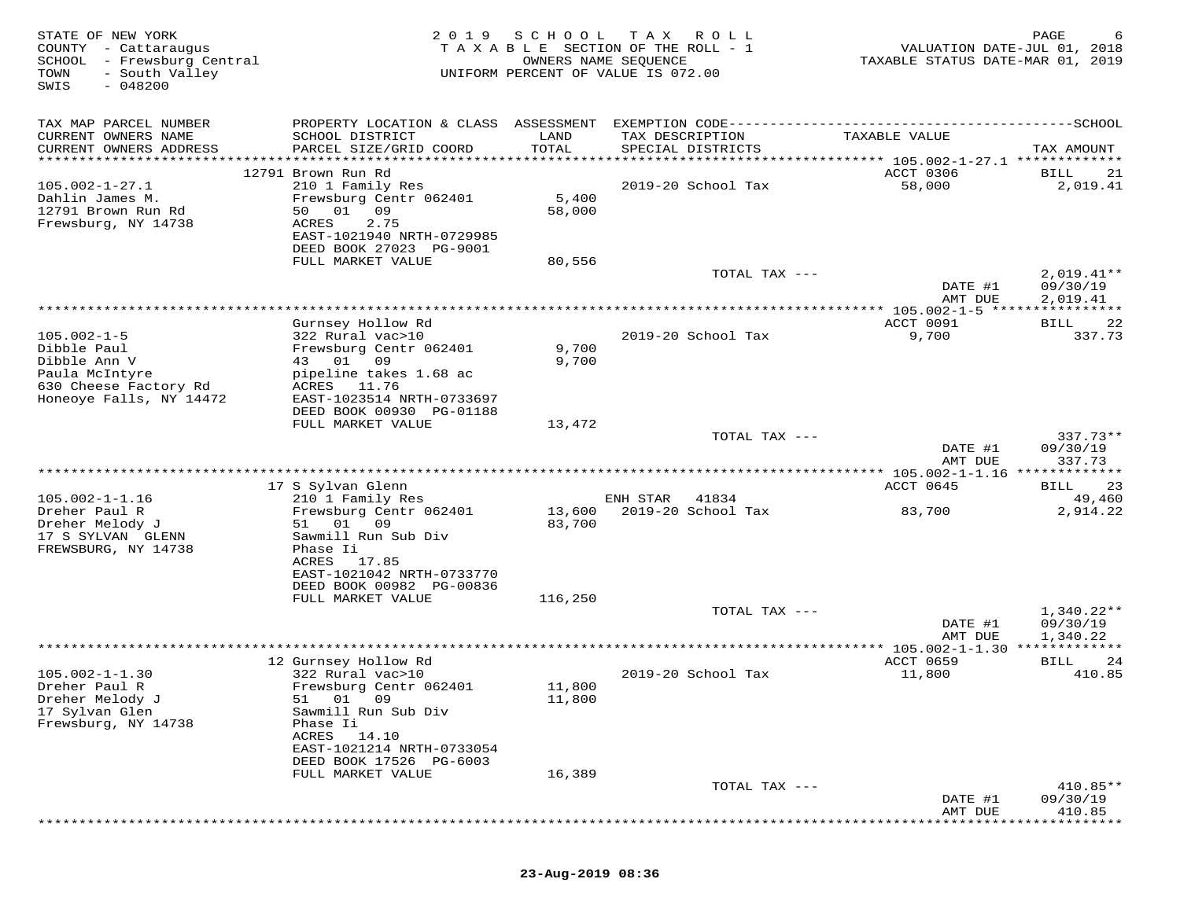STATE OF NEW YORK
COUNTY - Cattaraugus
SCHOOL - Frewsburg Central
TOWN - South Valley
SWIS - 048200

2019 SCHOOL TAX ROLL
TAXABLE SECTION OF THE ROLL - 1
OWNERS NAME SEQUENCE
UNIFORM PERCENT OF VALUE IS 072.00

VALUATION DATE-JUL 01, 2018
TAXABLE STATUS DATE-MAR 01, 2019

| TAX MAP PARCEL NUMBER / CURRENT OWNERS NAME / CURRENT OWNERS ADDRESS | PROPERTY LOCATION & CLASS / SCHOOL DISTRICT / PARCEL SIZE/GRID COORD | ASSESSMENT LAND / TOTAL | EXEMPTION CODE / TAX DESCRIPTION / SPECIAL DISTRICTS | TAXABLE VALUE | SCHOOL TAX AMOUNT |
|---|---|---|---|---|---|
| | 12791 Brown Run Rd | | | ACCT 0306 | BILL 21 |
| 105.002-1-27.1 | 210 1 Family Res | | 2019-20 School Tax | 58,000 | 2,019.41 |
| Dahlin James M. | Frewsburg Centr 062401 | 5,400 | | | |
| 12791 Brown Run Rd | 50 01 09 | 58,000 | | | |
| Frewsburg, NY 14738 | ACRES 2.75 | | | | |
| | EAST-1021940 NRTH-0729985 | | | | |
| | DEED BOOK 27023 PG-9001 | | | | |
| | FULL MARKET VALUE | 80,556 | | | |
| | | | TOTAL TAX --- | | 2,019.41** |
| | | | | DATE #1 | 09/30/19 |
| | | | | AMT DUE | 2,019.41 |
| | Gurnsey Hollow Rd | | | ACCT 0091 | BILL 22 |
| 105.002-1-5 | 322 Rural vac>10 | | 2019-20 School Tax | 9,700 | 337.73 |
| Dibble Paul | Frewsburg Centr 062401 | 9,700 | | | |
| Dibble Ann V | 43 01 09 | 9,700 | | | |
| Paula McIntyre | pipeline takes 1.68 ac | | | | |
| 630 Cheese Factory Rd | ACRES 11.76 | | | | |
| Honeoye Falls, NY 14472 | EAST-1023514 NRTH-0733697 | | | | |
| | DEED BOOK 00930 PG-01188 | | | | |
| | FULL MARKET VALUE | 13,472 | | | |
| | | | TOTAL TAX --- | | 337.73** |
| | | | | DATE #1 | 09/30/19 |
| | | | | AMT DUE | 337.73 |
| | 17 S Sylvan Glenn | | | ACCT 0645 | BILL 23 |
| 105.002-1-1.16 | 210 1 Family Res | | ENH STAR 41834 | | 49,460 |
| Dreher Paul R | Frewsburg Centr 062401 | 13,600 | 2019-20 School Tax | 83,700 | 2,914.22 |
| Dreher Melody J | 51 01 09 | 83,700 | | | |
| 17 S SYLVAN GLENN | Sawmill Run Sub Div | | | | |
| FREWSBURG, NY 14738 | Phase Ii | | | | |
| | ACRES 17.85 | | | | |
| | EAST-1021042 NRTH-0733770 | | | | |
| | DEED BOOK 00982 PG-00836 | | | | |
| | FULL MARKET VALUE | 116,250 | | | |
| | | | TOTAL TAX --- | | 1,340.22** |
| | | | | DATE #1 | 09/30/19 |
| | | | | AMT DUE | 1,340.22 |
| | 12 Gurnsey Hollow Rd | | | ACCT 0659 | BILL 24 |
| 105.002-1-1.30 | 322 Rural vac>10 | | 2019-20 School Tax | 11,800 | 410.85 |
| Dreher Paul R | Frewsburg Centr 062401 | 11,800 | | | |
| Dreher Melody J | 51 01 09 | 11,800 | | | |
| 17 Sylvan Glen | Sawmill Run Sub Div | | | | |
| Frewsburg, NY 14738 | Phase Ii | | | | |
| | ACRES 14.10 | | | | |
| | EAST-1021214 NRTH-0733054 | | | | |
| | DEED BOOK 17526 PG-6003 | | | | |
| | FULL MARKET VALUE | 16,389 | | | |
| | | | TOTAL TAX --- | | 410.85** |
| | | | | DATE #1 | 09/30/19 |
| | | | | AMT DUE | 410.85 |

23-Aug-2019 08:36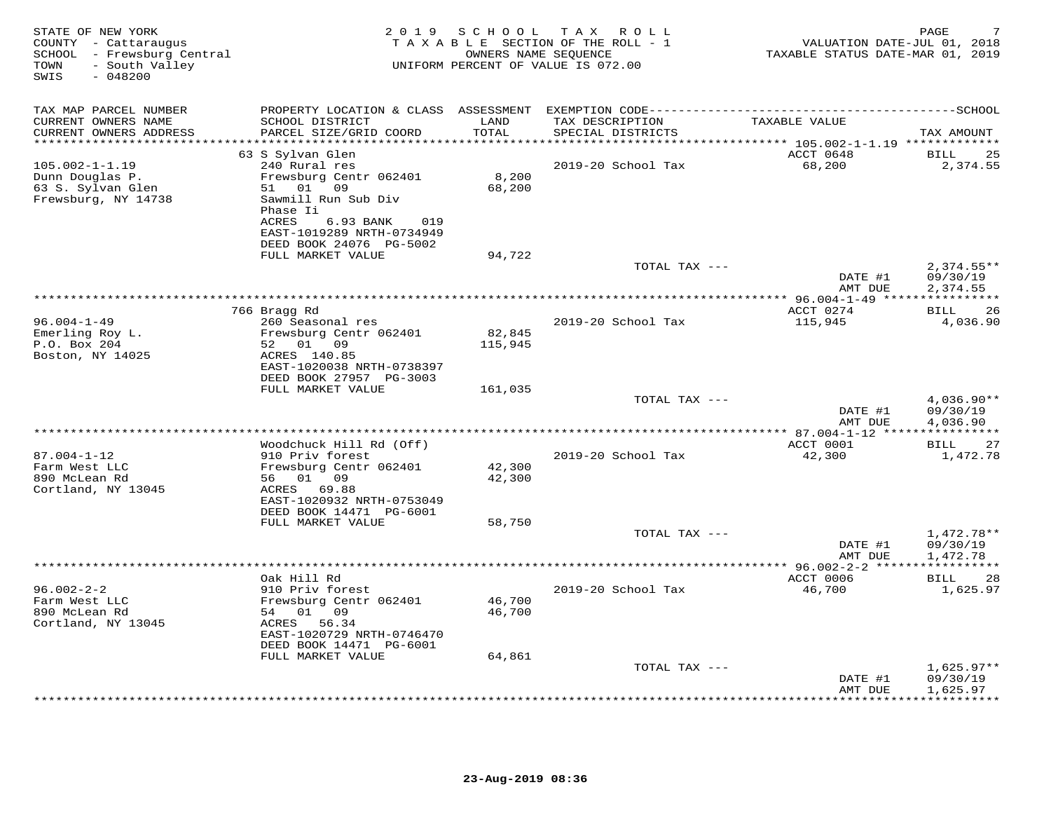STATE OF NEW YORK
COUNTY - Cattaraugus
SCHOOL - Frewsburg Central
TOWN - South Valley
SWIS - 048200

2019 SCHOOL TAX ROLL
TAXABLE SECTION OF THE ROLL - 1
OWNERS NAME SEQUENCE
UNIFORM PERCENT OF VALUE IS 072.00

VALUATION DATE-JUL 01, 2018
TAXABLE STATUS DATE-MAR 01, 2019

| TAX MAP PARCEL NUMBER / CURRENT OWNERS NAME / CURRENT OWNERS ADDRESS | PROPERTY LOCATION & CLASS / SCHOOL DISTRICT / PARCEL SIZE/GRID COORD | ASSESSMENT LAND / TOTAL | EXEMPTION CODE / TAX DESCRIPTION / SPECIAL DISTRICTS | TAXABLE VALUE | SCHOOL TAX AMOUNT |
|---|---|---|---|---|---|
| 105.002-1-1.19 | 63 S Sylvan Glen | | | ACCT 0648 | BILL 25 |
| Dunn Douglas P. | 240 Rural res | | 2019-20 School Tax | 68,200 | 2,374.55 |
| 63 S. Sylvan Glen | Frewsburg Centr 062401 | 8,200 | | | |
| Frewsburg, NY 14738 | 51 01 09 | 68,200 | | | |
| | Sawmill Run Sub Div Phase Ii | | | | |
| | ACRES 6.93 BANK 019 | | | | |
| | EAST-1019289 NRTH-0734949 | | | | |
| | DEED BOOK 24076 PG-5002 | | | | |
| | FULL MARKET VALUE | 94,722 | | | |
| | | | TOTAL TAX --- | | 2,374.55** |
| | | | | DATE #1 | 09/30/19 |
| | | | | AMT DUE | 2,374.55 |
| 96.004-1-49 | 766 Bragg Rd | | | ACCT 0274 | BILL 26 |
| Emerling Roy L. | 260 Seasonal res | | 2019-20 School Tax | 115,945 | 4,036.90 |
| P.O. Box 204 | Frewsburg Centr 062401 | 82,845 | | | |
| Boston, NY 14025 | 52 01 09 | 115,945 | | | |
| | ACRES 140.85 | | | | |
| | EAST-1020038 NRTH-0738397 | | | | |
| | DEED BOOK 27957 PG-3003 | | | | |
| | FULL MARKET VALUE | 161,035 | | | |
| | | | TOTAL TAX --- | | 4,036.90** |
| | | | | DATE #1 | 09/30/19 |
| | | | | AMT DUE | 4,036.90 |
| 87.004-1-12 | Woodchuck Hill Rd (Off) | | | ACCT 0001 | BILL 27 |
| Farm West LLC | 910 Priv forest | | 2019-20 School Tax | 42,300 | 1,472.78 |
| 890 McLean Rd | Frewsburg Centr 062401 | 42,300 | | | |
| Cortland, NY 13045 | 56 01 09 | 42,300 | | | |
| | ACRES 69.88 | | | | |
| | EAST-1020932 NRTH-0753049 | | | | |
| | DEED BOOK 14471 PG-6001 | | | | |
| | FULL MARKET VALUE | 58,750 | | | |
| | | | TOTAL TAX --- | | 1,472.78** |
| | | | | DATE #1 | 09/30/19 |
| | | | | AMT DUE | 1,472.78 |
| 96.002-2-2 | Oak Hill Rd | | | ACCT 0006 | BILL 28 |
| Farm West LLC | 910 Priv forest | | 2019-20 School Tax | 46,700 | 1,625.97 |
| 890 McLean Rd | Frewsburg Centr 062401 | 46,700 | | | |
| Cortland, NY 13045 | 54 01 09 | 46,700 | | | |
| | ACRES 56.34 | | | | |
| | EAST-1020729 NRTH-0746470 | | | | |
| | DEED BOOK 14471 PG-6001 | | | | |
| | FULL MARKET VALUE | 64,861 | | | |
| | | | TOTAL TAX --- | | 1,625.97** |
| | | | | DATE #1 | 09/30/19 |
| | | | | AMT DUE | 1,625.97 |

23-Aug-2019 08:36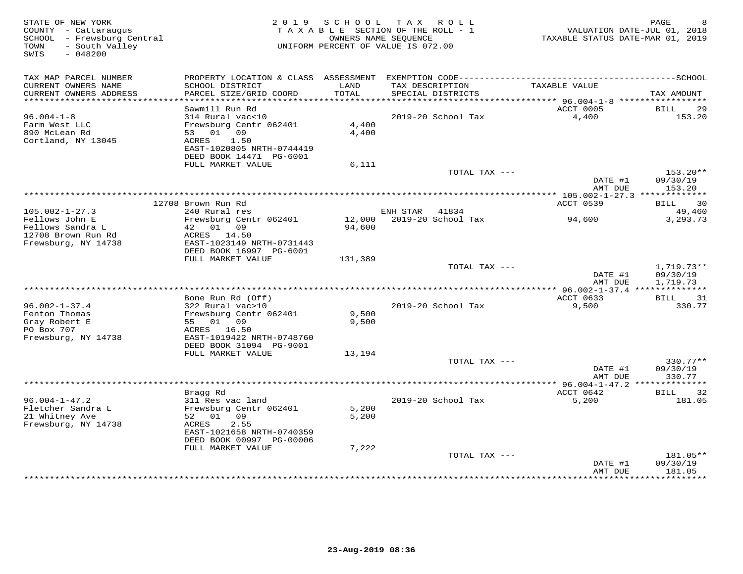STATE OF NEW YORK — 2019 SCHOOL TAX ROLL
COUNTY - Cattaraugus — TAXABLE SECTION OF THE ROLL - 1 — VALUATION DATE-JUL 01, 2018
SCHOOL - Frewsburg Central — OWNERS NAME SEQUENCE — TAXABLE STATUS DATE-MAR 01, 2019
TOWN - South Valley — UNIFORM PERCENT OF VALUE IS 072.00
SWIS - 048200

| TAX MAP PARCEL NUMBER / CURRENT OWNERS NAME / CURRENT OWNERS ADDRESS | PROPERTY LOCATION & CLASS / SCHOOL DISTRICT / PARCEL SIZE/GRID COORD | ASSESSMENT LAND / TOTAL | EXEMPTION CODE / TAX DESCRIPTION / SPECIAL DISTRICTS | TAXABLE VALUE | SCHOOL TAX AMOUNT |
|---|---|---|---|---|---|
| **96.004-1-8** | Sawmill Run Rd | | | ACCT 0005 | BILL 29 |
| 96.004-1-8 | 314 Rural vac<10 | | 2019-20 School Tax | 4,400 | 153.20 |
| Farm West LLC | Frewsburg Centr 062401 | 4,400 | | | |
| 890 McLean Rd | 53 01 09 | 4,400 | | | |
| Cortland, NY 13045 | ACRES 1.50 | | | | |
| | EAST-1020805 NRTH-0744419 | | | | |
| | DEED BOOK 14471 PG-6001 | | | | |
| | FULL MARKET VALUE | 6,111 | | | |
| | | | TOTAL TAX --- | | 153.20** |
| | | | | DATE #1 | 09/30/19 |
| | | | | AMT DUE | 153.20 |
| **105.002-1-27.3** | 12708 Brown Run Rd | | | ACCT 0539 | BILL 30 |
| 105.002-1-27.3 | 240 Rural res | | ENH STAR 41834 | | 49,460 |
| Fellows John E | Frewsburg Centr 062401 | 12,000 | 2019-20 School Tax | 94,600 | 3,293.73 |
| Fellows Sandra L | 42 01 09 | 94,600 | | | |
| 12708 Brown Run Rd | ACRES 14.50 | | | | |
| Frewsburg, NY 14738 | EAST-1023149 NRTH-0731443 | | | | |
| | DEED BOOK 16997 PG-6001 | | | | |
| | FULL MARKET VALUE | 131,389 | | | |
| | | | TOTAL TAX --- | | 1,719.73** |
| | | | | DATE #1 | 09/30/19 |
| | | | | AMT DUE | 1,719.73 |
| **96.002-1-37.4** | Bone Run Rd (Off) | | | ACCT 0633 | BILL 31 |
| 96.002-1-37.4 | 322 Rural vac>10 | | 2019-20 School Tax | 9,500 | 330.77 |
| Fenton Thomas | Frewsburg Centr 062401 | 9,500 | | | |
| Gray Robert E | 55 01 09 | 9,500 | | | |
| PO Box 707 | ACRES 16.50 | | | | |
| Frewsburg, NY 14738 | EAST-1019422 NRTH-0748760 | | | | |
| | DEED BOOK 31094 PG-9001 | | | | |
| | FULL MARKET VALUE | 13,194 | | | |
| | | | TOTAL TAX --- | | 330.77** |
| | | | | DATE #1 | 09/30/19 |
| | | | | AMT DUE | 330.77 |
| **96.004-1-47.2** | Bragg Rd | | | ACCT 0642 | BILL 32 |
| 96.004-1-47.2 | 311 Res vac land | | 2019-20 School Tax | 5,200 | 181.05 |
| Fletcher Sandra L | Frewsburg Centr 062401 | 5,200 | | | |
| 21 Whitney Ave | 52 01 09 | 5,200 | | | |
| Frewsburg, NY 14738 | ACRES 2.55 | | | | |
| | EAST-1021658 NRTH-0740359 | | | | |
| | DEED BOOK 00997 PG-00006 | | | | |
| | FULL MARKET VALUE | 7,222 | | | |
| | | | TOTAL TAX --- | | 181.05** |
| | | | | DATE #1 | 09/30/19 |
| | | | | AMT DUE | 181.05 |

23-Aug-2019 08:36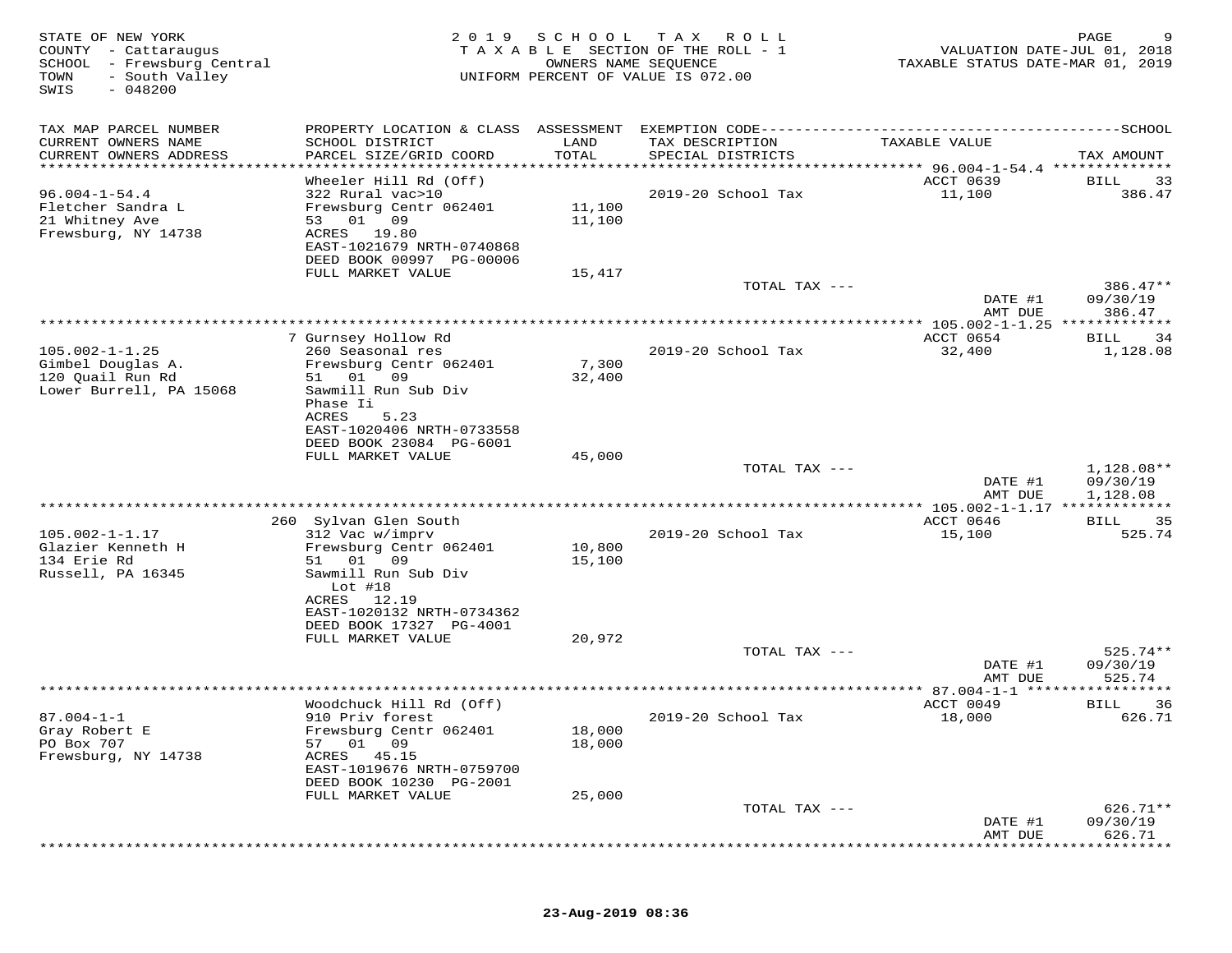STATE OF NEW YORK
COUNTY - Cattaraugus
SCHOOL - Frewsburg Central
TOWN - South Valley
SWIS - 048200

2019 SCHOOL TAX ROLL
TAXABLE SECTION OF THE ROLL - 1
OWNERS NAME SEQUENCE
UNIFORM PERCENT OF VALUE IS 072.00

VALUATION DATE-JUL 01, 2018
TAXABLE STATUS DATE-MAR 01, 2019

| TAX MAP PARCEL NUMBER / CURRENT OWNERS NAME / CURRENT OWNERS ADDRESS | PROPERTY LOCATION & CLASS / SCHOOL DISTRICT / PARCEL SIZE/GRID COORD | ASSESSMENT LAND / TOTAL | EXEMPTION CODE / TAX DESCRIPTION / SPECIAL DISTRICTS | TAXABLE VALUE | TAX AMOUNT |
|---|---|---|---|---|---|
| 96.004-1-54.4 | Wheeler Hill Rd (Off) | | | ACCT 0639 | BILL 33 |
| Fletcher Sandra L | 322 Rural vac>10 | | 2019-20 School Tax | 11,100 | 386.47 |
| 21 Whitney Ave | Frewsburg Centr 062401 | 11,100 | | | |
| Frewsburg, NY 14738 | 53 01 09 | 11,100 | | | |
| | ACRES 19.80 | | | | |
| | EAST-1021679 NRTH-0740868 | | | | |
| | DEED BOOK 00997 PG-00006 | | | | |
| | FULL MARKET VALUE | 15,417 | | | |
| | | | TOTAL TAX --- | | 386.47** |
| | | | | DATE #1 | 09/30/19 |
| | | | | AMT DUE | 386.47 |
| 105.002-1-1.25 | 7 Gurnsey Hollow Rd | | | ACCT 0654 | BILL 34 |
| Gimbel Douglas A. | 260 Seasonal res | | 2019-20 School Tax | 32,400 | 1,128.08 |
| 120 Quail Run Rd | Frewsburg Centr 062401 | 7,300 | | | |
| Lower Burrell, PA 15068 | 51 01 09 | 32,400 | | | |
| | Sawmill Run Sub Div | | | | |
| | Phase Ii | | | | |
| | ACRES 5.23 | | | | |
| | EAST-1020406 NRTH-0733558 | | | | |
| | DEED BOOK 23084 PG-6001 | | | | |
| | FULL MARKET VALUE | 45,000 | | | |
| | | | TOTAL TAX --- | | 1,128.08** |
| | | | | DATE #1 | 09/30/19 |
| | | | | AMT DUE | 1,128.08 |
| 105.002-1-1.17 | 260 Sylvan Glen South | | | ACCT 0646 | BILL 35 |
| Glazier Kenneth H | 312 Vac w/imprv | | 2019-20 School Tax | 15,100 | 525.74 |
| 134 Erie Rd | Frewsburg Centr 062401 | 10,800 | | | |
| Russell, PA 16345 | 51 01 09 | 15,100 | | | |
| | Sawmill Run Sub Div | | | | |
| | Lot #18 | | | | |
| | ACRES 12.19 | | | | |
| | EAST-1020132 NRTH-0734362 | | | | |
| | DEED BOOK 17327 PG-4001 | | | | |
| | FULL MARKET VALUE | 20,972 | | | |
| | | | TOTAL TAX --- | | 525.74** |
| | | | | DATE #1 | 09/30/19 |
| | | | | AMT DUE | 525.74 |
| 87.004-1-1 | Woodchuck Hill Rd (Off) | | | ACCT 0049 | BILL 36 |
| Gray Robert E | 910 Priv forest | | 2019-20 School Tax | 18,000 | 626.71 |
| PO Box 707 | Frewsburg Centr 062401 | 18,000 | | | |
| Frewsburg, NY 14738 | 57 01 09 | 18,000 | | | |
| | ACRES 45.15 | | | | |
| | EAST-1019676 NRTH-0759700 | | | | |
| | DEED BOOK 10230 PG-2001 | | | | |
| | FULL MARKET VALUE | 25,000 | | | |
| | | | TOTAL TAX --- | | 626.71** |
| | | | | DATE #1 | 09/30/19 |
| | | | | AMT DUE | 626.71 |

23-Aug-2019 08:36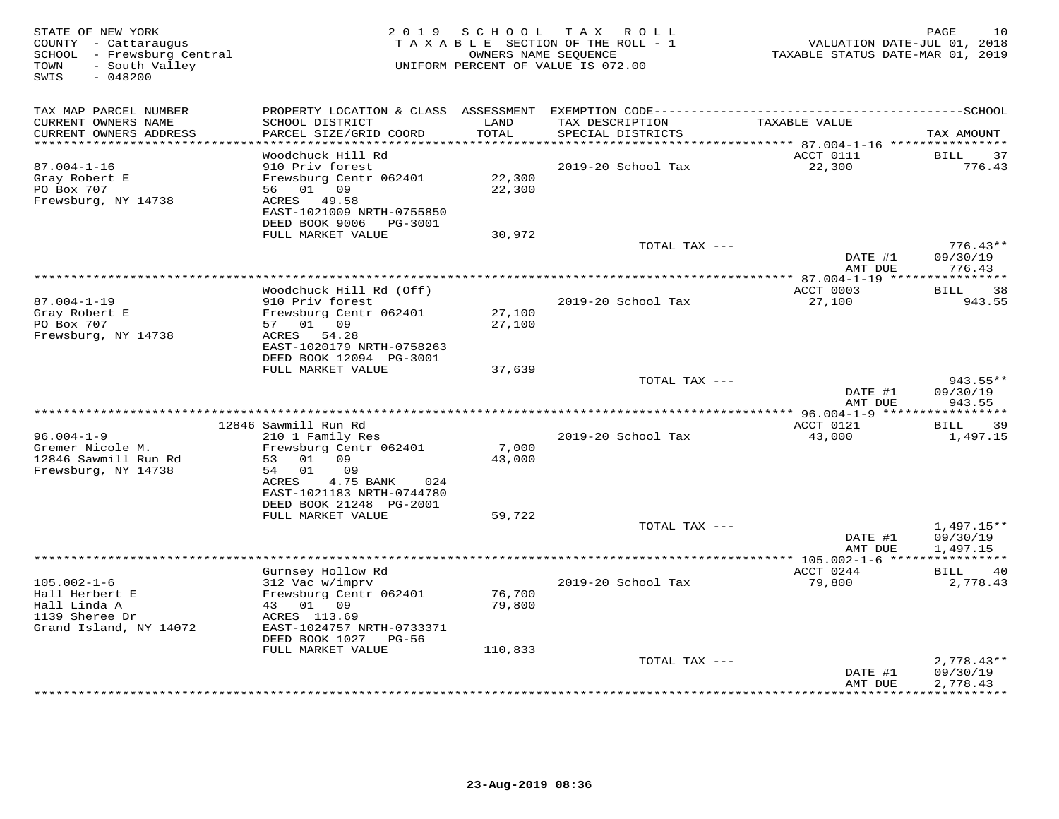STATE OF NEW YORK
COUNTY - Cattaraugus
SCHOOL - Frewsburg Central
TOWN - South Valley
SWIS - 048200

2019 SCHOOL TAX ROLL
TAXABLE SECTION OF THE ROLL - 1
OWNERS NAME SEQUENCE
UNIFORM PERCENT OF VALUE IS 072.00

VALUATION DATE-JUL 01, 2018
TAXABLE STATUS DATE-MAR 01, 2019

| TAX MAP PARCEL NUMBER / CURRENT OWNERS NAME / CURRENT OWNERS ADDRESS | PROPERTY LOCATION & CLASS / SCHOOL DISTRICT / PARCEL SIZE/GRID COORD | ASSESSMENT LAND / TOTAL | EXEMPTION CODE / TAX DESCRIPTION / SPECIAL DISTRICTS | TAXABLE VALUE | TAX AMOUNT |
|---|---|---|---|---|---|
| **87.004-1-16** | Woodchuck Hill Rd | | | ACCT 0111 | BILL 37 |
| 87.004-1-16 | 910 Priv forest | | 2019-20 School Tax | 22,300 | 776.43 |
| Gray Robert E | Frewsburg Centr 062401 | 22,300 | | | |
| PO Box 707 | 56 01 09 | 22,300 | | | |
| Frewsburg, NY 14738 | ACRES 49.58 | | | | |
| | EAST-1021009 NRTH-0755850 | | | | |
| | DEED BOOK 9006 PG-3001 | | | | |
| | FULL MARKET VALUE | 30,972 | | | |
| | | | TOTAL TAX --- | | 776.43** |
| | | | | DATE #1 | 09/30/19 |
| | | | | AMT DUE | 776.43 |
| **87.004-1-19** | Woodchuck Hill Rd (Off) | | | ACCT 0003 | BILL 38 |
| 87.004-1-19 | 910 Priv forest | | 2019-20 School Tax | 27,100 | 943.55 |
| Gray Robert E | Frewsburg Centr 062401 | 27,100 | | | |
| PO Box 707 | 57 01 09 | 27,100 | | | |
| Frewsburg, NY 14738 | ACRES 54.28 | | | | |
| | EAST-1020179 NRTH-0758263 | | | | |
| | DEED BOOK 12094 PG-3001 | | | | |
| | FULL MARKET VALUE | 37,639 | | | |
| | | | TOTAL TAX --- | | 943.55** |
| | | | | DATE #1 | 09/30/19 |
| | | | | AMT DUE | 943.55 |
| **96.004-1-9** | 12846 Sawmill Run Rd | | | ACCT 0121 | BILL 39 |
| 96.004-1-9 | 210 1 Family Res | | 2019-20 School Tax | 43,000 | 1,497.15 |
| Gremer Nicole M. | Frewsburg Centr 062401 | 7,000 | | | |
| 12846 Sawmill Run Rd | 53 01 09 | 43,000 | | | |
| Frewsburg, NY 14738 | 54 01 09 | | | | |
| | ACRES 4.75 BANK 024 | | | | |
| | EAST-1021183 NRTH-0744780 | | | | |
| | DEED BOOK 21248 PG-2001 | | | | |
| | FULL MARKET VALUE | 59,722 | | | |
| | | | TOTAL TAX --- | | 1,497.15** |
| | | | | DATE #1 | 09/30/19 |
| | | | | AMT DUE | 1,497.15 |
| **105.002-1-6** | Gurnsey Hollow Rd | | | ACCT 0244 | BILL 40 |
| 105.002-1-6 | 312 Vac w/imprv | | 2019-20 School Tax | 79,800 | 2,778.43 |
| Hall Herbert E | Frewsburg Centr 062401 | 76,700 | | | |
| Hall Linda A | 43 01 09 | 79,800 | | | |
| 1139 Sheree Dr | ACRES 113.69 | | | | |
| Grand Island, NY 14072 | EAST-1024757 NRTH-0733371 | | | | |
| | DEED BOOK 1027 PG-56 | | | | |
| | FULL MARKET VALUE | 110,833 | | | |
| | | | TOTAL TAX --- | | 2,778.43** |
| | | | | DATE #1 | 09/30/19 |
| | | | | AMT DUE | 2,778.43 |

23-Aug-2019 08:36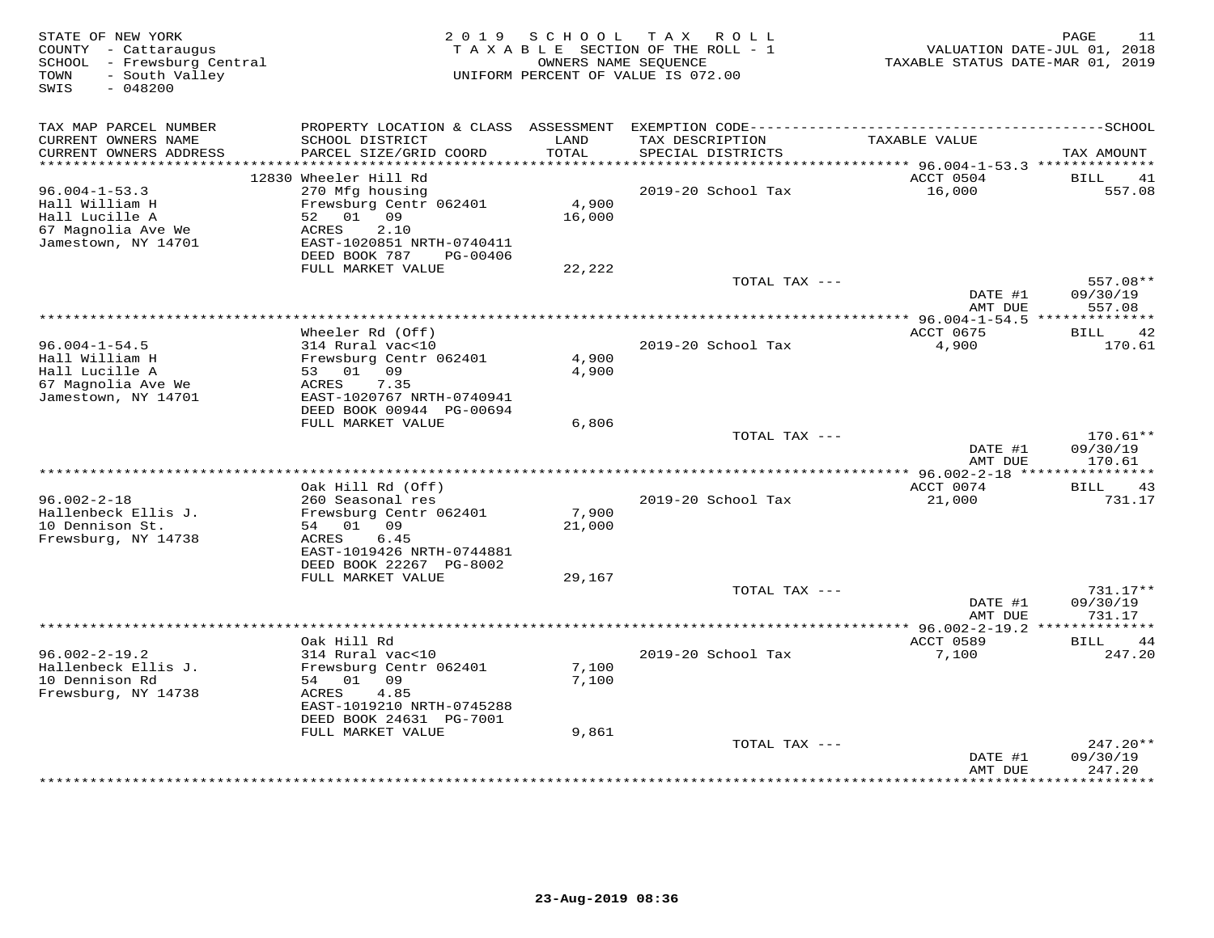STATE OF NEW YORK
COUNTY - Cattaraugus
SCHOOL - Frewsburg Central
TOWN - South Valley
SWIS - 048200

2019 SCHOOL TAX ROLL
TAXABLE SECTION OF THE ROLL - 1
OWNERS NAME SEQUENCE
UNIFORM PERCENT OF VALUE IS 072.00

VALUATION DATE-JUL 01, 2018
TAXABLE STATUS DATE-MAR 01, 2019

| TAX MAP PARCEL NUMBER / CURRENT OWNERS NAME / CURRENT OWNERS ADDRESS | PROPERTY LOCATION & CLASS / SCHOOL DISTRICT / PARCEL SIZE/GRID COORD | ASSESSMENT LAND / TOTAL | EXEMPTION CODE / TAX DESCRIPTION / SPECIAL DISTRICTS | TAXABLE VALUE | SCHOOL TAX AMOUNT |
|---|---|---|---|---|---|
| **96.004-1-53.3** | 12830 Wheeler Hill Rd | | | ACCT 0504 | BILL 41 |
| 96.004-1-53.3 | 270 Mfg housing | | 2019-20 School Tax | 16,000 | 557.08 |
| Hall William H | Frewsburg Centr 062401 | 4,900 | | | |
| Hall Lucille A | 52 01 09 | 16,000 | | | |
| 67 Magnolia Ave We | ACRES 2.10 | | | | |
| Jamestown, NY 14701 | EAST-1020851 NRTH-0740411 | | | | |
| | DEED BOOK 787 PG-00406 | | | | |
| | FULL MARKET VALUE | 22,222 | | | |
| | | | TOTAL TAX --- | | 557.08** |
| | | | | DATE #1 | 09/30/19 |
| | | | | AMT DUE | 557.08 |
| **96.004-1-54.5** | Wheeler Rd (Off) | | | ACCT 0675 | BILL 42 |
| 96.004-1-54.5 | 314 Rural vac<10 | | 2019-20 School Tax | 4,900 | 170.61 |
| Hall William H | Frewsburg Centr 062401 | 4,900 | | | |
| Hall Lucille A | 53 01 09 | 4,900 | | | |
| 67 Magnolia Ave We | ACRES 7.35 | | | | |
| Jamestown, NY 14701 | EAST-1020767 NRTH-0740941 | | | | |
| | DEED BOOK 00944 PG-00694 | | | | |
| | FULL MARKET VALUE | 6,806 | | | |
| | | | TOTAL TAX --- | | 170.61** |
| | | | | DATE #1 | 09/30/19 |
| | | | | AMT DUE | 170.61 |
| **96.002-2-18** | Oak Hill Rd (Off) | | | ACCT 0074 | BILL 43 |
| 96.002-2-18 | 260 Seasonal res | | 2019-20 School Tax | 21,000 | 731.17 |
| Hallenbeck Ellis J. | Frewsburg Centr 062401 | 7,900 | | | |
| 10 Dennison St. | 54 01 09 | 21,000 | | | |
| Frewsburg, NY 14738 | ACRES 6.45 | | | | |
| | EAST-1019426 NRTH-0744881 | | | | |
| | DEED BOOK 22267 PG-8002 | | | | |
| | FULL MARKET VALUE | 29,167 | | | |
| | | | TOTAL TAX --- | | 731.17** |
| | | | | DATE #1 | 09/30/19 |
| | | | | AMT DUE | 731.17 |
| **96.002-2-19.2** | Oak Hill Rd | | | ACCT 0589 | BILL 44 |
| 96.002-2-19.2 | 314 Rural vac<10 | | 2019-20 School Tax | 7,100 | 247.20 |
| Hallenbeck Ellis J. | Frewsburg Centr 062401 | 7,100 | | | |
| 10 Dennison Rd | 54 01 09 | 7,100 | | | |
| Frewsburg, NY 14738 | ACRES 4.85 | | | | |
| | EAST-1019210 NRTH-0745288 | | | | |
| | DEED BOOK 24631 PG-7001 | | | | |
| | FULL MARKET VALUE | 9,861 | | | |
| | | | TOTAL TAX --- | | 247.20** |
| | | | | DATE #1 | 09/30/19 |
| | | | | AMT DUE | 247.20 |

23-Aug-2019 08:36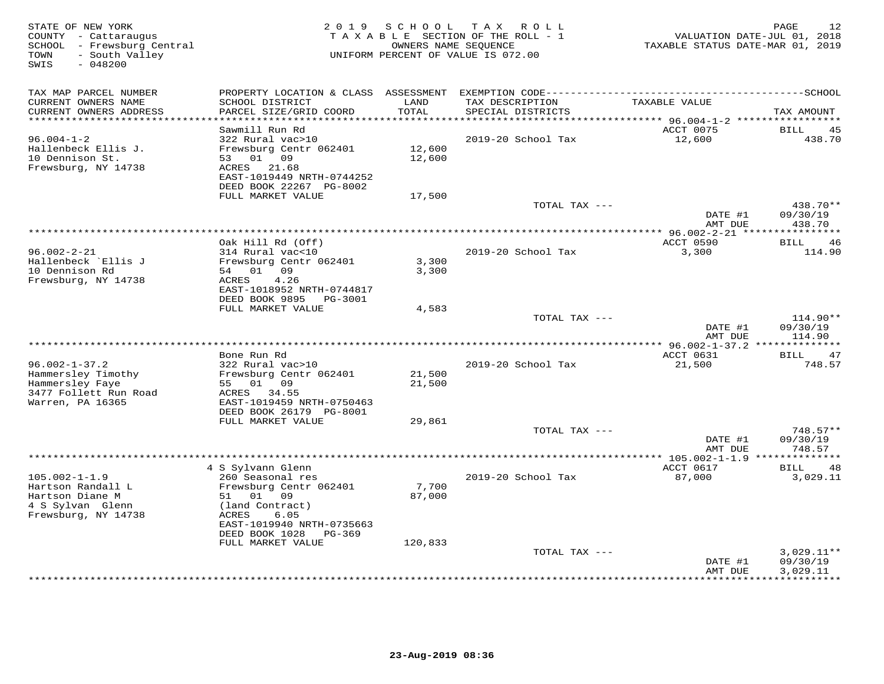STATE OF NEW YORK
COUNTY - Cattaraugus
SCHOOL - Frewsburg Central
TOWN - South Valley
SWIS - 048200

2019 SCHOOL TAX ROLL
TAXABLE SECTION OF THE ROLL - 1
OWNERS NAME SEQUENCE
UNIFORM PERCENT OF VALUE IS 072.00

VALUATION DATE-JUL 01, 2018
TAXABLE STATUS DATE-MAR 01, 2019

| TAX MAP PARCEL NUMBER / CURRENT OWNERS NAME / CURRENT OWNERS ADDRESS | PROPERTY LOCATION & CLASS / SCHOOL DISTRICT / PARCEL SIZE/GRID COORD | ASSESSMENT LAND / TOTAL | EXEMPTION CODE / TAX DESCRIPTION / SPECIAL DISTRICTS | TAXABLE VALUE | TAX AMOUNT |
|---|---|---|---|---|---|
| **96.004-1-2** | Sawmill Run Rd | | | ACCT 0075 | BILL 45 |
| Hallenbeck Ellis J. | 322 Rural vac>10 | | 2019-20 School Tax | 12,600 | 438.70 |
| 10 Dennison St. | Frewsburg Centr 062401 | 12,600 | | | |
| Frewsburg, NY 14738 | 53 01 09 | 12,600 | | | |
| | ACRES 21.68 | | | | |
| | EAST-1019449 NRTH-0744252 | | | | |
| | DEED BOOK 22267 PG-8002 | | | | |
| | FULL MARKET VALUE | 17,500 | | | |
| | | | TOTAL TAX --- | | 438.70** |
| | | | | DATE #1 | 09/30/19 |
| | | | | AMT DUE | 438.70 |
| **96.002-2-21** | Oak Hill Rd (Off) | | | ACCT 0590 | BILL 46 |
| Hallenbeck `Ellis J | 314 Rural vac<10 | | 2019-20 School Tax | 3,300 | 114.90 |
| 10 Dennison Rd | Frewsburg Centr 062401 | 3,300 | | | |
| Frewsburg, NY 14738 | 54 01 09 | 3,300 | | | |
| | ACRES 4.26 | | | | |
| | EAST-1018952 NRTH-0744817 | | | | |
| | DEED BOOK 9895 PG-3001 | | | | |
| | FULL MARKET VALUE | 4,583 | | | |
| | | | TOTAL TAX --- | | 114.90** |
| | | | | DATE #1 | 09/30/19 |
| | | | | AMT DUE | 114.90 |
| **96.002-1-37.2** | Bone Run Rd | | | ACCT 0631 | BILL 47 |
| Hammersley Timothy | 322 Rural vac>10 | | 2019-20 School Tax | 21,500 | 748.57 |
| Hammersley Faye | Frewsburg Centr 062401 | 21,500 | | | |
| 3477 Follett Run Road | 55 01 09 | 21,500 | | | |
| Warren, PA 16365 | ACRES 34.55 | | | | |
| | EAST-1019459 NRTH-0750463 | | | | |
| | DEED BOOK 26179 PG-8001 | | | | |
| | FULL MARKET VALUE | 29,861 | | | |
| | | | TOTAL TAX --- | | 748.57** |
| | | | | DATE #1 | 09/30/19 |
| | | | | AMT DUE | 748.57 |
| **105.002-1-1.9** | 4 S Sylvann Glenn | | | ACCT 0617 | BILL 48 |
| Hartson Randall L | 260 Seasonal res | | 2019-20 School Tax | 87,000 | 3,029.11 |
| Hartson Diane M | Frewsburg Centr 062401 | 7,700 | | | |
| 4 S Sylvan Glenn | 51 01 09 | 87,000 | | | |
| Frewsburg, NY 14738 | (land Contract) | | | | |
| | ACRES 6.05 | | | | |
| | EAST-1019940 NRTH-0735663 | | | | |
| | DEED BOOK 1028 PG-369 | | | | |
| | FULL MARKET VALUE | 120,833 | | | |
| | | | TOTAL TAX --- | | 3,029.11** |
| | | | | DATE #1 | 09/30/19 |
| | | | | AMT DUE | 3,029.11 |

23-Aug-2019 08:36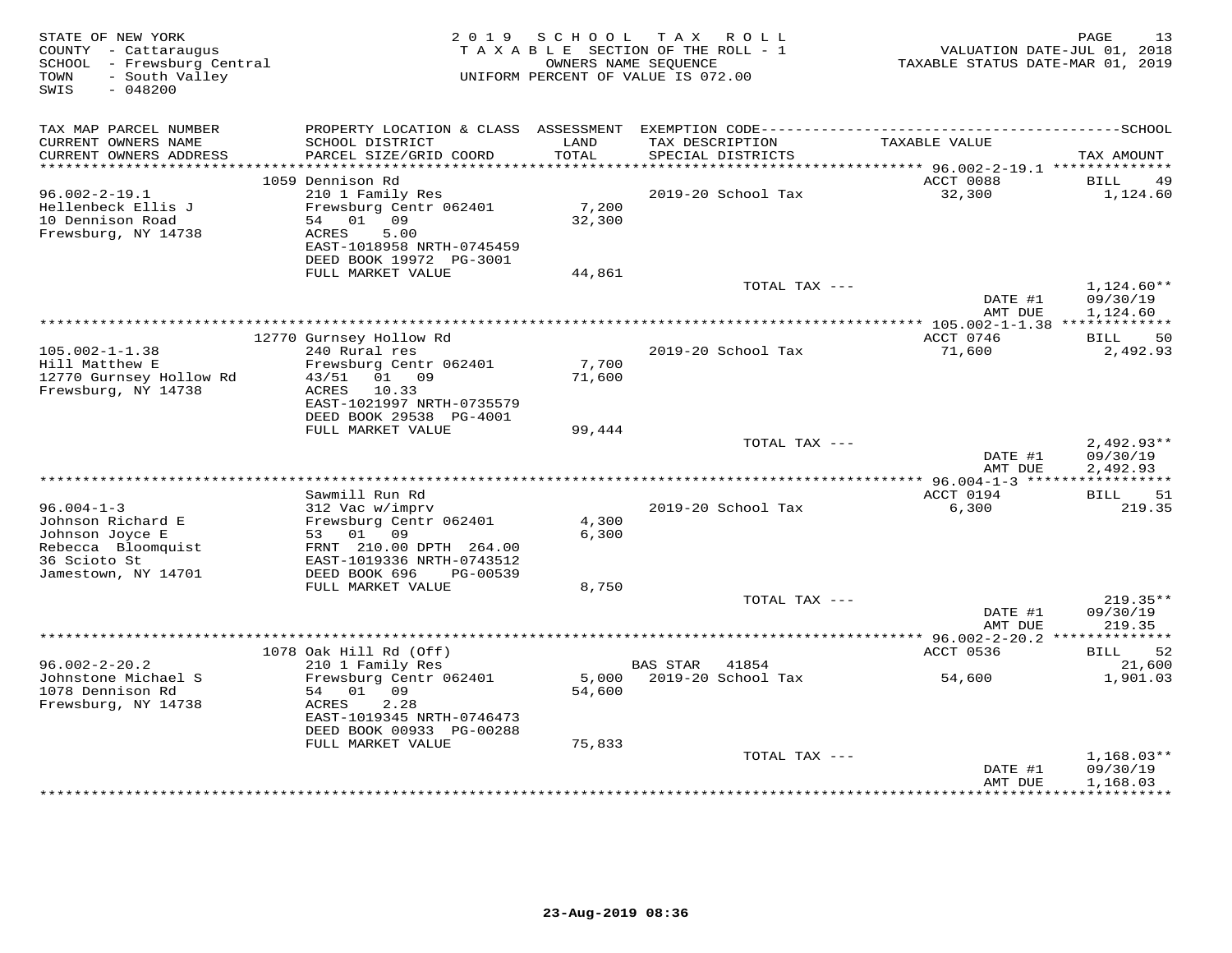STATE OF NEW YORK
COUNTY - Cattaraugus
SCHOOL - Frewsburg Central
TOWN - South Valley
SWIS - 048200

2019 SCHOOL TAX ROLL
TAXABLE SECTION OF THE ROLL - 1
OWNERS NAME SEQUENCE
UNIFORM PERCENT OF VALUE IS 072.00

VALUATION DATE-JUL 01, 2018
TAXABLE STATUS DATE-MAR 01, 2019

| TAX MAP PARCEL NUMBER / CURRENT OWNERS NAME / CURRENT OWNERS ADDRESS | PROPERTY LOCATION & CLASS / SCHOOL DISTRICT / PARCEL SIZE/GRID COORD | ASSESSMENT LAND / TOTAL | EXEMPTION CODE / TAX DESCRIPTION / SPECIAL DISTRICTS | TAXABLE VALUE | TAX AMOUNT |
|---|---|---|---|---|---|
| | 1059 Dennison Rd | | | ACCT 0088 | BILL 49 |
| 96.002-2-19.1 | 210 1 Family Res | | 2019-20 School Tax | 32,300 | 1,124.60 |
| Hellenbeck Ellis J | Frewsburg Centr 062401 | 7,200 | | | |
| 10 Dennison Road | 54 01 09 | 32,300 | | | |
| Frewsburg, NY 14738 | ACRES 5.00 | | | | |
| | EAST-1018958 NRTH-0745459 | | | | |
| | DEED BOOK 19972 PG-3001 | | | | |
| | FULL MARKET VALUE | 44,861 | | | |
| | | | TOTAL TAX --- | | 1,124.60** |
| | | | | DATE #1 | 09/30/19 |
| | | | | AMT DUE | 1,124.60 |
| | 12770 Gurnsey Hollow Rd | | | ACCT 0746 | BILL 50 |
| 105.002-1-1.38 | 240 Rural res | | 2019-20 School Tax | 71,600 | 2,492.93 |
| Hill Matthew E | Frewsburg Centr 062401 | 7,700 | | | |
| 12770 Gurnsey Hollow Rd | 43/51 01 09 | 71,600 | | | |
| Frewsburg, NY 14738 | ACRES 10.33 | | | | |
| | EAST-1021997 NRTH-0735579 | | | | |
| | DEED BOOK 29538 PG-4001 | | | | |
| | FULL MARKET VALUE | 99,444 | | | |
| | | | TOTAL TAX --- | | 2,492.93** |
| | | | | DATE #1 | 09/30/19 |
| | | | | AMT DUE | 2,492.93 |
| | Sawmill Run Rd | | | ACCT 0194 | BILL 51 |
| 96.004-1-3 | 312 Vac w/imprv | | 2019-20 School Tax | 6,300 | 219.35 |
| Johnson Richard E | Frewsburg Centr 062401 | 4,300 | | | |
| Johnson Joyce E | 53 01 09 | 6,300 | | | |
| Rebecca Bloomquist | FRNT 210.00 DPTH 264.00 | | | | |
| 36 Scioto St | EAST-1019336 NRTH-0743512 | | | | |
| Jamestown, NY 14701 | DEED BOOK 696 PG-00539 | | | | |
| | FULL MARKET VALUE | 8,750 | | | |
| | | | TOTAL TAX --- | | 219.35** |
| | | | | DATE #1 | 09/30/19 |
| | | | | AMT DUE | 219.35 |
| | 1078 Oak Hill Rd (Off) | | | ACCT 0536 | BILL 52 |
| 96.002-2-20.2 | 210 1 Family Res | | BAS STAR 41854 | | 21,600 |
| Johnstone Michael S | Frewsburg Centr 062401 | 5,000 | 2019-20 School Tax | 54,600 | 1,901.03 |
| 1078 Dennison Rd | 54 01 09 | 54,600 | | | |
| Frewsburg, NY 14738 | ACRES 2.28 | | | | |
| | EAST-1019345 NRTH-0746473 | | | | |
| | DEED BOOK 00933 PG-00288 | | | | |
| | FULL MARKET VALUE | 75,833 | | | |
| | | | TOTAL TAX --- | | 1,168.03** |
| | | | | DATE #1 | 09/30/19 |
| | | | | AMT DUE | 1,168.03 |

23-Aug-2019 08:36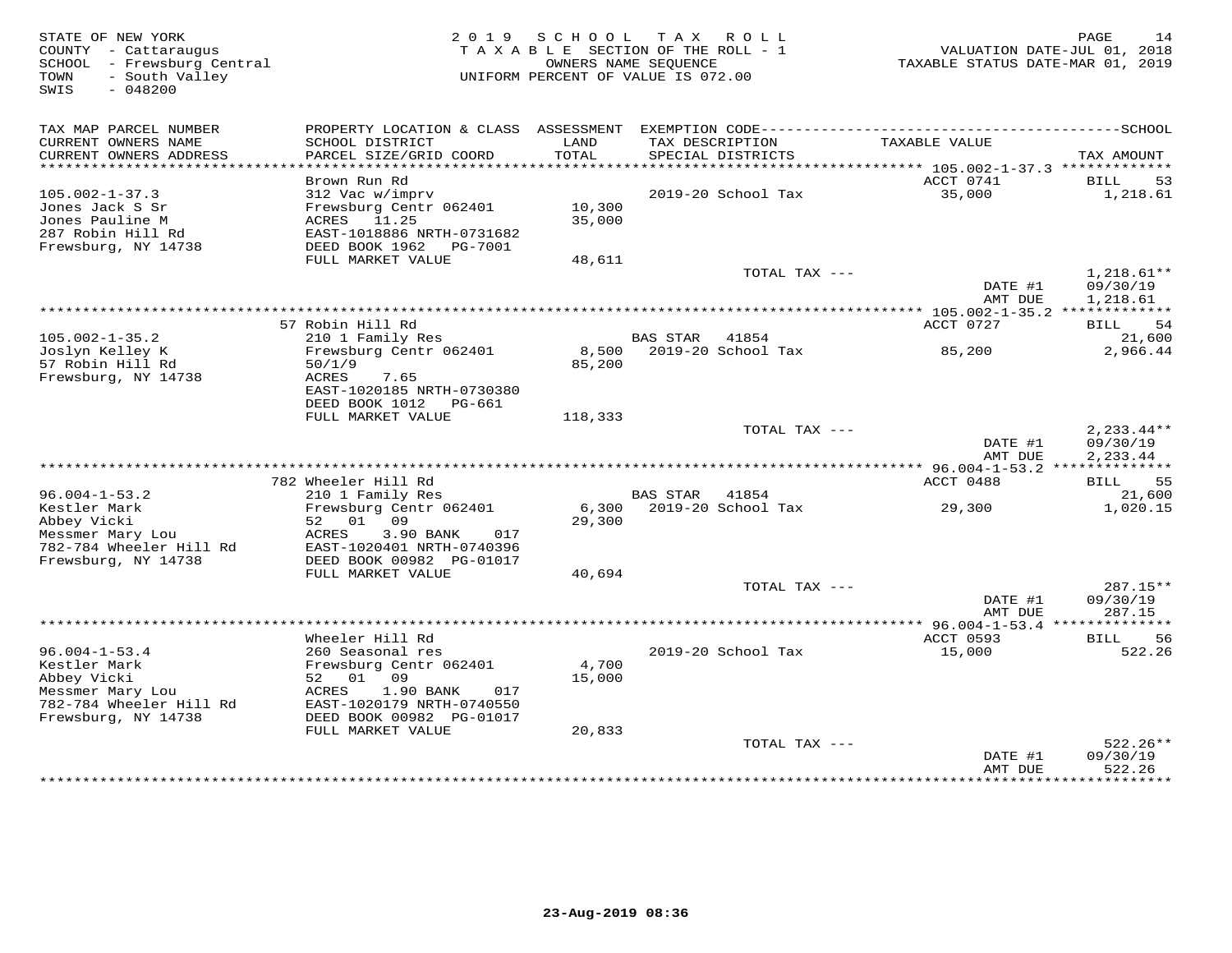STATE OF NEW YORK
COUNTY - Cattaraugus
SCHOOL - Frewsburg Central
TOWN - South Valley
SWIS - 048200

2019 SCHOOL TAX ROLL
TAXABLE SECTION OF THE ROLL - 1
OWNERS NAME SEQUENCE
UNIFORM PERCENT OF VALUE IS 072.00

VALUATION DATE-JUL 01, 2018
TAXABLE STATUS DATE-MAR 01, 2019

| TAX MAP PARCEL NUMBER / CURRENT OWNERS NAME / CURRENT OWNERS ADDRESS | PROPERTY LOCATION & CLASS / SCHOOL DISTRICT / PARCEL SIZE/GRID COORD | ASSESSMENT LAND / TOTAL | EXEMPTION CODE / TAX DESCRIPTION / SPECIAL DISTRICTS | TAXABLE VALUE | TAX AMOUNT |
|---|---|---|---|---|---|
| **105.002-1-37.3** | Brown Run Rd | | | ACCT 0741 | BILL 53 |
| 105.002-1-37.3 | 312 Vac w/imprv | | 2019-20 School Tax | 35,000 | 1,218.61 |
| Jones Jack S Sr | Frewsburg Centr 062401 | 10,300 | | | |
| Jones Pauline M | ACRES 11.25 | 35,000 | | | |
| 287 Robin Hill Rd | EAST-1018886 NRTH-0731682 | | | | |
| Frewsburg, NY 14738 | DEED BOOK 1962 PG-7001 | | | | |
| | FULL MARKET VALUE | 48,611 | | | |
| | | | TOTAL TAX --- | | 1,218.61** |
| | | | | DATE #1 | 09/30/19 |
| | | | | AMT DUE | 1,218.61 |
| **105.002-1-35.2** | 57 Robin Hill Rd | | | ACCT 0727 | BILL 54 |
| 105.002-1-35.2 | 210 1 Family Res | | BAS STAR 41854 | | 21,600 |
| Joslyn Kelley K | Frewsburg Centr 062401 | 8,500 | 2019-20 School Tax | 85,200 | 2,966.44 |
| 57 Robin Hill Rd | 50/1/9 | 85,200 | | | |
| Frewsburg, NY 14738 | ACRES 7.65 | | | | |
| | EAST-1020185 NRTH-0730380 | | | | |
| | DEED BOOK 1012 PG-661 | | | | |
| | FULL MARKET VALUE | 118,333 | | | |
| | | | TOTAL TAX --- | | 2,233.44** |
| | | | | DATE #1 | 09/30/19 |
| | | | | AMT DUE | 2,233.44 |
| **96.004-1-53.2** | 782 Wheeler Hill Rd | | | ACCT 0488 | BILL 55 |
| 96.004-1-53.2 | 210 1 Family Res | | BAS STAR 41854 | | 21,600 |
| Kestler Mark | Frewsburg Centr 062401 | 6,300 | 2019-20 School Tax | 29,300 | 1,020.15 |
| Abbey Vicki | 52 01 09 | 29,300 | | | |
| Messmer Mary Lou | ACRES 3.90 BANK 017 | | | | |
| 782-784 Wheeler Hill Rd | EAST-1020401 NRTH-0740396 | | | | |
| Frewsburg, NY 14738 | DEED BOOK 00982 PG-01017 | | | | |
| | FULL MARKET VALUE | 40,694 | | | |
| | | | TOTAL TAX --- | | 287.15** |
| | | | | DATE #1 | 09/30/19 |
| | | | | AMT DUE | 287.15 |
| **96.004-1-53.4** | Wheeler Hill Rd | | | ACCT 0593 | BILL 56 |
| 96.004-1-53.4 | 260 Seasonal res | | 2019-20 School Tax | 15,000 | 522.26 |
| Kestler Mark | Frewsburg Centr 062401 | 4,700 | | | |
| Abbey Vicki | 52 01 09 | 15,000 | | | |
| Messmer Mary Lou | ACRES 1.90 BANK 017 | | | | |
| 782-784 Wheeler Hill Rd | EAST-1020179 NRTH-0740550 | | | | |
| Frewsburg, NY 14738 | DEED BOOK 00982 PG-01017 | | | | |
| | FULL MARKET VALUE | 20,833 | | | |
| | | | TOTAL TAX --- | | 522.26** |
| | | | | DATE #1 | 09/30/19 |
| | | | | AMT DUE | 522.26 |

23-Aug-2019 08:36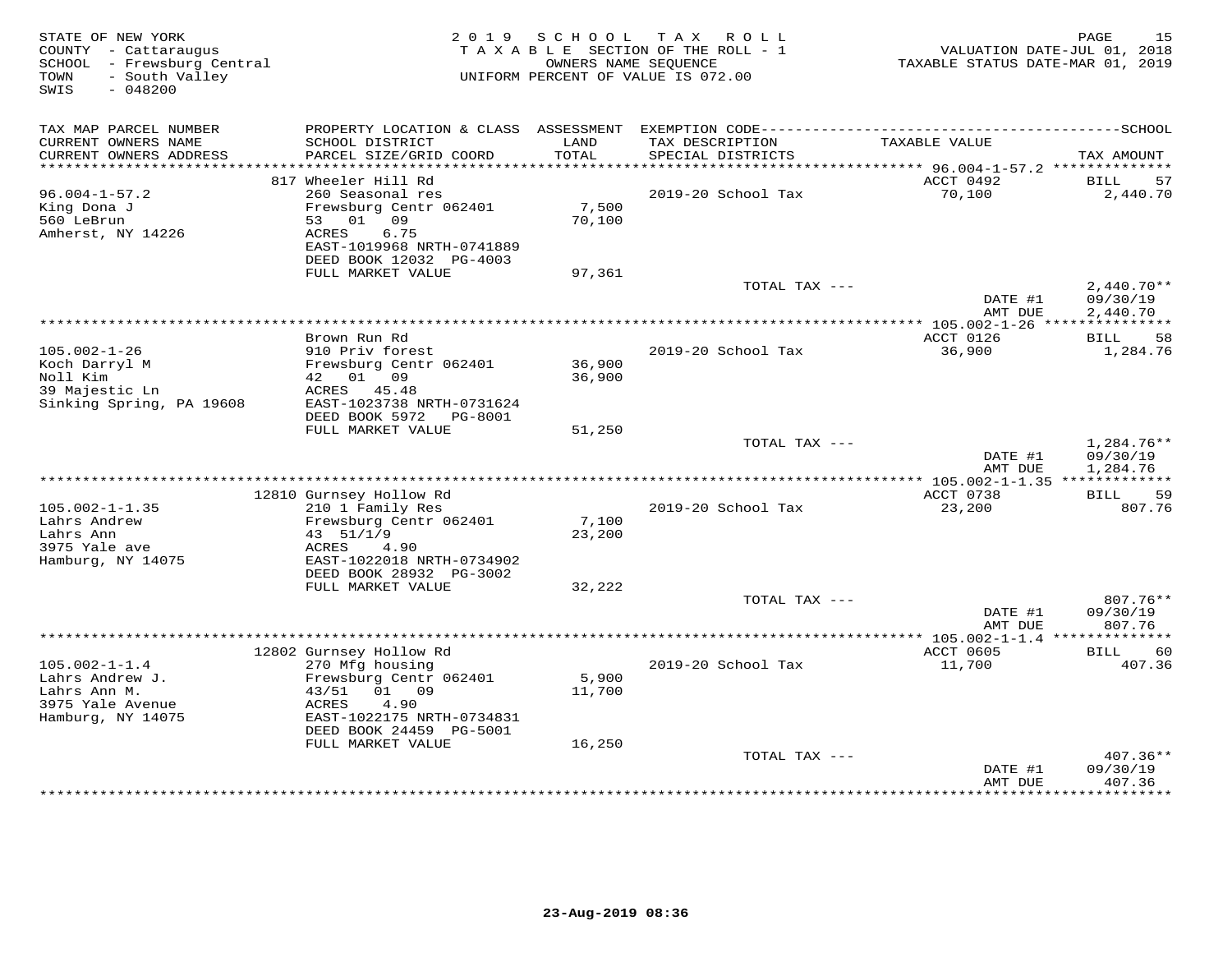STATE OF NEW YORK
COUNTY - Cattaraugus
SCHOOL - Frewsburg Central
TOWN - South Valley
SWIS - 048200

2019 SCHOOL TAX ROLL
TAXABLE SECTION OF THE ROLL - 1
OWNERS NAME SEQUENCE
UNIFORM PERCENT OF VALUE IS 072.00

VALUATION DATE-JUL 01, 2018
TAXABLE STATUS DATE-MAR 01, 2019

| TAX MAP PARCEL NUMBER / CURRENT OWNERS NAME / CURRENT OWNERS ADDRESS | PROPERTY LOCATION & CLASS / SCHOOL DISTRICT / PARCEL SIZE/GRID COORD | ASSESSMENT LAND / TOTAL | EXEMPTION CODE / TAX DESCRIPTION / SPECIAL DISTRICTS | TAXABLE VALUE | TAX AMOUNT |
|---|---|---|---|---|---|
| 96.004-1-57.2 | 817 Wheeler Hill Rd | | | ACCT 0492 | BILL 57 |
| King Dona J | 260 Seasonal res | | 2019-20 School Tax | 70,100 | 2,440.70 |
| 560 LeBrun | Frewsburg Centr 062401 | 7,500 | | | |
| Amherst, NY 14226 | 53 01 09 | 70,100 | | | |
| | ACRES 6.75 | | | | |
| | EAST-1019968 NRTH-0741889 | | | | |
| | DEED BOOK 12032 PG-4003 | | | | |
| | FULL MARKET VALUE | 97,361 | | | |
| | | | TOTAL TAX --- | | 2,440.70** |
| | | | | DATE #1 | 09/30/19 |
| | | | | AMT DUE | 2,440.70 |
| 105.002-1-26 | Brown Run Rd | | | ACCT 0126 | BILL 58 |
| Koch Darryl M | 910 Priv forest | | 2019-20 School Tax | 36,900 | 1,284.76 |
| Noll Kim | Frewsburg Centr 062401 | 36,900 | | | |
| 39 Majestic Ln | 42 01 09 | 36,900 | | | |
| Sinking Spring, PA 19608 | ACRES 45.48 | | | | |
| | EAST-1023738 NRTH-0731624 | | | | |
| | DEED BOOK 5972 PG-8001 | | | | |
| | FULL MARKET VALUE | 51,250 | | | |
| | | | TOTAL TAX --- | | 1,284.76** |
| | | | | DATE #1 | 09/30/19 |
| | | | | AMT DUE | 1,284.76 |
| 105.002-1-1.35 | 12810 Gurnsey Hollow Rd | | | ACCT 0738 | BILL 59 |
| Lahrs Andrew | 210 1 Family Res | | 2019-20 School Tax | 23,200 | 807.76 |
| Lahrs Ann | Frewsburg Centr 062401 | 7,100 | | | |
| 3975 Yale ave | 43 51/1/9 | 23,200 | | | |
| Hamburg, NY 14075 | ACRES 4.90 | | | | |
| | EAST-1022018 NRTH-0734902 | | | | |
| | DEED BOOK 28932 PG-3002 | | | | |
| | FULL MARKET VALUE | 32,222 | | | |
| | | | TOTAL TAX --- | | 807.76** |
| | | | | DATE #1 | 09/30/19 |
| | | | | AMT DUE | 807.76 |
| 105.002-1-1.4 | 12802 Gurnsey Hollow Rd | | | ACCT 0605 | BILL 60 |
| Lahrs Andrew J. | 270 Mfg housing | | 2019-20 School Tax | 11,700 | 407.36 |
| Lahrs Ann M. | Frewsburg Centr 062401 | 5,900 | | | |
| 3975 Yale Avenue | 43/51 01 09 | 11,700 | | | |
| Hamburg, NY 14075 | ACRES 4.90 | | | | |
| | EAST-1022175 NRTH-0734831 | | | | |
| | DEED BOOK 24459 PG-5001 | | | | |
| | FULL MARKET VALUE | 16,250 | | | |
| | | | TOTAL TAX --- | | 407.36** |
| | | | | DATE #1 | 09/30/19 |
| | | | | AMT DUE | 407.36 |

23-Aug-2019 08:36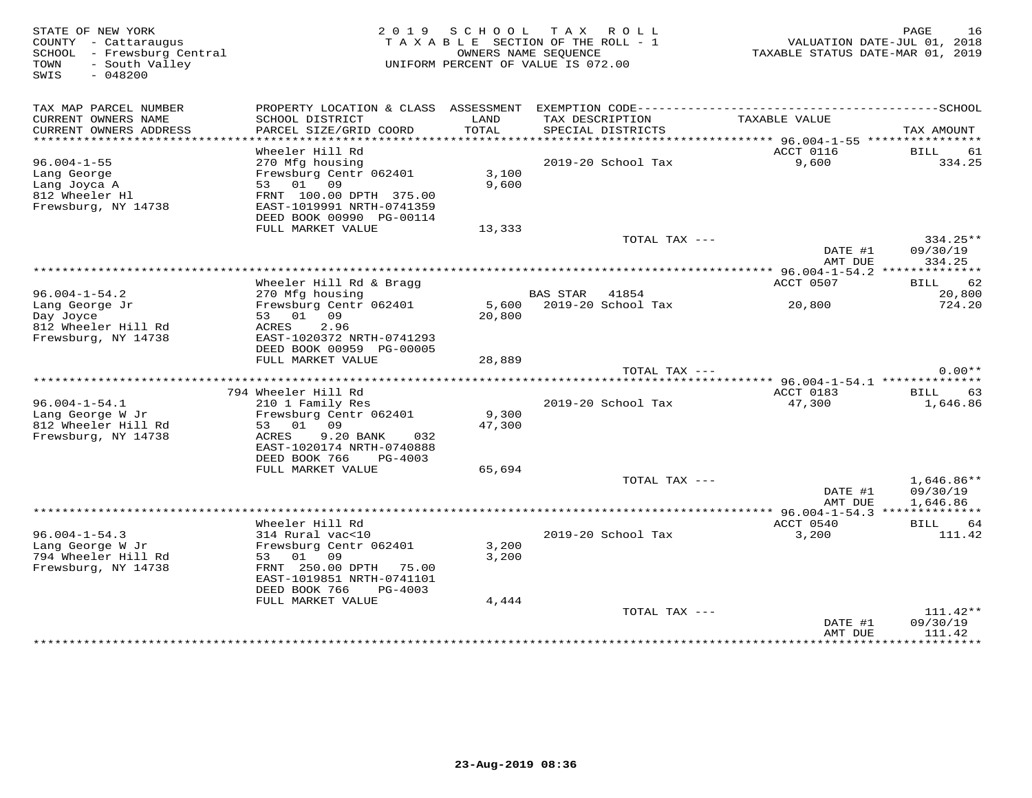STATE OF NEW YORK
COUNTY - Cattaraugus
SCHOOL - Frewsburg Central
TOWN - South Valley
SWIS - 048200

2019 SCHOOL TAX ROLL
TAXABLE SECTION OF THE ROLL - 1
OWNERS NAME SEQUENCE
UNIFORM PERCENT OF VALUE IS 072.00

VALUATION DATE-JUL 01, 2018
TAXABLE STATUS DATE-MAR 01, 2019

| TAX MAP PARCEL NUMBER / CURRENT OWNERS NAME / CURRENT OWNERS ADDRESS | PROPERTY LOCATION & CLASS / SCHOOL DISTRICT / PARCEL SIZE/GRID COORD | ASSESSMENT LAND / TOTAL | EXEMPTION CODE / TAX DESCRIPTION / SPECIAL DISTRICTS | TAXABLE VALUE | SCHOOL TAX AMOUNT |
|---|---|---|---|---|---|
| **96.004-1-55** | Wheeler Hill Rd | | | ACCT 0116 | BILL 61 |
| Lang George | 270 Mfg housing | | 2019-20 School Tax | 9,600 | 334.25 |
| Lang Joyca A | Frewsburg Centr 062401 | 3,100 | | | |
| 812 Wheeler Hl | 53 01 09 | 9,600 | | | |
| Frewsburg, NY 14738 | FRNT 100.00 DPTH 375.00 | | | | |
| | EAST-1019991 NRTH-0741359 | | | | |
| | DEED BOOK 00990 PG-00114 | | | | |
| | FULL MARKET VALUE | 13,333 | | | |
| | | | TOTAL TAX --- | | 334.25** |
| | | | | DATE #1 | 09/30/19 |
| | | | | AMT DUE | 334.25 |
| **96.004-1-54.2** | Wheeler Hill Rd & Bragg | | | ACCT 0507 | BILL 62 |
| Lang George Jr | 270 Mfg housing | | BAS STAR 41854 | | 20,800 |
| Day Joyce | Frewsburg Centr 062401 | 5,600 | 2019-20 School Tax | 20,800 | 724.20 |
| 812 Wheeler Hill Rd | 53 01 09 | 20,800 | | | |
| Frewsburg, NY 14738 | ACRES 2.96 | | | | |
| | EAST-1020372 NRTH-0741293 | | | | |
| | DEED BOOK 00959 PG-00005 | | | | |
| | FULL MARKET VALUE | 28,889 | | | |
| | | | TOTAL TAX --- | | 0.00** |
| **96.004-1-54.1** | 794 Wheeler Hill Rd | | | ACCT 0183 | BILL 63 |
| Lang George W Jr | 210 1 Family Res | | 2019-20 School Tax | 47,300 | 1,646.86 |
| 812 Wheeler Hill Rd | Frewsburg Centr 062401 | 9,300 | | | |
| Frewsburg, NY 14738 | 53 01 09 | 47,300 | | | |
| | ACRES 9.20 BANK 032 | | | | |
| | EAST-1020174 NRTH-0740888 | | | | |
| | DEED BOOK 766 PG-4003 | | | | |
| | FULL MARKET VALUE | 65,694 | | | |
| | | | TOTAL TAX --- | | 1,646.86** |
| | | | | DATE #1 | 09/30/19 |
| | | | | AMT DUE | 1,646.86 |
| **96.004-1-54.3** | Wheeler Hill Rd | | | ACCT 0540 | BILL 64 |
| Lang George W Jr | 314 Rural vac<10 | | 2019-20 School Tax | 3,200 | 111.42 |
| 794 Wheeler Hill Rd | Frewsburg Centr 062401 | 3,200 | | | |
| Frewsburg, NY 14738 | 53 01 09 | 3,200 | | | |
| | FRNT 250.00 DPTH 75.00 | | | | |
| | EAST-1019851 NRTH-0741101 | | | | |
| | DEED BOOK 766 PG-4003 | | | | |
| | FULL MARKET VALUE | 4,444 | | | |
| | | | TOTAL TAX --- | | 111.42** |
| | | | | DATE #1 | 09/30/19 |
| | | | | AMT DUE | 111.42 |

23-Aug-2019 08:36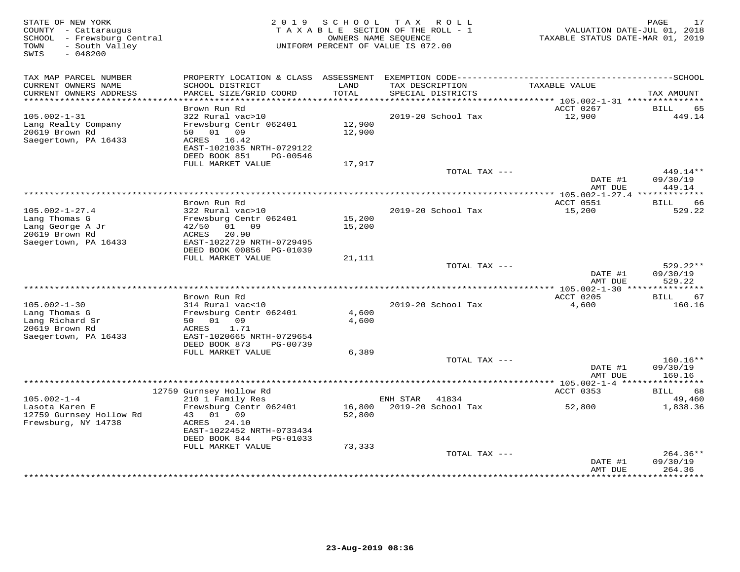STATE OF NEW YORK
COUNTY - Cattaraugus
SCHOOL - Frewsburg Central
TOWN - South Valley
SWIS - 048200

2019 SCHOOL TAX ROLL
TAXABLE SECTION OF THE ROLL - 1
OWNERS NAME SEQUENCE
UNIFORM PERCENT OF VALUE IS 072.00

VALUATION DATE-JUL 01, 2018
TAXABLE STATUS DATE-MAR 01, 2019

| TAX MAP PARCEL NUMBER / CURRENT OWNERS NAME / CURRENT OWNERS ADDRESS | PROPERTY LOCATION & CLASS / SCHOOL DISTRICT / PARCEL SIZE/GRID COORD | ASSESSMENT LAND / TOTAL | EXEMPTION CODE / TAX DESCRIPTION / SPECIAL DISTRICTS | TAXABLE VALUE | SCHOOL TAX AMOUNT |
|---|---|---|---|---|---|
| **105.002-1-31** | Brown Run Rd | | | ACCT 0267 | BILL 65 |
| Lang Realty Company | 322 Rural vac>10 | | 2019-20 School Tax | 12,900 | 449.14 |
| 20619 Brown Rd | Frewsburg Centr 062401 | 12,900 | | | |
| Saegertown, PA 16433 | 50 01 09 | 12,900 | | | |
| | ACRES 16.42 | | | | |
| | EAST-1021035 NRTH-0729122 | | | | |
| | DEED BOOK 851 PG-00546 | | | | |
| | FULL MARKET VALUE | 17,917 | | | |
| | | | TOTAL TAX --- | | 449.14** |
| | | | | DATE #1 | 09/30/19 |
| | | | | AMT DUE | 449.14 |
| **105.002-1-27.4** | Brown Run Rd | | | ACCT 0551 | BILL 66 |
| Lang Thomas G | 322 Rural vac>10 | | 2019-20 School Tax | 15,200 | 529.22 |
| Lang George A Jr | Frewsburg Centr 062401 | 15,200 | | | |
| 20619 Brown Rd | 42/50 01 09 | 15,200 | | | |
| Saegertown, PA 16433 | ACRES 20.90 | | | | |
| | EAST-1022729 NRTH-0729495 | | | | |
| | DEED BOOK 00856 PG-01039 | | | | |
| | FULL MARKET VALUE | 21,111 | | | |
| | | | TOTAL TAX --- | | 529.22** |
| | | | | DATE #1 | 09/30/19 |
| | | | | AMT DUE | 529.22 |
| **105.002-1-30** | Brown Run Rd | | | ACCT 0205 | BILL 67 |
| Lang Thomas G | 314 Rural vac<10 | | 2019-20 School Tax | 4,600 | 160.16 |
| Lang Richard Sr | Frewsburg Centr 062401 | 4,600 | | | |
| 20619 Brown Rd | 50 01 09 | 4,600 | | | |
| Saegertown, PA 16433 | ACRES 1.71 | | | | |
| | EAST-1020665 NRTH-0729654 | | | | |
| | DEED BOOK 873 PG-00739 | | | | |
| | FULL MARKET VALUE | 6,389 | | | |
| | | | TOTAL TAX --- | | 160.16** |
| | | | | DATE #1 | 09/30/19 |
| | | | | AMT DUE | 160.16 |
| **105.002-1-4** | 12759 Gurnsey Hollow Rd | | | ACCT 0353 | BILL 68 |
| Lasota Karen E | 210 1 Family Res | | ENH STAR 41834 | | 49,460 |
| 12759 Gurnsey Hollow Rd | Frewsburg Centr 062401 | 16,800 | 2019-20 School Tax | 52,800 | 1,838.36 |
| Frewsburg, NY 14738 | 43 01 09 | 52,800 | | | |
| | ACRES 24.10 | | | | |
| | EAST-1022452 NRTH-0733434 | | | | |
| | DEED BOOK 844 PG-01033 | | | | |
| | FULL MARKET VALUE | 73,333 | | | |
| | | | TOTAL TAX --- | | 264.36** |
| | | | | DATE #1 | 09/30/19 |
| | | | | AMT DUE | 264.36 |

23-Aug-2019 08:36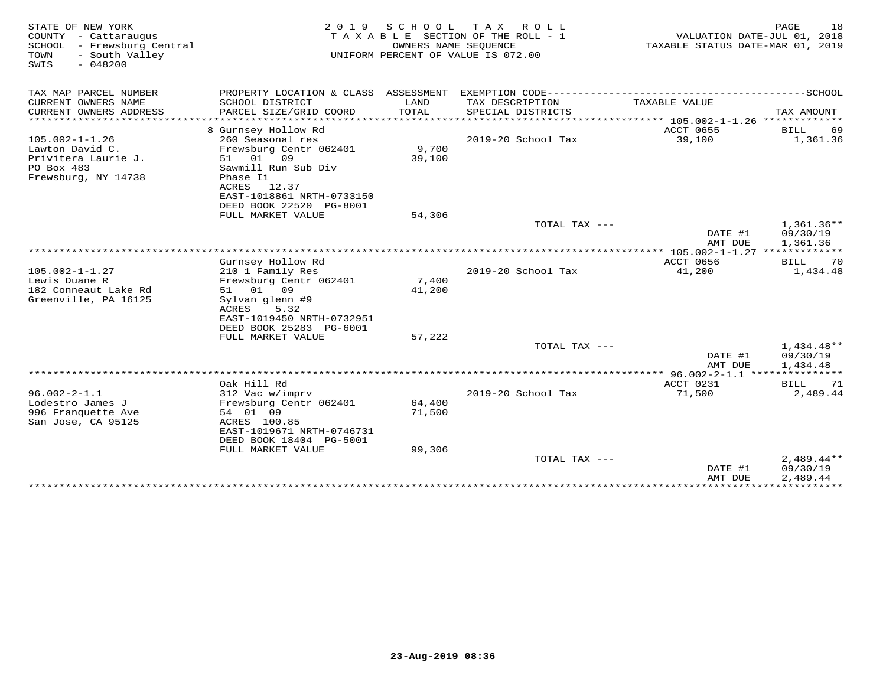STATE OF NEW YORK
COUNTY - Cattaraugus
SCHOOL - Frewsburg Central
TOWN - South Valley
SWIS - 048200

2019 SCHOOL TAX ROLL
TAXABLE SECTION OF THE ROLL - 1
OWNERS NAME SEQUENCE
UNIFORM PERCENT OF VALUE IS 072.00

VALUATION DATE-JUL 01, 2018
TAXABLE STATUS DATE-MAR 01, 2019

| TAX MAP PARCEL NUMBER / CURRENT OWNERS NAME / CURRENT OWNERS ADDRESS | PROPERTY LOCATION & CLASS / SCHOOL DISTRICT / PARCEL SIZE/GRID COORD | ASSESSMENT LAND / TOTAL | EXEMPTION CODE / TAX DESCRIPTION / SPECIAL DISTRICTS | TAXABLE VALUE | TAX AMOUNT |
|---|---|---|---|---|---|
| 105.002-1-1.26 | 8 Gurnsey Hollow Rd | | | ACCT 0655 | BILL 69 |
| Lawton David C. | 260 Seasonal res | | 2019-20 School Tax | 39,100 | 1,361.36 |
| Privitera Laurie J. | Frewsburg Centr 062401 | 9,700 | | | |
| PO Box 483 | 51 01 09 | 39,100 | | | |
| Frewsburg, NY 14738 | Sawmill Run Sub Div | | | | |
| | Phase Ii | | | | |
| | ACRES 12.37 | | | | |
| | EAST-1018861 NRTH-0733150 | | | | |
| | DEED BOOK 22520 PG-8001 | | | | |
| | FULL MARKET VALUE | 54,306 | | | |
| | | | TOTAL TAX --- | | 1,361.36** |
| | | | | DATE #1 | 09/30/19 |
| | | | | AMT DUE | 1,361.36 |
| 105.002-1-1.27 | Gurnsey Hollow Rd | | | ACCT 0656 | BILL 70 |
| Lewis Duane R | 210 1 Family Res | | 2019-20 School Tax | 41,200 | 1,434.48 |
| 182 Conneaut Lake Rd | Frewsburg Centr 062401 | 7,400 | | | |
| Greenville, PA 16125 | 51 01 09 | 41,200 | | | |
| | Sylvan glenn #9 | | | | |
| | ACRES 5.32 | | | | |
| | EAST-1019450 NRTH-0732951 | | | | |
| | DEED BOOK 25283 PG-6001 | | | | |
| | FULL MARKET VALUE | 57,222 | | | |
| | | | TOTAL TAX --- | | 1,434.48** |
| | | | | DATE #1 | 09/30/19 |
| | | | | AMT DUE | 1,434.48 |
| 96.002-2-1.1 | Oak Hill Rd | | | ACCT 0231 | BILL 71 |
| Lodestro James J | 312 Vac w/imprv | | 2019-20 School Tax | 71,500 | 2,489.44 |
| 996 Franquette Ave | Frewsburg Centr 062401 | 64,400 | | | |
| San Jose, CA 95125 | 54 01 09 | 71,500 | | | |
| | ACRES 100.85 | | | | |
| | EAST-1019671 NRTH-0746731 | | | | |
| | DEED BOOK 18404 PG-5001 | | | | |
| | FULL MARKET VALUE | 99,306 | | | |
| | | | TOTAL TAX --- | | 2,489.44** |
| | | | | DATE #1 | 09/30/19 |
| | | | | AMT DUE | 2,489.44 |

23-Aug-2019 08:36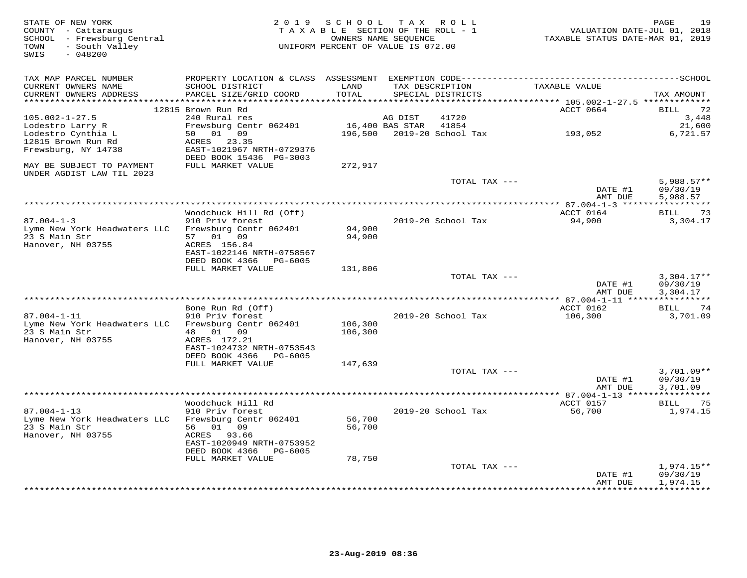STATE OF NEW YORK
COUNTY - Cattaraugus
SCHOOL - Frewsburg Central
TOWN - South Valley
SWIS - 048200

2019 SCHOOL TAX ROLL
TAXABLE SECTION OF THE ROLL - 1
OWNERS NAME SEQUENCE
UNIFORM PERCENT OF VALUE IS 072.00

VALUATION DATE-JUL 01, 2018
TAXABLE STATUS DATE-MAR 01, 2019

| TAX MAP PARCEL NUMBER / CURRENT OWNERS NAME / CURRENT OWNERS ADDRESS | PROPERTY LOCATION & CLASS / SCHOOL DISTRICT / PARCEL SIZE/GRID COORD | ASSESSMENT LAND / TOTAL | EXEMPTION CODE / TAX DESCRIPTION / SPECIAL DISTRICTS | TAXABLE VALUE | SCHOOL TAX AMOUNT |
|---|---|---|---|---|---|
| **105.002-1-27.5** | 12815 Brown Run Rd | | | ACCT 0664 | BILL 72 |
| 105.002-1-27.5 | 240 Rural res | | AG DIST 41720 | | 3,448 |
| Lodestro Larry R | Frewsburg Centr 062401 | 16,400 | BAS STAR 41854 | | 21,600 |
| Lodestro Cynthia L | 50 01 09 | 196,500 | 2019-20 School Tax | 193,052 | 6,721.57 |
| 12815 Brown Run Rd | ACRES 23.35 | | | | |
| Frewsburg, NY 14738 | EAST-1021967 NRTH-0729376 | | | | |
| | DEED BOOK 15436 PG-3003 | | | | |
| MAY BE SUBJECT TO PAYMENT UNDER AGDIST LAW TIL 2023 | FULL MARKET VALUE | 272,917 | | | |
| | | | TOTAL TAX --- | | 5,988.57** |
| | | | | DATE #1 | 09/30/19 |
| | | | | AMT DUE | 5,988.57 |
| **87.004-1-3** | Woodchuck Hill Rd (Off) | | | ACCT 0164 | BILL 73 |
| 87.004-1-3 | 910 Priv forest | | 2019-20 School Tax | 94,900 | 3,304.17 |
| Lyme New York Headwaters LLC | Frewsburg Centr 062401 | 94,900 | | | |
| 23 S Main Str | 57 01 09 | 94,900 | | | |
| Hanover, NH 03755 | ACRES 156.84 | | | | |
| | EAST-1022146 NRTH-0758567 | | | | |
| | DEED BOOK 4366 PG-6005 | | | | |
| | FULL MARKET VALUE | 131,806 | | | |
| | | | TOTAL TAX --- | | 3,304.17** |
| | | | | DATE #1 | 09/30/19 |
| | | | | AMT DUE | 3,304.17 |
| **87.004-1-11** | Bone Run Rd (Off) | | | ACCT 0162 | BILL 74 |
| 87.004-1-11 | 910 Priv forest | | 2019-20 School Tax | 106,300 | 3,701.09 |
| Lyme New York Headwaters LLC | Frewsburg Centr 062401 | 106,300 | | | |
| 23 S Main Str | 48 01 09 | 106,300 | | | |
| Hanover, NH 03755 | ACRES 172.21 | | | | |
| | EAST-1024732 NRTH-0753543 | | | | |
| | DEED BOOK 4366 PG-6005 | | | | |
| | FULL MARKET VALUE | 147,639 | | | |
| | | | TOTAL TAX --- | | 3,701.09** |
| | | | | DATE #1 | 09/30/19 |
| | | | | AMT DUE | 3,701.09 |
| **87.004-1-13** | Woodchuck Hill Rd | | | ACCT 0157 | BILL 75 |
| 87.004-1-13 | 910 Priv forest | | 2019-20 School Tax | 56,700 | 1,974.15 |
| Lyme New York Headwaters LLC | Frewsburg Centr 062401 | 56,700 | | | |
| 23 S Main Str | 56 01 09 | 56,700 | | | |
| Hanover, NH 03755 | ACRES 93.66 | | | | |
| | EAST-1020949 NRTH-0753952 | | | | |
| | DEED BOOK 4366 PG-6005 | | | | |
| | FULL MARKET VALUE | 78,750 | | | |
| | | | TOTAL TAX --- | | 1,974.15** |
| | | | | DATE #1 | 09/30/19 |
| | | | | AMT DUE | 1,974.15 |

23-Aug-2019 08:36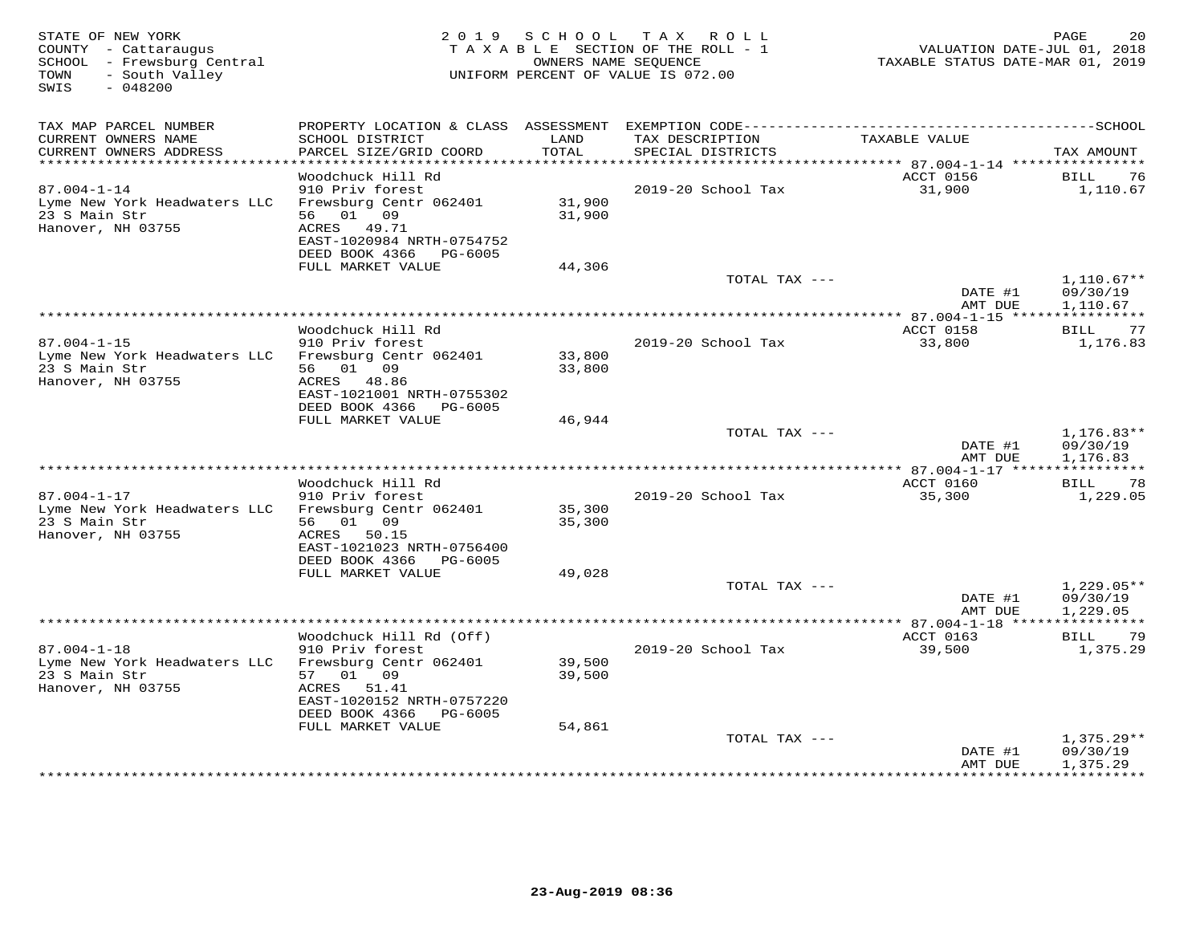STATE OF NEW YORK
COUNTY - Cattaraugus
SCHOOL - Frewsburg Central
TOWN - South Valley
SWIS - 048200

2019 SCHOOL TAX ROLL
TAXABLE SECTION OF THE ROLL - 1
OWNERS NAME SEQUENCE
UNIFORM PERCENT OF VALUE IS 072.00

VALUATION DATE-JUL 01, 2018
TAXABLE STATUS DATE-MAR 01, 2019

| TAX MAP PARCEL NUMBER / CURRENT OWNERS NAME / CURRENT OWNERS ADDRESS | PROPERTY LOCATION & CLASS / SCHOOL DISTRICT / PARCEL SIZE/GRID COORD | ASSESSMENT LAND / TOTAL | EXEMPTION CODE / TAX DESCRIPTION / SPECIAL DISTRICTS | TAXABLE VALUE | TAX AMOUNT |
|---|---|---|---|---|---|
| **87.004-1-14** | Woodchuck Hill Rd | | | ACCT 0156 | BILL 76 |
| 87.004-1-14 | 910 Priv forest | | 2019-20 School Tax | 31,900 | 1,110.67 |
| Lyme New York Headwaters LLC | Frewsburg Centr 062401 | 31,900 | | | |
| 23 S Main Str | 56 01 09 | 31,900 | | | |
| Hanover, NH 03755 | ACRES 49.71 | | | | |
| | EAST-1020984 NRTH-0754752 | | | | |
| | DEED BOOK 4366 PG-6005 | | | | |
| | FULL MARKET VALUE | 44,306 | | | |
| | | | TOTAL TAX --- | | 1,110.67** |
| | | | | DATE #1 | 09/30/19 |
| | | | | AMT DUE | 1,110.67 |
| **87.004-1-15** | Woodchuck Hill Rd | | | ACCT 0158 | BILL 77 |
| 87.004-1-15 | 910 Priv forest | | 2019-20 School Tax | 33,800 | 1,176.83 |
| Lyme New York Headwaters LLC | Frewsburg Centr 062401 | 33,800 | | | |
| 23 S Main Str | 56 01 09 | 33,800 | | | |
| Hanover, NH 03755 | ACRES 48.86 | | | | |
| | EAST-1021001 NRTH-0755302 | | | | |
| | DEED BOOK 4366 PG-6005 | | | | |
| | FULL MARKET VALUE | 46,944 | | | |
| | | | TOTAL TAX --- | | 1,176.83** |
| | | | | DATE #1 | 09/30/19 |
| | | | | AMT DUE | 1,176.83 |
| **87.004-1-17** | Woodchuck Hill Rd | | | ACCT 0160 | BILL 78 |
| 87.004-1-17 | 910 Priv forest | | 2019-20 School Tax | 35,300 | 1,229.05 |
| Lyme New York Headwaters LLC | Frewsburg Centr 062401 | 35,300 | | | |
| 23 S Main Str | 56 01 09 | 35,300 | | | |
| Hanover, NH 03755 | ACRES 50.15 | | | | |
| | EAST-1021023 NRTH-0756400 | | | | |
| | DEED BOOK 4366 PG-6005 | | | | |
| | FULL MARKET VALUE | 49,028 | | | |
| | | | TOTAL TAX --- | | 1,229.05** |
| | | | | DATE #1 | 09/30/19 |
| | | | | AMT DUE | 1,229.05 |
| **87.004-1-18** | Woodchuck Hill Rd (Off) | | | ACCT 0163 | BILL 79 |
| 87.004-1-18 | 910 Priv forest | | 2019-20 School Tax | 39,500 | 1,375.29 |
| Lyme New York Headwaters LLC | Frewsburg Centr 062401 | 39,500 | | | |
| 23 S Main Str | 57 01 09 | 39,500 | | | |
| Hanover, NH 03755 | ACRES 51.41 | | | | |
| | EAST-1020152 NRTH-0757220 | | | | |
| | DEED BOOK 4366 PG-6005 | | | | |
| | FULL MARKET VALUE | 54,861 | | | |
| | | | TOTAL TAX --- | | 1,375.29** |
| | | | | DATE #1 | 09/30/19 |
| | | | | AMT DUE | 1,375.29 |

23-Aug-2019 08:36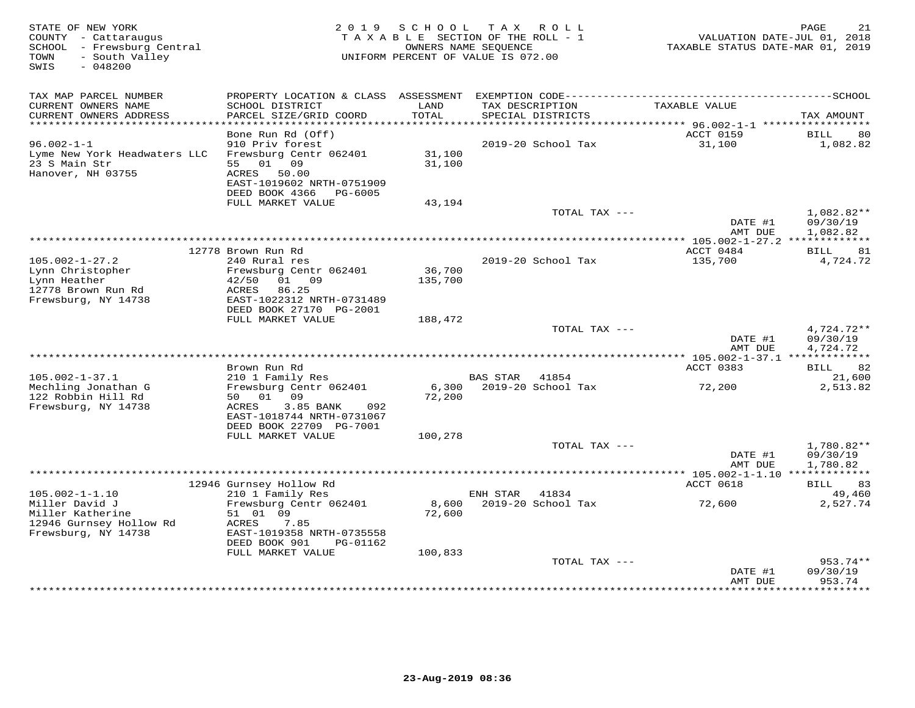STATE OF NEW YORK
COUNTY - Cattaraugus
SCHOOL - Frewsburg Central
TOWN - South Valley
SWIS - 048200

2019 SCHOOL TAX ROLL
TAXABLE SECTION OF THE ROLL - 1
OWNERS NAME SEQUENCE
UNIFORM PERCENT OF VALUE IS 072.00

VALUATION DATE-JUL 01, 2018
TAXABLE STATUS DATE-MAR 01, 2019

| TAX MAP PARCEL NUMBER / CURRENT OWNERS NAME / CURRENT OWNERS ADDRESS | PROPERTY LOCATION & CLASS / SCHOOL DISTRICT / PARCEL SIZE/GRID COORD | ASSESSMENT LAND / TOTAL | EXEMPTION CODE / TAX DESCRIPTION / SPECIAL DISTRICTS | TAXABLE VALUE | TAX AMOUNT |
|---|---|---|---|---|---|
| 96.002-1-1 | Bone Run Rd (Off) | | | ACCT 0159 | BILL 80 |
| Lyme New York Headwaters LLC | 910 Priv forest | | 2019-20 School Tax | 31,100 | 1,082.82 |
| 23 S Main Str | Frewsburg Centr 062401 | 31,100 | | | |
| Hanover, NH 03755 | 55 01 09 | 31,100 | | | |
| | ACRES 50.00 | | | | |
| | EAST-1019602 NRTH-0751909 | | | | |
| | DEED BOOK 4366 PG-6005 | | | | |
| | FULL MARKET VALUE | 43,194 | | | |
| | | | TOTAL TAX --- | | 1,082.82** |
| | | | | DATE #1 | 09/30/19 |
| | | | | AMT DUE | 1,082.82 |
| 105.002-1-27.2 | 12778 Brown Run Rd | | | ACCT 0484 | BILL 81 |
| Lynn Christopher | 240 Rural res | | 2019-20 School Tax | 135,700 | 4,724.72 |
| Lynn Heather | Frewsburg Centr 062401 | 36,700 | | | |
| 12778 Brown Run Rd | 42/50 01 09 | 135,700 | | | |
| Frewsburg, NY 14738 | ACRES 86.25 | | | | |
| | EAST-1022312 NRTH-0731489 | | | | |
| | DEED BOOK 27170 PG-2001 | | | | |
| | FULL MARKET VALUE | 188,472 | | | |
| | | | TOTAL TAX --- | | 4,724.72** |
| | | | | DATE #1 | 09/30/19 |
| | | | | AMT DUE | 4,724.72 |
| 105.002-1-37.1 | Brown Run Rd | | | ACCT 0383 | BILL 82 |
| Mechling Jonathan G | 210 1 Family Res | | BAS STAR 41854 | | 21,600 |
| 122 Robbin Hill Rd | Frewsburg Centr 062401 | 6,300 | 2019-20 School Tax | 72,200 | 2,513.82 |
| Frewsburg, NY 14738 | 50 01 09 | 72,200 | | | |
| | ACRES 3.85 BANK 092 | | | | |
| | EAST-1018744 NRTH-0731067 | | | | |
| | DEED BOOK 22709 PG-7001 | | | | |
| | FULL MARKET VALUE | 100,278 | | | |
| | | | TOTAL TAX --- | | 1,780.82** |
| | | | | DATE #1 | 09/30/19 |
| | | | | AMT DUE | 1,780.82 |
| 105.002-1-1.10 | 12946 Gurnsey Hollow Rd | | | ACCT 0618 | BILL 83 |
| Miller David J | 210 1 Family Res | | ENH STAR 41834 | | 49,460 |
| Miller Katherine | Frewsburg Centr 062401 | 8,600 | 2019-20 School Tax | 72,600 | 2,527.74 |
| 12946 Gurnsey Hollow Rd | 51 01 09 | 72,600 | | | |
| Frewsburg, NY 14738 | ACRES 7.85 | | | | |
| | EAST-1019358 NRTH-0735558 | | | | |
| | DEED BOOK 901 PG-01162 | | | | |
| | FULL MARKET VALUE | 100,833 | | | |
| | | | TOTAL TAX --- | | 953.74** |
| | | | | DATE #1 | 09/30/19 |
| | | | | AMT DUE | 953.74 |

23-Aug-2019 08:36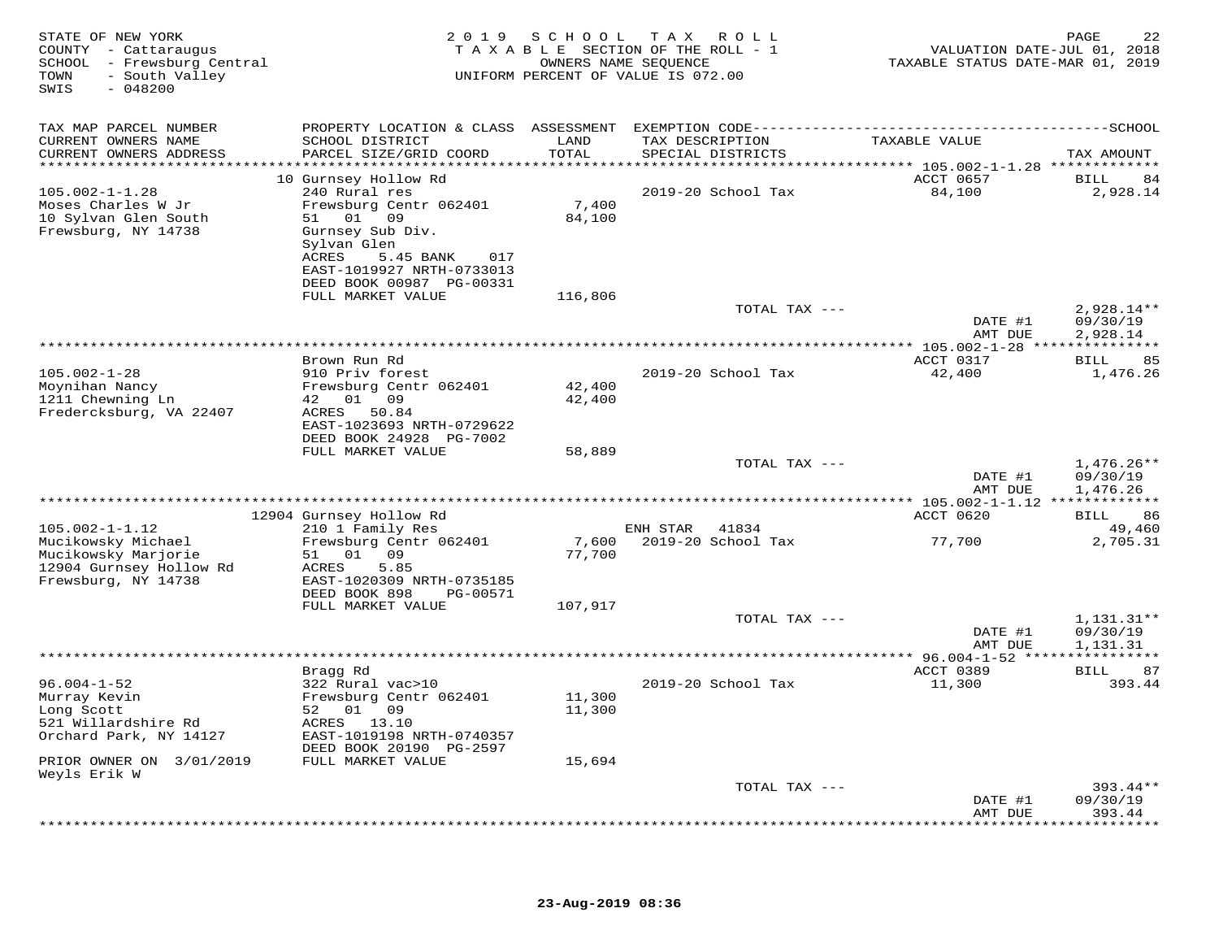STATE OF NEW YORK
COUNTY - Cattaraugus
SCHOOL - Frewsburg Central
TOWN - South Valley
SWIS - 048200

2019 SCHOOL TAX ROLL
TAXABLE SECTION OF THE ROLL - 1
OWNERS NAME SEQUENCE
UNIFORM PERCENT OF VALUE IS 072.00

VALUATION DATE-JUL 01, 2018
TAXABLE STATUS DATE-MAR 01, 2019

| TAX MAP PARCEL NUMBER / CURRENT OWNERS NAME / CURRENT OWNERS ADDRESS | PROPERTY LOCATION & CLASS / SCHOOL DISTRICT / PARCEL SIZE/GRID COORD | ASSESSMENT LAND / TOTAL | EXEMPTION CODE / TAX DESCRIPTION / SPECIAL DISTRICTS | TAXABLE VALUE | SCHOOL TAX AMOUNT |
|---|---|---|---|---|---|
| **105.002-1-1.28** | 10 Gurnsey Hollow Rd | | | ACCT 0657 | BILL 84 |
| 105.002-1-1.28 | 240 Rural res | | 2019-20 School Tax | 84,100 | 2,928.14 |
| Moses Charles W Jr | Frewsburg Centr 062401 | 7,400 | | | |
| 10 Sylvan Glen South | 51 01 09 | 84,100 | | | |
| Frewsburg, NY 14738 | Gurnsey Sub Div. | | | | |
| | Sylvan Glen | | | | |
| | ACRES 5.45 BANK 017 | | | | |
| | EAST-1019927 NRTH-0733013 | | | | |
| | DEED BOOK 00987 PG-00331 | | | | |
| | FULL MARKET VALUE | 116,806 | | | |
| | | | TOTAL TAX --- | | 2,928.14** |
| | | | | DATE #1 | 09/30/19 |
| | | | | AMT DUE | 2,928.14 |
| **105.002-1-28** | Brown Run Rd | | | ACCT 0317 | BILL 85 |
| 105.002-1-28 | 910 Priv forest | | 2019-20 School Tax | 42,400 | 1,476.26 |
| Moynihan Nancy | Frewsburg Centr 062401 | 42,400 | | | |
| 1211 Chewning Ln | 42 01 09 | 42,400 | | | |
| Fredercksburg, VA 22407 | ACRES 50.84 | | | | |
| | EAST-1023693 NRTH-0729622 | | | | |
| | DEED BOOK 24928 PG-7002 | | | | |
| | FULL MARKET VALUE | 58,889 | | | |
| | | | TOTAL TAX --- | | 1,476.26** |
| | | | | DATE #1 | 09/30/19 |
| | | | | AMT DUE | 1,476.26 |
| **105.002-1-1.12** | 12904 Gurnsey Hollow Rd | | | ACCT 0620 | BILL 86 |
| 105.002-1-1.12 | 210 1 Family Res | | ENH STAR 41834 | | 49,460 |
| Mucikowsky Michael | Frewsburg Centr 062401 | 7,600 | 2019-20 School Tax | 77,700 | 2,705.31 |
| Mucikowsky Marjorie | 51 01 09 | 77,700 | | | |
| 12904 Gurnsey Hollow Rd | ACRES 5.85 | | | | |
| Frewsburg, NY 14738 | EAST-1020309 NRTH-0735185 | | | | |
| | DEED BOOK 898 PG-00571 | | | | |
| | FULL MARKET VALUE | 107,917 | | | |
| | | | TOTAL TAX --- | | 1,131.31** |
| | | | | DATE #1 | 09/30/19 |
| | | | | AMT DUE | 1,131.31 |
| **96.004-1-52** | Bragg Rd | | | ACCT 0389 | BILL 87 |
| 96.004-1-52 | 322 Rural vac>10 | | 2019-20 School Tax | 11,300 | 393.44 |
| Murray Kevin | Frewsburg Centr 062401 | 11,300 | | | |
| Long Scott | 52 01 09 | 11,300 | | | |
| 521 Willardshire Rd | ACRES 13.10 | | | | |
| Orchard Park, NY 14127 | EAST-1019198 NRTH-0740357 | | | | |
| | DEED BOOK 20190 PG-2597 | | | | |
| PRIOR OWNER ON 3/01/2019 | FULL MARKET VALUE | 15,694 | | | |
| Weyls Erik W | | | | | |
| | | | TOTAL TAX --- | | 393.44** |
| | | | | DATE #1 | 09/30/19 |
| | | | | AMT DUE | 393.44 |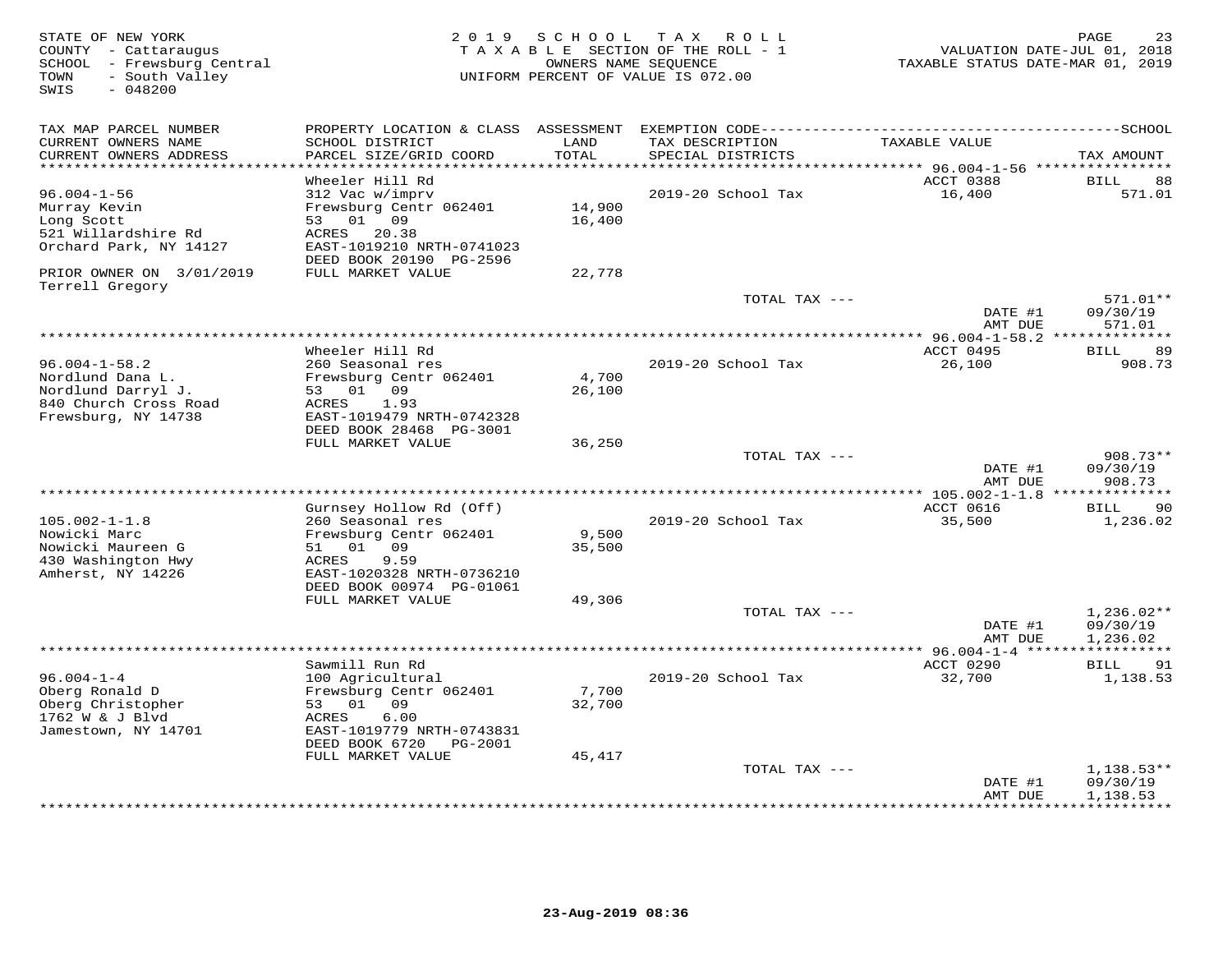STATE OF NEW YORK
COUNTY - Cattaraugus
SCHOOL - Frewsburg Central
TOWN - South Valley
SWIS - 048200

2019 SCHOOL TAX ROLL
TAXABLE SECTION OF THE ROLL - 1
OWNERS NAME SEQUENCE
UNIFORM PERCENT OF VALUE IS 072.00

VALUATION DATE-JUL 01, 2018
TAXABLE STATUS DATE-MAR 01, 2019

| TAX MAP PARCEL NUMBER / CURRENT OWNERS NAME / CURRENT OWNERS ADDRESS | PROPERTY LOCATION & CLASS / SCHOOL DISTRICT / PARCEL SIZE/GRID COORD | ASSESSMENT LAND / TOTAL | EXEMPTION CODE / TAX DESCRIPTION / SPECIAL DISTRICTS | TAXABLE VALUE | SCHOOL TAX AMOUNT |
|---|---|---|---|---|---|
| | Wheeler Hill Rd | | | ACCT 0388 | BILL 88 |
| 96.004-1-56 | 312 Vac w/imprv | | 2019-20 School Tax | 16,400 | 571.01 |
| Murray Kevin | Frewsburg Centr 062401 | 14,900 | | | |
| Long Scott | 53 01 09 | 16,400 | | | |
| 521 Willardshire Rd | ACRES 20.38 | | | | |
| Orchard Park, NY 14127 | EAST-1019210 NRTH-0741023 | | | | |
| | DEED BOOK 20190 PG-2596 | | | | |
| PRIOR OWNER ON 3/01/2019 | FULL MARKET VALUE | 22,778 | | | |
| Terrell Gregory | | | | | |
| | | | TOTAL TAX --- | | 571.01** |
| | | | | DATE #1 | 09/30/19 |
| | | | | AMT DUE | 571.01 |
| | Wheeler Hill Rd | | | ACCT 0495 | BILL 89 |
| 96.004-1-58.2 | 260 Seasonal res | | 2019-20 School Tax | 26,100 | 908.73 |
| Nordlund Dana L. | Frewsburg Centr 062401 | 4,700 | | | |
| Nordlund Darryl J. | 53 01 09 | 26,100 | | | |
| 840 Church Cross Road | ACRES 1.93 | | | | |
| Frewsburg, NY 14738 | EAST-1019479 NRTH-0742328 | | | | |
| | DEED BOOK 28468 PG-3001 | | | | |
| | FULL MARKET VALUE | 36,250 | | | |
| | | | TOTAL TAX --- | | 908.73** |
| | | | | DATE #1 | 09/30/19 |
| | | | | AMT DUE | 908.73 |
| | Gurnsey Hollow Rd (Off) | | | ACCT 0616 | BILL 90 |
| 105.002-1-1.8 | 260 Seasonal res | | 2019-20 School Tax | 35,500 | 1,236.02 |
| Nowicki Marc | Frewsburg Centr 062401 | 9,500 | | | |
| Nowicki Maureen G | 51 01 09 | 35,500 | | | |
| 430 Washington Hwy | ACRES 9.59 | | | | |
| Amherst, NY 14226 | EAST-1020328 NRTH-0736210 | | | | |
| | DEED BOOK 00974 PG-01061 | | | | |
| | FULL MARKET VALUE | 49,306 | | | |
| | | | TOTAL TAX --- | | 1,236.02** |
| | | | | DATE #1 | 09/30/19 |
| | | | | AMT DUE | 1,236.02 |
| | Sawmill Run Rd | | | ACCT 0290 | BILL 91 |
| 96.004-1-4 | 100 Agricultural | | 2019-20 School Tax | 32,700 | 1,138.53 |
| Oberg Ronald D | Frewsburg Centr 062401 | 7,700 | | | |
| Oberg Christopher | 53 01 09 | 32,700 | | | |
| 1762 W & J Blvd | ACRES 6.00 | | | | |
| Jamestown, NY 14701 | EAST-1019779 NRTH-0743831 | | | | |
| | DEED BOOK 6720 PG-2001 | | | | |
| | FULL MARKET VALUE | 45,417 | | | |
| | | | TOTAL TAX --- | | 1,138.53** |
| | | | | DATE #1 | 09/30/19 |
| | | | | AMT DUE | 1,138.53 |

23-Aug-2019 08:36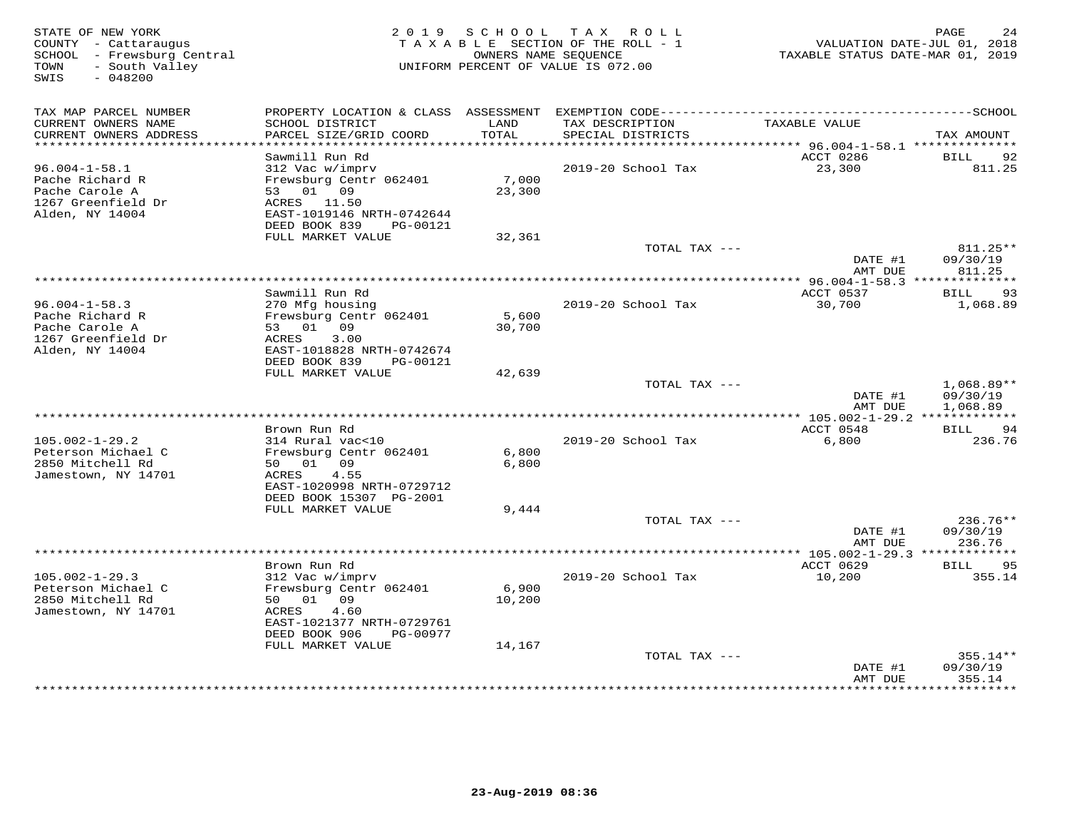STATE OF NEW YORK
COUNTY - Cattaraugus
SCHOOL - Frewsburg Central
TOWN - South Valley
SWIS - 048200

2019 SCHOOL TAX ROLL
TAXABLE SECTION OF THE ROLL - 1
OWNERS NAME SEQUENCE
UNIFORM PERCENT OF VALUE IS 072.00

VALUATION DATE-JUL 01, 2018
TAXABLE STATUS DATE-MAR 01, 2019

| TAX MAP PARCEL NUMBER / CURRENT OWNERS NAME / CURRENT OWNERS ADDRESS | PROPERTY LOCATION & CLASS / SCHOOL DISTRICT / PARCEL SIZE/GRID COORD | ASSESSMENT LAND / TOTAL | EXEMPTION CODE / TAX DESCRIPTION / SPECIAL DISTRICTS | TAXABLE VALUE | TAX AMOUNT |
|---|---|---|---|---|---|
| **96.004-1-58.1** | Sawmill Run Rd | | | ACCT 0286 | BILL 92 |
| Pache Richard R | 312 Vac w/imprv | | 2019-20 School Tax | 23,300 | 811.25 |
| Pache Carole A | Frewsburg Centr 062401 | 7,000 | | | |
| 1267 Greenfield Dr | 53 01 09 | 23,300 | | | |
| Alden, NY 14004 | ACRES 11.50 | | | | |
| | EAST-1019146 NRTH-0742644 | | | | |
| | DEED BOOK 839 PG-00121 | | | | |
| | FULL MARKET VALUE | 32,361 | | | |
| | | | TOTAL TAX --- | | 811.25** |
| | | | | DATE #1 | 09/30/19 |
| | | | | AMT DUE | 811.25 |
| **96.004-1-58.3** | Sawmill Run Rd | | | ACCT 0537 | BILL 93 |
| Pache Richard R | 270 Mfg housing | | 2019-20 School Tax | 30,700 | 1,068.89 |
| Pache Carole A | Frewsburg Centr 062401 | 5,600 | | | |
| 1267 Greenfield Dr | 53 01 09 | 30,700 | | | |
| Alden, NY 14004 | ACRES 3.00 | | | | |
| | EAST-1018828 NRTH-0742674 | | | | |
| | DEED BOOK 839 PG-00121 | | | | |
| | FULL MARKET VALUE | 42,639 | | | |
| | | | TOTAL TAX --- | | 1,068.89** |
| | | | | DATE #1 | 09/30/19 |
| | | | | AMT DUE | 1,068.89 |
| **105.002-1-29.2** | Brown Run Rd | | | ACCT 0548 | BILL 94 |
| Peterson Michael C | 314 Rural vac<10 | | 2019-20 School Tax | 6,800 | 236.76 |
| 2850 Mitchell Rd | Frewsburg Centr 062401 | 6,800 | | | |
| Jamestown, NY 14701 | 50 01 09 | 6,800 | | | |
| | ACRES 4.55 | | | | |
| | EAST-1020998 NRTH-0729712 | | | | |
| | DEED BOOK 15307 PG-2001 | | | | |
| | FULL MARKET VALUE | 9,444 | | | |
| | | | TOTAL TAX --- | | 236.76** |
| | | | | DATE #1 | 09/30/19 |
| | | | | AMT DUE | 236.76 |
| **105.002-1-29.3** | Brown Run Rd | | | ACCT 0629 | BILL 95 |
| Peterson Michael C | 312 Vac w/imprv | | 2019-20 School Tax | 10,200 | 355.14 |
| 2850 Mitchell Rd | Frewsburg Centr 062401 | 6,900 | | | |
| Jamestown, NY 14701 | 50 01 09 | 10,200 | | | |
| | ACRES 4.60 | | | | |
| | EAST-1021377 NRTH-0729761 | | | | |
| | DEED BOOK 906 PG-00977 | | | | |
| | FULL MARKET VALUE | 14,167 | | | |
| | | | TOTAL TAX --- | | 355.14** |
| | | | | DATE #1 | 09/30/19 |
| | | | | AMT DUE | 355.14 |

23-Aug-2019 08:36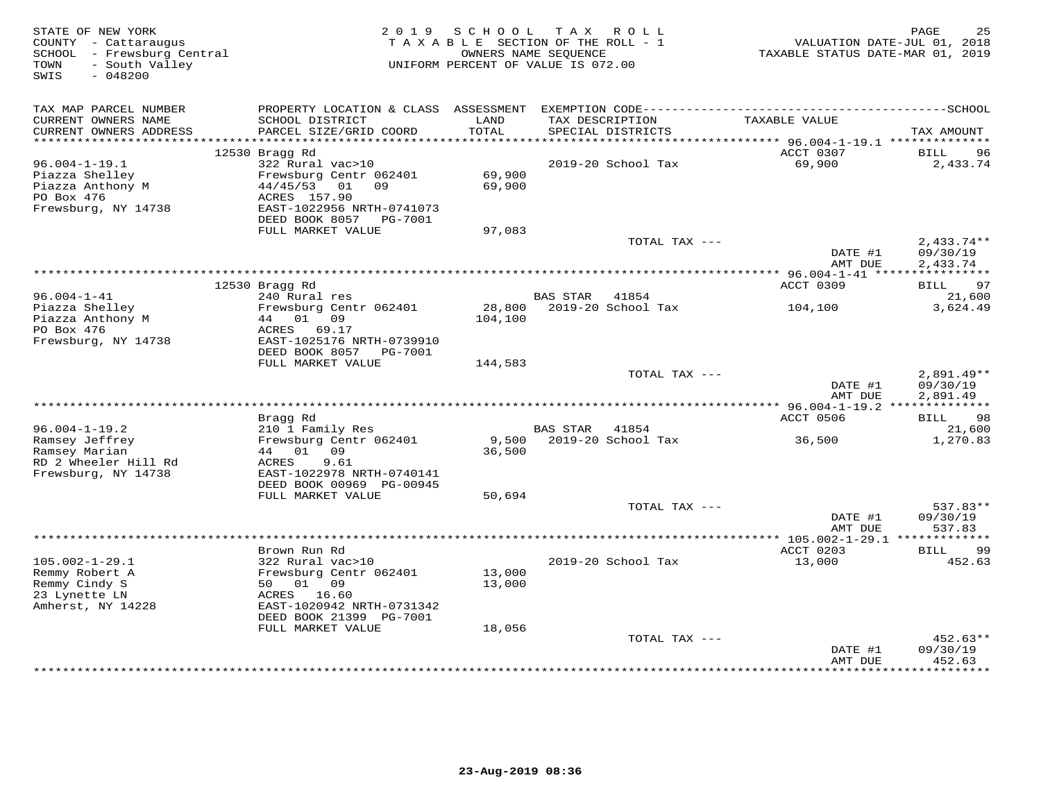STATE OF NEW YORK — 2019 SCHOOL TAX ROLL
COUNTY - Cattaraugus — TAXABLE SECTION OF THE ROLL - 1 — VALUATION DATE-JUL 01, 2018
SCHOOL - Frewsburg Central — OWNERS NAME SEQUENCE — TAXABLE STATUS DATE-MAR 01, 2019
TOWN - South Valley — UNIFORM PERCENT OF VALUE IS 072.00
SWIS - 048200

| TAX MAP PARCEL NUMBER / CURRENT OWNERS NAME / CURRENT OWNERS ADDRESS | PROPERTY LOCATION & CLASS / SCHOOL DISTRICT / PARCEL SIZE/GRID COORD | ASSESSMENT LAND / TOTAL | EXEMPTION CODE / TAX DESCRIPTION / SPECIAL DISTRICTS | TAXABLE VALUE | SCHOOL TAX AMOUNT |
|---|---|---|---|---|---|
| 96.004-1-19.1 | 12530 Bragg Rd | | | ACCT 0307 | BILL 96 |
| Piazza Shelley | 322 Rural vac>10 | | 2019-20 School Tax | 69,900 | 2,433.74 |
| Piazza Anthony M | Frewsburg Centr 062401 | 69,900 | | | |
| PO Box 476 | 44/45/53 01 09 | 69,900 | | | |
| Frewsburg, NY 14738 | ACRES 157.90 | | | | |
| | EAST-1022956 NRTH-0741073 | | | | |
| | DEED BOOK 8057 PG-7001 | | | | |
| | FULL MARKET VALUE | 97,083 | | | |
| | | | TOTAL TAX --- | | 2,433.74** |
| | | | | DATE #1 | 09/30/19 |
| | | | | AMT DUE | 2,433.74 |
| 96.004-1-41 | 12530 Bragg Rd | | | ACCT 0309 | BILL 97 |
| Piazza Shelley | 240 Rural res | | BAS STAR 41854 | | 21,600 |
| Piazza Anthony M | Frewsburg Centr 062401 | 28,800 | 2019-20 School Tax | 104,100 | 3,624.49 |
| PO Box 476 | 44 01 09 | 104,100 | | | |
| Frewsburg, NY 14738 | ACRES 69.17 | | | | |
| | EAST-1025176 NRTH-0739910 | | | | |
| | DEED BOOK 8057 PG-7001 | | | | |
| | FULL MARKET VALUE | 144,583 | | | |
| | | | TOTAL TAX --- | | 2,891.49** |
| | | | | DATE #1 | 09/30/19 |
| | | | | AMT DUE | 2,891.49 |
| 96.004-1-19.2 | Bragg Rd | | | ACCT 0506 | BILL 98 |
| Ramsey Jeffrey | 210 1 Family Res | | BAS STAR 41854 | | 21,600 |
| Ramsey Marian | Frewsburg Centr 062401 | 9,500 | 2019-20 School Tax | 36,500 | 1,270.83 |
| RD 2 Wheeler Hill Rd | 44 01 09 | 36,500 | | | |
| Frewsburg, NY 14738 | ACRES 9.61 | | | | |
| | EAST-1022978 NRTH-0740141 | | | | |
| | DEED BOOK 00969 PG-00945 | | | | |
| | FULL MARKET VALUE | 50,694 | | | |
| | | | TOTAL TAX --- | | 537.83** |
| | | | | DATE #1 | 09/30/19 |
| | | | | AMT DUE | 537.83 |
| 105.002-1-29.1 | Brown Run Rd | | | ACCT 0203 | BILL 99 |
| Remmy Robert A | 322 Rural vac>10 | | 2019-20 School Tax | 13,000 | 452.63 |
| Remmy Cindy S | Frewsburg Centr 062401 | 13,000 | | | |
| 23 Lynette LN | 50 01 09 | 13,000 | | | |
| Amherst, NY 14228 | ACRES 16.60 | | | | |
| | EAST-1020942 NRTH-0731342 | | | | |
| | DEED BOOK 21399 PG-7001 | | | | |
| | FULL MARKET VALUE | 18,056 | | | |
| | | | TOTAL TAX --- | | 452.63** |
| | | | | DATE #1 | 09/30/19 |
| | | | | AMT DUE | 452.63 |

23-Aug-2019 08:36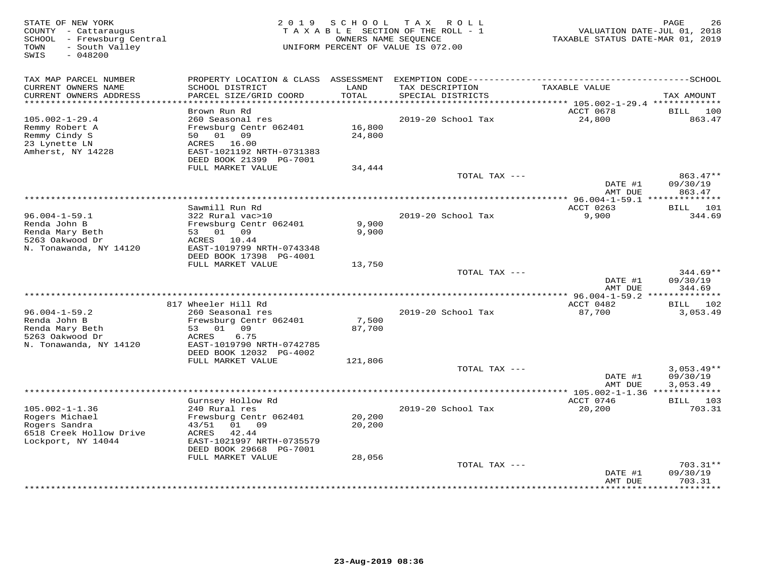STATE OF NEW YORK
COUNTY - Cattaraugus
SCHOOL - Frewsburg Central
TOWN - South Valley
SWIS - 048200

2019 SCHOOL TAX ROLL
TAXABLE SECTION OF THE ROLL - 1
OWNERS NAME SEQUENCE
UNIFORM PERCENT OF VALUE IS 072.00

VALUATION DATE-JUL 01, 2018
TAXABLE STATUS DATE-MAR 01, 2019

| TAX MAP PARCEL NUMBER / CURRENT OWNERS NAME / CURRENT OWNERS ADDRESS | PROPERTY LOCATION & CLASS / SCHOOL DISTRICT / PARCEL SIZE/GRID COORD | ASSESSMENT LAND / TOTAL | EXEMPTION CODE / TAX DESCRIPTION / SPECIAL DISTRICTS | TAXABLE VALUE | SCHOOL TAX AMOUNT |
|---|---|---|---|---|---|
| | Brown Run Rd | | | ACCT 0678 | BILL 100 |
| 105.002-1-29.4 | 260 Seasonal res | | 2019-20 School Tax | 24,800 | 863.47 |
| Remmy Robert A | Frewsburg Centr 062401 | 16,800 | | | |
| Remmy Cindy S | 50 01 09 | 24,800 | | | |
| 23 Lynette LN | ACRES 16.00 | | | | |
| Amherst, NY 14228 | EAST-1021192 NRTH-0731383 | | | | |
| | DEED BOOK 21399 PG-7001 | | | | |
| | FULL MARKET VALUE | 34,444 | | | |
| | | | TOTAL TAX --- | | 863.47** |
| | | | | DATE #1 | 09/30/19 |
| | | | | AMT DUE | 863.47 |
| | Sawmill Run Rd | | | ACCT 0263 | BILL 101 |
| 96.004-1-59.1 | 322 Rural vac>10 | | 2019-20 School Tax | 9,900 | 344.69 |
| Renda John B | Frewsburg Centr 062401 | 9,900 | | | |
| Renda Mary Beth | 53 01 09 | 9,900 | | | |
| 5263 Oakwood Dr | ACRES 10.44 | | | | |
| N. Tonawanda, NY 14120 | EAST-1019799 NRTH-0743348 | | | | |
| | DEED BOOK 17398 PG-4001 | | | | |
| | FULL MARKET VALUE | 13,750 | | | |
| | | | TOTAL TAX --- | | 344.69** |
| | | | | DATE #1 | 09/30/19 |
| | | | | AMT DUE | 344.69 |
| | 817 Wheeler Hill Rd | | | ACCT 0482 | BILL 102 |
| 96.004-1-59.2 | 260 Seasonal res | | 2019-20 School Tax | 87,700 | 3,053.49 |
| Renda John B | Frewsburg Centr 062401 | 7,500 | | | |
| Renda Mary Beth | 53 01 09 | 87,700 | | | |
| 5263 Oakwood Dr | ACRES 6.75 | | | | |
| N. Tonawanda, NY 14120 | EAST-1019790 NRTH-0742785 | | | | |
| | DEED BOOK 12032 PG-4002 | | | | |
| | FULL MARKET VALUE | 121,806 | | | |
| | | | TOTAL TAX --- | | 3,053.49** |
| | | | | DATE #1 | 09/30/19 |
| | | | | AMT DUE | 3,053.49 |
| | Gurnsey Hollow Rd | | | ACCT 0746 | BILL 103 |
| 105.002-1-1.36 | 240 Rural res | | 2019-20 School Tax | 20,200 | 703.31 |
| Rogers Michael | Frewsburg Centr 062401 | 20,200 | | | |
| Rogers Sandra | 43/51 01 09 | 20,200 | | | |
| 6518 Creek Hollow Drive | ACRES 42.44 | | | | |
| Lockport, NY 14044 | EAST-1021997 NRTH-0735579 | | | | |
| | DEED BOOK 29668 PG-7001 | | | | |
| | FULL MARKET VALUE | 28,056 | | | |
| | | | TOTAL TAX --- | | 703.31** |
| | | | | DATE #1 | 09/30/19 |
| | | | | AMT DUE | 703.31 |

23-Aug-2019 08:36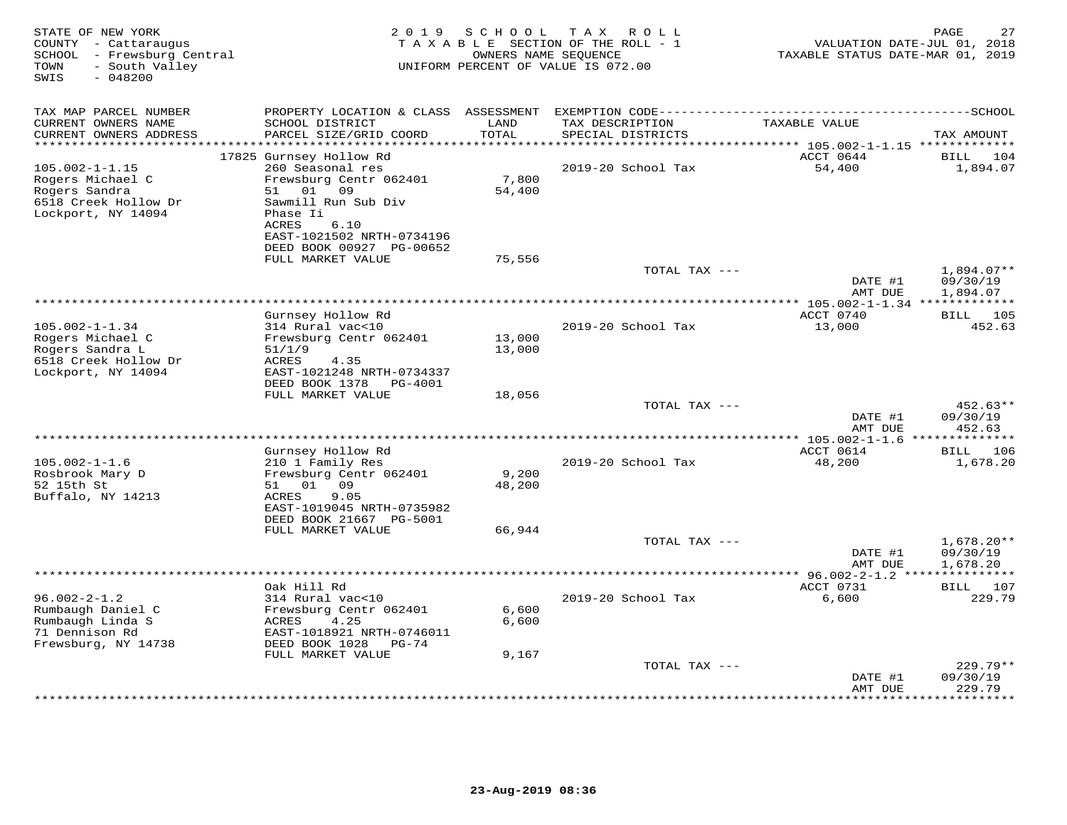STATE OF NEW YORK
COUNTY - Cattaraugus
SCHOOL - Frewsburg Central
TOWN - South Valley
SWIS - 048200

2019 SCHOOL TAX ROLL
TAXABLE SECTION OF THE ROLL - 1
OWNERS NAME SEQUENCE
UNIFORM PERCENT OF VALUE IS 072.00

VALUATION DATE-JUL 01, 2018
TAXABLE STATUS DATE-MAR 01, 2019

| TAX MAP PARCEL NUMBER / CURRENT OWNERS NAME / CURRENT OWNERS ADDRESS | PROPERTY LOCATION & CLASS / SCHOOL DISTRICT / PARCEL SIZE/GRID COORD | ASSESSMENT LAND / TOTAL | EXEMPTION CODE / TAX DESCRIPTION / SPECIAL DISTRICTS | TAXABLE VALUE | SCHOOL TAX AMOUNT |
|---|---|---|---|---|---|
| 105.002-1-1.15 | 17825 Gurnsey Hollow Rd | | | ACCT 0644 | BILL 104 |
| Rogers Michael C | 260 Seasonal res | | 2019-20 School Tax | 54,400 | 1,894.07 |
| Rogers Sandra | Frewsburg Centr 062401 | 7,800 | | | |
| 6518 Creek Hollow Dr | 51 01 09 | 54,400 | | | |
| Lockport, NY 14094 | Sawmill Run Sub Div | | | | |
| | Phase Ii | | | | |
| | ACRES 6.10 | | | | |
| | EAST-1021502 NRTH-0734196 | | | | |
| | DEED BOOK 00927 PG-00652 | | | | |
| | FULL MARKET VALUE | 75,556 | | | |
| | | | TOTAL TAX --- | | 1,894.07** |
| | | | | DATE #1 | 09/30/19 |
| | | | | AMT DUE | 1,894.07 |
| 105.002-1-1.34 | Gurnsey Hollow Rd | | | ACCT 0740 | BILL 105 |
| Rogers Michael C | 314 Rural vac<10 | | 2019-20 School Tax | 13,000 | 452.63 |
| Rogers Sandra L | Frewsburg Centr 062401 | 13,000 | | | |
| 6518 Creek Hollow Dr | 51/1/9 | 13,000 | | | |
| Lockport, NY 14094 | ACRES 4.35 | | | | |
| | EAST-1021248 NRTH-0734337 | | | | |
| | DEED BOOK 1378 PG-4001 | | | | |
| | FULL MARKET VALUE | 18,056 | | | |
| | | | TOTAL TAX --- | | 452.63** |
| | | | | DATE #1 | 09/30/19 |
| | | | | AMT DUE | 452.63 |
| 105.002-1-1.6 | Gurnsey Hollow Rd | | | ACCT 0614 | BILL 106 |
| Rosbrook Mary D | 210 1 Family Res | | 2019-20 School Tax | 48,200 | 1,678.20 |
| 52 15th St | Frewsburg Centr 062401 | 9,200 | | | |
| Buffalo, NY 14213 | 51 01 09 | 48,200 | | | |
| | ACRES 9.05 | | | | |
| | EAST-1019045 NRTH-0735982 | | | | |
| | DEED BOOK 21667 PG-5001 | | | | |
| | FULL MARKET VALUE | 66,944 | | | |
| | | | TOTAL TAX --- | | 1,678.20** |
| | | | | DATE #1 | 09/30/19 |
| | | | | AMT DUE | 1,678.20 |
| 96.002-2-1.2 | Oak Hill Rd | | | ACCT 0731 | BILL 107 |
| Rumbaugh Daniel C | 314 Rural vac<10 | | 2019-20 School Tax | 6,600 | 229.79 |
| Rumbaugh Linda S | Frewsburg Centr 062401 | 6,600 | | | |
| 71 Dennison Rd | ACRES 4.25 | 6,600 | | | |
| Frewsburg, NY 14738 | EAST-1018921 NRTH-0746011 | | | | |
| | DEED BOOK 1028 PG-74 | | | | |
| | FULL MARKET VALUE | 9,167 | | | |
| | | | TOTAL TAX --- | | 229.79** |
| | | | | DATE #1 | 09/30/19 |
| | | | | AMT DUE | 229.79 |

23-Aug-2019 08:36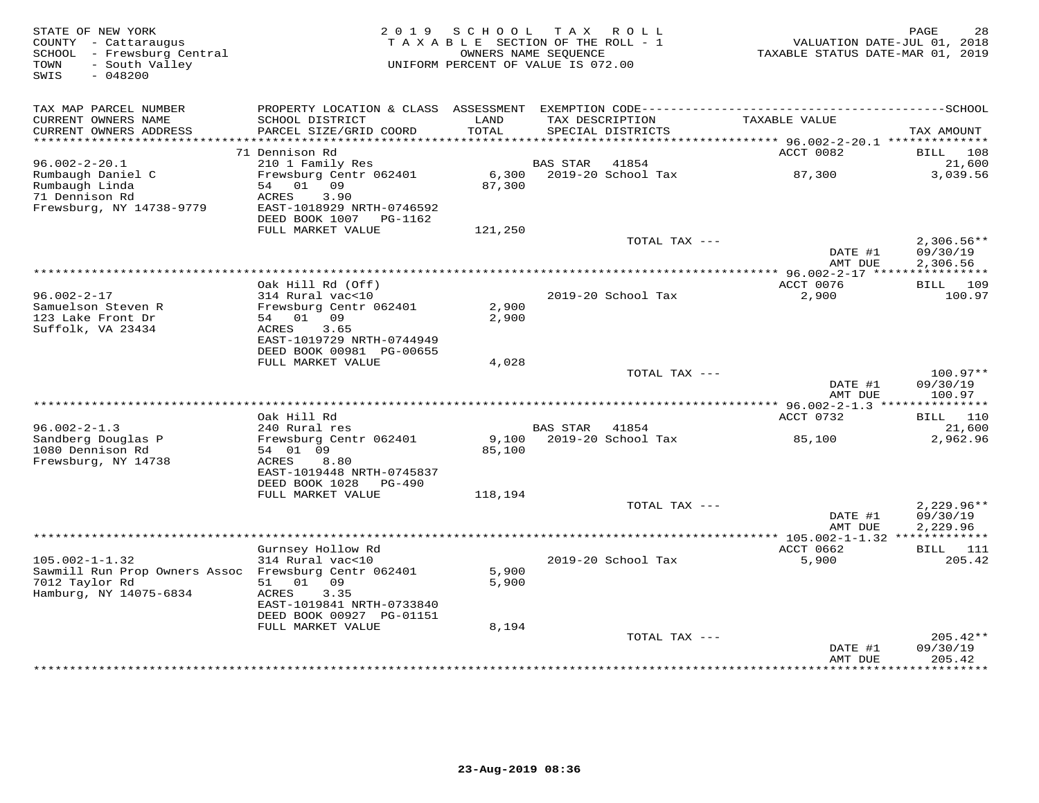STATE OF NEW YORK
COUNTY - Cattaraugus
SCHOOL - Frewsburg Central
TOWN - South Valley
SWIS - 048200

2019 SCHOOL TAX ROLL
TAXABLE SECTION OF THE ROLL - 1
OWNERS NAME SEQUENCE
UNIFORM PERCENT OF VALUE IS 072.00

VALUATION DATE-JUL 01, 2018
TAXABLE STATUS DATE-MAR 01, 2019

| TAX MAP PARCEL NUMBER / CURRENT OWNERS NAME / CURRENT OWNERS ADDRESS | PROPERTY LOCATION & CLASS / SCHOOL DISTRICT / PARCEL SIZE/GRID COORD | ASSESSMENT LAND / TOTAL | EXEMPTION CODE / TAX DESCRIPTION / SPECIAL DISTRICTS | TAXABLE VALUE | TAX AMOUNT |
|---|---|---|---|---|---|
| **96.002-2-20.1** | 71 Dennison Rd | | | ACCT 0082 | BILL 108 |
| Rumbaugh Daniel C | 210 1 Family Res | | BAS STAR 41854 | | 21,600 |
| Rumbaugh Linda | Frewsburg Centr 062401 | 6,300 | 2019-20 School Tax | 87,300 | 3,039.56 |
| 71 Dennison Rd | 54 01 09 | 87,300 | | | |
| Frewsburg, NY 14738-9779 | ACRES 3.90 | | | | |
| | EAST-1018929 NRTH-0746592 | | | | |
| | DEED BOOK 1007 PG-1162 | | | | |
| | FULL MARKET VALUE | 121,250 | | | |
| | | | TOTAL TAX --- | | 2,306.56** |
| | | | | DATE #1 | 09/30/19 |
| | | | | AMT DUE | 2,306.56 |
| **96.002-2-17** | Oak Hill Rd (Off) | | | ACCT 0076 | BILL 109 |
| Samuelson Steven R | 314 Rural vac<10 | | 2019-20 School Tax | 2,900 | 100.97 |
| 123 Lake Front Dr | Frewsburg Centr 062401 | 2,900 | | | |
| Suffolk, VA 23434 | 54 01 09 | 2,900 | | | |
| | ACRES 3.65 | | | | |
| | EAST-1019729 NRTH-0744949 | | | | |
| | DEED BOOK 00981 PG-00655 | | | | |
| | FULL MARKET VALUE | 4,028 | | | |
| | | | TOTAL TAX --- | | 100.97** |
| | | | | DATE #1 | 09/30/19 |
| | | | | AMT DUE | 100.97 |
| **96.002-2-1.3** | Oak Hill Rd | | | ACCT 0732 | BILL 110 |
| Sandberg Douglas P | 240 Rural res | | BAS STAR 41854 | | 21,600 |
| 1080 Dennison Rd | Frewsburg Centr 062401 | 9,100 | 2019-20 School Tax | 85,100 | 2,962.96 |
| Frewsburg, NY 14738 | 54 01 09 | 85,100 | | | |
| | ACRES 8.80 | | | | |
| | EAST-1019448 NRTH-0745837 | | | | |
| | DEED BOOK 1028 PG-490 | | | | |
| | FULL MARKET VALUE | 118,194 | | | |
| | | | TOTAL TAX --- | | 2,229.96** |
| | | | | DATE #1 | 09/30/19 |
| | | | | AMT DUE | 2,229.96 |
| **105.002-1-1.32** | Gurnsey Hollow Rd | | | ACCT 0662 | BILL 111 |
| Sawmill Run Prop Owners Assoc | 314 Rural vac<10 | | 2019-20 School Tax | 5,900 | 205.42 |
| 7012 Taylor Rd | Frewsburg Centr 062401 | 5,900 | | | |
| Hamburg, NY 14075-6834 | 51 01 09 | 5,900 | | | |
| | ACRES 3.35 | | | | |
| | EAST-1019841 NRTH-0733840 | | | | |
| | DEED BOOK 00927 PG-01151 | | | | |
| | FULL MARKET VALUE | 8,194 | | | |
| | | | TOTAL TAX --- | | 205.42** |
| | | | | DATE #1 | 09/30/19 |
| | | | | AMT DUE | 205.42 |

23-Aug-2019 08:36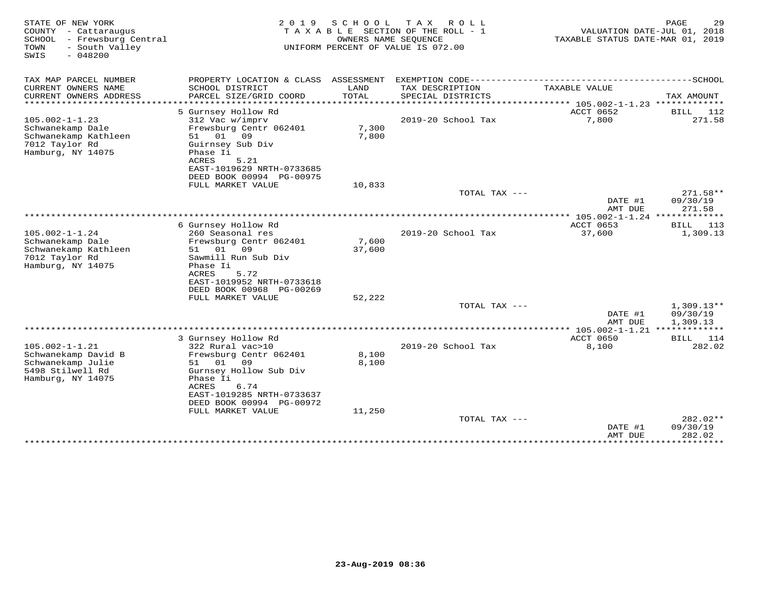STATE OF NEW YORK
COUNTY - Cattaraugus
SCHOOL - Frewsburg Central
TOWN - South Valley
SWIS - 048200

2019 SCHOOL TAX ROLL
TAXABLE SECTION OF THE ROLL - 1
OWNERS NAME SEQUENCE
UNIFORM PERCENT OF VALUE IS 072.00

VALUATION DATE-JUL 01, 2018
TAXABLE STATUS DATE-MAR 01, 2019

| TAX MAP PARCEL NUMBER / CURRENT OWNERS NAME / CURRENT OWNERS ADDRESS | PROPERTY LOCATION & CLASS / SCHOOL DISTRICT / PARCEL SIZE/GRID COORD | ASSESSMENT LAND / TOTAL | EXEMPTION CODE / TAX DESCRIPTION / SPECIAL DISTRICTS | TAXABLE VALUE | SCHOOL TAX AMOUNT |
|---|---|---|---|---|---|
| 105.002-1-1.23 | 5 Gurnsey Hollow Rd | | | ACCT 0652 | BILL 112 |
| Schwanekamp Dale | 312 Vac w/imprv | | 2019-20 School Tax | 7,800 | 271.58 |
| Schwanekamp Kathleen | Frewsburg Centr 062401 | 7,300 | | | |
| 7012 Taylor Rd | 51 01 09 | 7,800 | | | |
| Hamburg, NY 14075 | Guirnsey Sub Div | | | | |
| | Phase Ii | | | | |
| | ACRES 5.21 | | | | |
| | EAST-1019629 NRTH-0733685 | | | | |
| | DEED BOOK 00994 PG-00975 | | | | |
| | FULL MARKET VALUE | 10,833 | | | |
| | | | TOTAL TAX --- | | 271.58** |
| | | | | DATE #1 | 09/30/19 |
| | | | | AMT DUE | 271.58 |
| 105.002-1-1.24 | 6 Gurnsey Hollow Rd | | | ACCT 0653 | BILL 113 |
| Schwanekamp Dale | 260 Seasonal res | | 2019-20 School Tax | 37,600 | 1,309.13 |
| Schwanekamp Kathleen | Frewsburg Centr 062401 | 7,600 | | | |
| 7012 Taylor Rd | 51 01 09 | 37,600 | | | |
| Hamburg, NY 14075 | Sawmill Run Sub Div | | | | |
| | Phase Ii | | | | |
| | ACRES 5.72 | | | | |
| | EAST-1019952 NRTH-0733618 | | | | |
| | DEED BOOK 00968 PG-00269 | | | | |
| | FULL MARKET VALUE | 52,222 | | | |
| | | | TOTAL TAX --- | | 1,309.13** |
| | | | | DATE #1 | 09/30/19 |
| | | | | AMT DUE | 1,309.13 |
| 105.002-1-1.21 | 3 Gurnsey Hollow Rd | | | ACCT 0650 | BILL 114 |
| Schwanekamp David B | 322 Rural vac>10 | | 2019-20 School Tax | 8,100 | 282.02 |
| Schwanekamp Julie | Frewsburg Centr 062401 | 8,100 | | | |
| 5498 Stilwell Rd | 51 01 09 | 8,100 | | | |
| Hamburg, NY 14075 | Gurnsey Hollow Sub Div | | | | |
| | Phase Ii | | | | |
| | ACRES 6.74 | | | | |
| | EAST-1019285 NRTH-0733637 | | | | |
| | DEED BOOK 00994 PG-00972 | | | | |
| | FULL MARKET VALUE | 11,250 | | | |
| | | | TOTAL TAX --- | | 282.02** |
| | | | | DATE #1 | 09/30/19 |
| | | | | AMT DUE | 282.02 |

23-Aug-2019 08:36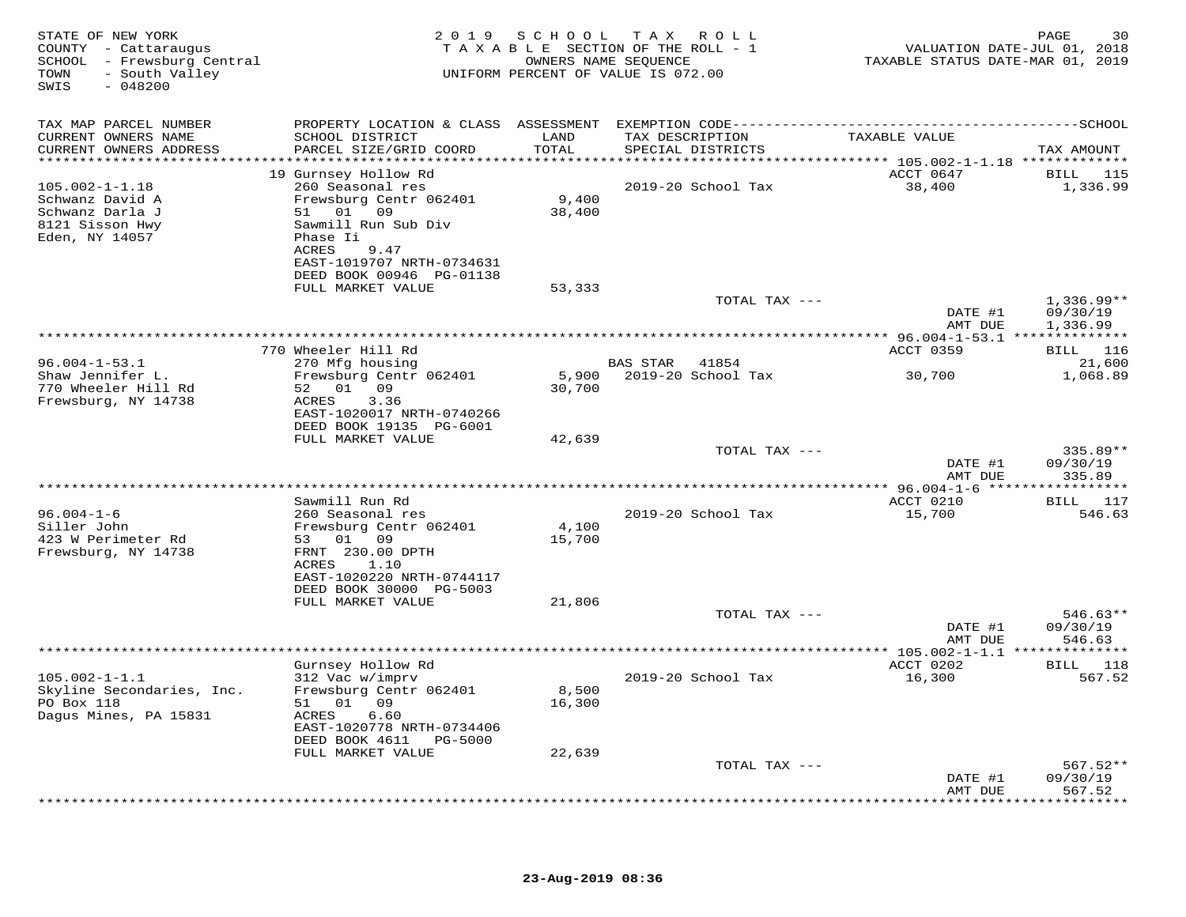STATE OF NEW YORK
COUNTY - Cattaraugus
SCHOOL - Frewsburg Central
TOWN - South Valley
SWIS - 048200

2019 SCHOOL TAX ROLL
TAXABLE SECTION OF THE ROLL - 1
OWNERS NAME SEQUENCE
UNIFORM PERCENT OF VALUE IS 072.00

VALUATION DATE-JUL 01, 2018
TAXABLE STATUS DATE-MAR 01, 2019

| TAX MAP PARCEL NUMBER / CURRENT OWNERS NAME / CURRENT OWNERS ADDRESS | PROPERTY LOCATION & CLASS / SCHOOL DISTRICT / PARCEL SIZE/GRID COORD | ASSESSMENT LAND / TOTAL | EXEMPTION CODE / TAX DESCRIPTION / SPECIAL DISTRICTS | TAXABLE VALUE | TAX AMOUNT |
|---|---|---|---|---|---|
| 105.002-1-1.18 | 19 Gurnsey Hollow Rd | | | ACCT 0647 | BILL 115 |
| Schwanz David A | 260 Seasonal res | | 2019-20 School Tax | 38,400 | 1,336.99 |
| Schwanz Darla J | Frewsburg Centr 062401 | 9,400 | | | |
| 8121 Sisson Hwy | 51 01 09 | 38,400 | | | |
| Eden, NY 14057 | Sawmill Run Sub Div | | | | |
| | Phase Ii | | | | |
| | ACRES 9.47 | | | | |
| | EAST-1019707 NRTH-0734631 | | | | |
| | DEED BOOK 00946 PG-01138 | | | | |
| | FULL MARKET VALUE | 53,333 | | | |
| | | | TOTAL TAX --- | | 1,336.99** |
| | | | | DATE #1 | 09/30/19 |
| | | | | AMT DUE | 1,336.99 |
| 96.004-1-53.1 | 770 Wheeler Hill Rd | | | ACCT 0359 | BILL 116 |
| Shaw Jennifer L. | 270 Mfg housing | | BAS STAR 41854 | | 21,600 |
| 770 Wheeler Hill Rd | Frewsburg Centr 062401 | 5,900 | 2019-20 School Tax | 30,700 | 1,068.89 |
| Frewsburg, NY 14738 | 52 01 09 | 30,700 | | | |
| | ACRES 3.36 | | | | |
| | EAST-1020017 NRTH-0740266 | | | | |
| | DEED BOOK 19135 PG-6001 | | | | |
| | FULL MARKET VALUE | 42,639 | | | |
| | | | TOTAL TAX --- | | 335.89** |
| | | | | DATE #1 | 09/30/19 |
| | | | | AMT DUE | 335.89 |
| 96.004-1-6 | Sawmill Run Rd | | | ACCT 0210 | BILL 117 |
| Siller John | 260 Seasonal res | | 2019-20 School Tax | 15,700 | 546.63 |
| 423 W Perimeter Rd | Frewsburg Centr 062401 | 4,100 | | | |
| Frewsburg, NY 14738 | 53 01 09 | 15,700 | | | |
| | FRNT 230.00 DPTH | | | | |
| | ACRES 1.10 | | | | |
| | EAST-1020220 NRTH-0744117 | | | | |
| | DEED BOOK 30000 PG-5003 | | | | |
| | FULL MARKET VALUE | 21,806 | | | |
| | | | TOTAL TAX --- | | 546.63** |
| | | | | DATE #1 | 09/30/19 |
| | | | | AMT DUE | 546.63 |
| 105.002-1-1.1 | Gurnsey Hollow Rd | | | ACCT 0202 | BILL 118 |
| Skyline Secondaries, Inc. | 312 Vac w/imprv | | 2019-20 School Tax | 16,300 | 567.52 |
| PO Box 118 | Frewsburg Centr 062401 | 8,500 | | | |
| Dagus Mines, PA 15831 | 51 01 09 | 16,300 | | | |
| | ACRES 6.60 | | | | |
| | EAST-1020778 NRTH-0734406 | | | | |
| | DEED BOOK 4611 PG-5000 | | | | |
| | FULL MARKET VALUE | 22,639 | | | |
| | | | TOTAL TAX --- | | 567.52** |
| | | | | DATE #1 | 09/30/19 |
| | | | | AMT DUE | 567.52 |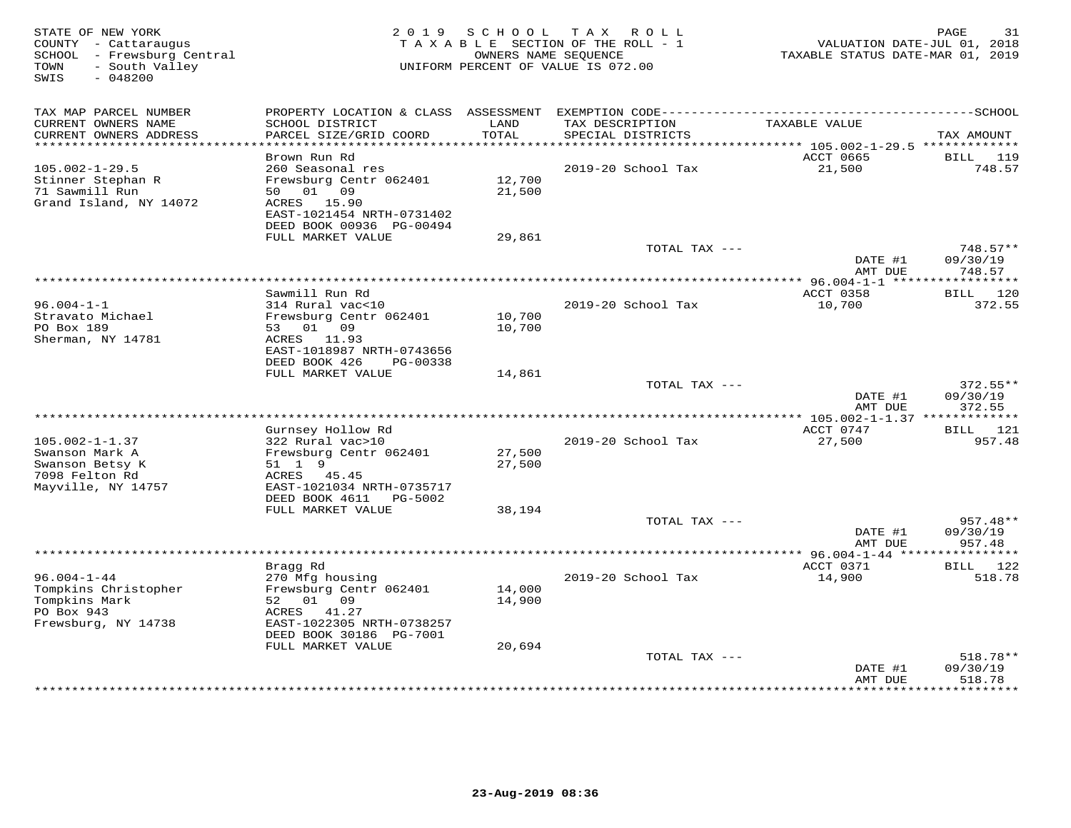STATE OF NEW YORK
COUNTY - Cattaraugus
SCHOOL - Frewsburg Central
TOWN - South Valley
SWIS - 048200

2019 SCHOOL TAX ROLL
TAXABLE SECTION OF THE ROLL - 1
OWNERS NAME SEQUENCE
UNIFORM PERCENT OF VALUE IS 072.00

VALUATION DATE-JUL 01, 2018
TAXABLE STATUS DATE-MAR 01, 2019

| TAX MAP PARCEL NUMBER / CURRENT OWNERS NAME / CURRENT OWNERS ADDRESS | PROPERTY LOCATION & CLASS / SCHOOL DISTRICT / PARCEL SIZE/GRID COORD | ASSESSMENT LAND / TOTAL | EXEMPTION CODE / TAX DESCRIPTION / SPECIAL DISTRICTS | TAXABLE VALUE | TAX AMOUNT |
|---|---|---|---|---|---|
| 105.002-1-29.5 | Brown Run Rd | | | ACCT 0665 | BILL 119 |
| 105.002-1-29.5 | 260 Seasonal res | | 2019-20 School Tax | 21,500 | 748.57 |
| Stinner Stephan R | Frewsburg Centr 062401 | 12,700 | | | |
| 71 Sawmill Run | 50 01 09 | 21,500 | | | |
| Grand Island, NY 14072 | ACRES 15.90 | | | | |
| | EAST-1021454 NRTH-0731402 | | | | |
| | DEED BOOK 00936 PG-00494 | | | | |
| | FULL MARKET VALUE | 29,861 | | | |
| | | | TOTAL TAX --- | | 748.57** |
| | | | | DATE #1 | 09/30/19 |
| | | | | AMT DUE | 748.57 |
| 96.004-1-1 | Sawmill Run Rd | | | ACCT 0358 | BILL 120 |
| 96.004-1-1 | 314 Rural vac<10 | | 2019-20 School Tax | 10,700 | 372.55 |
| Stravato Michael | Frewsburg Centr 062401 | 10,700 | | | |
| PO Box 189 | 53 01 09 | 10,700 | | | |
| Sherman, NY 14781 | ACRES 11.93 | | | | |
| | EAST-1018987 NRTH-0743656 | | | | |
| | DEED BOOK 426 PG-00338 | | | | |
| | FULL MARKET VALUE | 14,861 | | | |
| | | | TOTAL TAX --- | | 372.55** |
| | | | | DATE #1 | 09/30/19 |
| | | | | AMT DUE | 372.55 |
| 105.002-1-1.37 | Gurnsey Hollow Rd | | | ACCT 0747 | BILL 121 |
| 105.002-1-1.37 | 322 Rural vac>10 | | 2019-20 School Tax | 27,500 | 957.48 |
| Swanson Mark A | Frewsburg Centr 062401 | 27,500 | | | |
| Swanson Betsy K | 51 1 9 | 27,500 | | | |
| 7098 Felton Rd | ACRES 45.45 | | | | |
| Mayville, NY 14757 | EAST-1021034 NRTH-0735717 | | | | |
| | DEED BOOK 4611 PG-5002 | | | | |
| | FULL MARKET VALUE | 38,194 | | | |
| | | | TOTAL TAX --- | | 957.48** |
| | | | | DATE #1 | 09/30/19 |
| | | | | AMT DUE | 957.48 |
| 96.004-1-44 | Bragg Rd | | | ACCT 0371 | BILL 122 |
| 96.004-1-44 | 270 Mfg housing | | 2019-20 School Tax | 14,900 | 518.78 |
| Tompkins Christopher | Frewsburg Centr 062401 | 14,000 | | | |
| Tompkins Mark | 52 01 09 | 14,900 | | | |
| PO Box 943 | ACRES 41.27 | | | | |
| Frewsburg, NY 14738 | EAST-1022305 NRTH-0738257 | | | | |
| | DEED BOOK 30186 PG-7001 | | | | |
| | FULL MARKET VALUE | 20,694 | | | |
| | | | TOTAL TAX --- | | 518.78** |
| | | | | DATE #1 | 09/30/19 |
| | | | | AMT DUE | 518.78 |

23-Aug-2019 08:36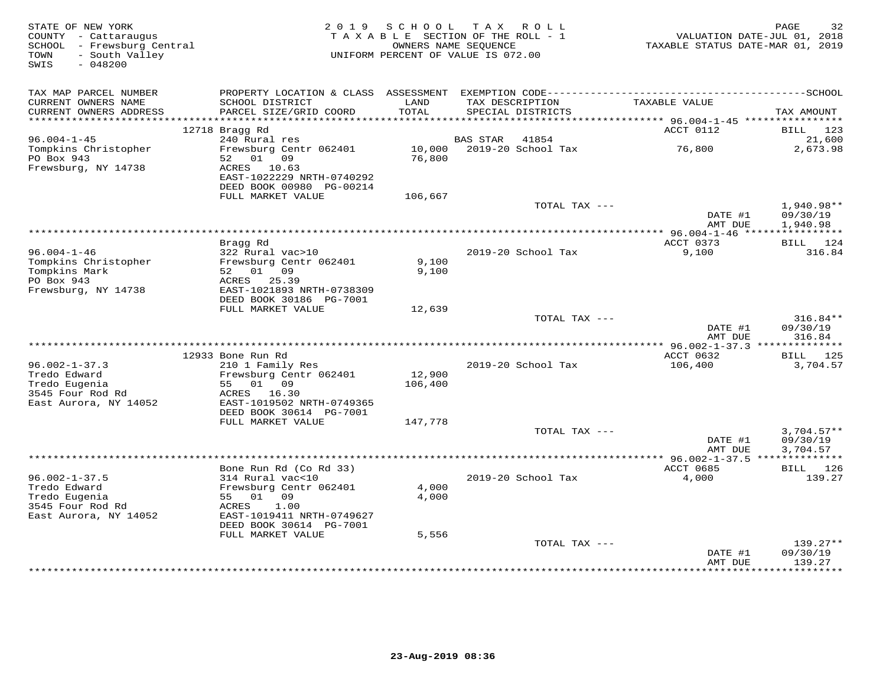STATE OF NEW YORK
COUNTY - Cattaraugus
SCHOOL - Frewsburg Central
TOWN - South Valley
SWIS - 048200

2019 SCHOOL TAX ROLL
TAXABLE SECTION OF THE ROLL - 1
OWNERS NAME SEQUENCE
UNIFORM PERCENT OF VALUE IS 072.00

VALUATION DATE-JUL 01, 2018
TAXABLE STATUS DATE-MAR 01, 2019

| TAX MAP PARCEL NUMBER / CURRENT OWNERS NAME / CURRENT OWNERS ADDRESS | PROPERTY LOCATION & CLASS / SCHOOL DISTRICT / PARCEL SIZE/GRID COORD | ASSESSMENT LAND / TOTAL | EXEMPTION CODE / TAX DESCRIPTION / SPECIAL DISTRICTS | TAXABLE VALUE | TAX AMOUNT |
|---|---|---|---|---|---|
| | 12718 Bragg Rd | | | ACCT 0112 | BILL 123 |
| 96.004-1-45 | 240 Rural res | | BAS STAR 41854 | | 21,600 |
| Tompkins Christopher | Frewsburg Centr 062401 | 10,000 | 2019-20 School Tax | 76,800 | 2,673.98 |
| PO Box 943 | 52 01 09 | 76,800 | | | |
| Frewsburg, NY 14738 | ACRES 10.63 | | | | |
| | EAST-1022229 NRTH-0740292 | | | | |
| | DEED BOOK 00980 PG-00214 | | | | |
| | FULL MARKET VALUE | 106,667 | | | |
| | | | TOTAL TAX --- | | 1,940.98** |
| | | | | DATE #1 | 09/30/19 |
| | | | | AMT DUE | 1,940.98 |
| | Bragg Rd | | | ACCT 0373 | BILL 124 |
| 96.004-1-46 | 322 Rural vac>10 | | 2019-20 School Tax | 9,100 | 316.84 |
| Tompkins Christopher | Frewsburg Centr 062401 | 9,100 | | | |
| Tompkins Mark | 52 01 09 | 9,100 | | | |
| PO Box 943 | ACRES 25.39 | | | | |
| Frewsburg, NY 14738 | EAST-1021893 NRTH-0738309 | | | | |
| | DEED BOOK 30186 PG-7001 | | | | |
| | FULL MARKET VALUE | 12,639 | | | |
| | | | TOTAL TAX --- | | 316.84** |
| | | | | DATE #1 | 09/30/19 |
| | | | | AMT DUE | 316.84 |
| | 12933 Bone Run Rd | | | ACCT 0632 | BILL 125 |
| 96.002-1-37.3 | 210 1 Family Res | | 2019-20 School Tax | 106,400 | 3,704.57 |
| Tredo Edward | Frewsburg Centr 062401 | 12,900 | | | |
| Tredo Eugenia | 55 01 09 | 106,400 | | | |
| 3545 Four Rod Rd | ACRES 16.30 | | | | |
| East Aurora, NY 14052 | EAST-1019502 NRTH-0749365 | | | | |
| | DEED BOOK 30614 PG-7001 | | | | |
| | FULL MARKET VALUE | 147,778 | | | |
| | | | TOTAL TAX --- | | 3,704.57** |
| | | | | DATE #1 | 09/30/19 |
| | | | | AMT DUE | 3,704.57 |
| | Bone Run Rd (Co Rd 33) | | | ACCT 0685 | BILL 126 |
| 96.002-1-37.5 | 314 Rural vac<10 | | 2019-20 School Tax | 4,000 | 139.27 |
| Tredo Edward | Frewsburg Centr 062401 | 4,000 | | | |
| Tredo Eugenia | 55 01 09 | 4,000 | | | |
| 3545 Four Rod Rd | ACRES 1.00 | | | | |
| East Aurora, NY 14052 | EAST-1019411 NRTH-0749627 | | | | |
| | DEED BOOK 30614 PG-7001 | | | | |
| | FULL MARKET VALUE | 5,556 | | | |
| | | | TOTAL TAX --- | | 139.27** |
| | | | | DATE #1 | 09/30/19 |
| | | | | AMT DUE | 139.27 |

23-Aug-2019 08:36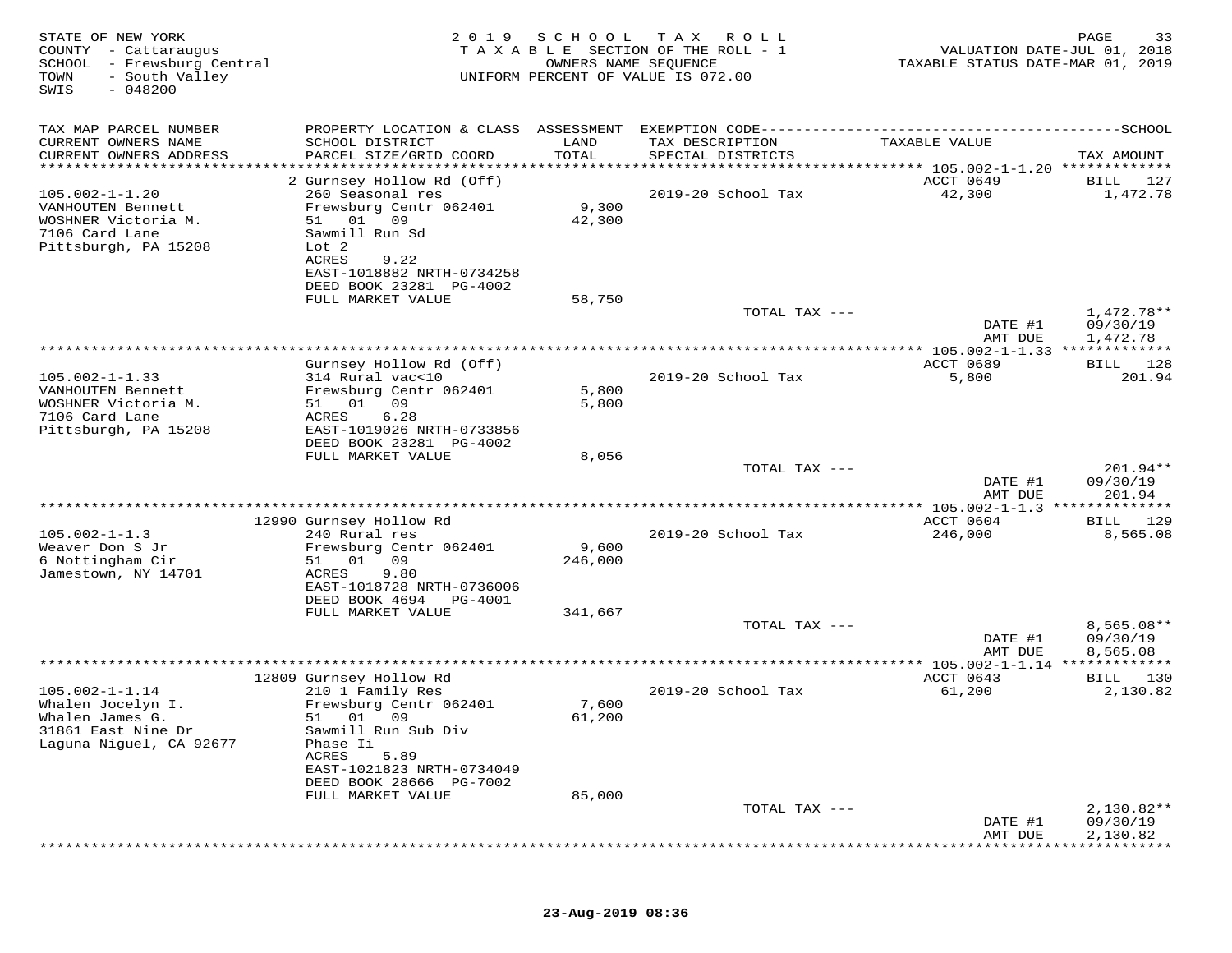STATE OF NEW YORK
COUNTY - Cattaraugus
SCHOOL - Frewsburg Central
TOWN - South Valley
SWIS - 048200

2 0 1 9 S C H O O L T A X R O L L
T A X A B L E SECTION OF THE ROLL - 1
OWNERS NAME SEQUENCE
UNIFORM PERCENT OF VALUE IS 072.00

VALUATION DATE-JUL 01, 2018
TAXABLE STATUS DATE-MAR 01, 2019

| TAX MAP PARCEL NUMBER<br>CURRENT OWNERS NAME<br>CURRENT OWNERS ADDRESS | PROPERTY LOCATION & CLASS<br>SCHOOL DISTRICT<br>PARCEL SIZE/GRID COORD | ASSESSMENT<br>LAND<br>TOTAL | EXEMPTION CODE<br>TAX DESCRIPTION<br>SPECIAL DISTRICTS | TAXABLE VALUE | SCHOOL<br>TAX AMOUNT |
|---|---|---|---|---|---|
| **105.002-1-1.20** | 2 Gurnsey Hollow Rd (Off) | | | ACCT 0649 | BILL 127 |
| 105.002-1-1.20 | 260 Seasonal res | | 2019-20 School Tax | 42,300 | 1,472.78 |
| VANHOUTEN Bennett | Frewsburg Centr 062401 | 9,300 | | | |
| WOSHNER Victoria M. | 51 01 09 | 42,300 | | | |
| 7106 Card Lane | Sawmill Run Sd | | | | |
| Pittsburgh, PA 15208 | Lot 2 | | | | |
| | ACRES 9.22 | | | | |
| | EAST-1018882 NRTH-0734258 | | | | |
| | DEED BOOK 23281 PG-4002 | | | | |
| | FULL MARKET VALUE | 58,750 | | | |
| | | | TOTAL TAX --- | | 1,472.78** |
| | | | | DATE #1 | 09/30/19 |
| | | | | AMT DUE | 1,472.78 |
| **105.002-1-1.33** | Gurnsey Hollow Rd (Off) | | | ACCT 0689 | BILL 128 |
| 105.002-1-1.33 | 314 Rural vac<10 | | 2019-20 School Tax | 5,800 | 201.94 |
| VANHOUTEN Bennett | Frewsburg Centr 062401 | 5,800 | | | |
| WOSHNER Victoria M. | 51 01 09 | 5,800 | | | |
| 7106 Card Lane | ACRES 6.28 | | | | |
| Pittsburgh, PA 15208 | EAST-1019026 NRTH-0733856 | | | | |
| | DEED BOOK 23281 PG-4002 | | | | |
| | FULL MARKET VALUE | 8,056 | | | |
| | | | TOTAL TAX --- | | 201.94** |
| | | | | DATE #1 | 09/30/19 |
| | | | | AMT DUE | 201.94 |
| **105.002-1-1.3** | 12990 Gurnsey Hollow Rd | | | ACCT 0604 | BILL 129 |
| 105.002-1-1.3 | 240 Rural res | | 2019-20 School Tax | 246,000 | 8,565.08 |
| Weaver Don S Jr | Frewsburg Centr 062401 | 9,600 | | | |
| 6 Nottingham Cir | 51 01 09 | 246,000 | | | |
| Jamestown, NY 14701 | ACRES 9.80 | | | | |
| | EAST-1018728 NRTH-0736006 | | | | |
| | DEED BOOK 4694 PG-4001 | | | | |
| | FULL MARKET VALUE | 341,667 | | | |
| | | | TOTAL TAX --- | | 8,565.08** |
| | | | | DATE #1 | 09/30/19 |
| | | | | AMT DUE | 8,565.08 |
| **105.002-1-1.14** | 12809 Gurnsey Hollow Rd | | | ACCT 0643 | BILL 130 |
| 105.002-1-1.14 | 210 1 Family Res | | 2019-20 School Tax | 61,200 | 2,130.82 |
| Whalen Jocelyn I. | Frewsburg Centr 062401 | 7,600 | | | |
| Whalen James G. | 51 01 09 | 61,200 | | | |
| 31861 East Nine Dr | Sawmill Run Sub Div | | | | |
| Laguna Niguel, CA 92677 | Phase Ii | | | | |
| | ACRES 5.89 | | | | |
| | EAST-1021823 NRTH-0734049 | | | | |
| | DEED BOOK 28666 PG-7002 | | | | |
| | FULL MARKET VALUE | 85,000 | | | |
| | | | TOTAL TAX --- | | 2,130.82** |
| | | | | DATE #1 | 09/30/19 |
| | | | | AMT DUE | 2,130.82 |

23-Aug-2019 08:36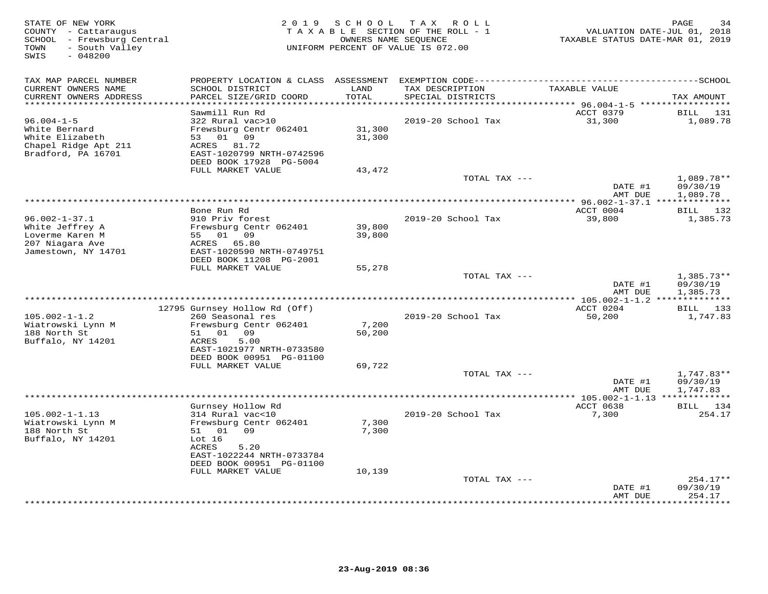STATE OF NEW YORK
COUNTY - Cattaraugus
SCHOOL - Frewsburg Central
TOWN - South Valley
SWIS - 048200

2019 SCHOOL TAX ROLL
TAXABLE SECTION OF THE ROLL - 1
OWNERS NAME SEQUENCE
UNIFORM PERCENT OF VALUE IS 072.00

VALUATION DATE-JUL 01, 2018
TAXABLE STATUS DATE-MAR 01, 2019

| TAX MAP PARCEL NUMBER / CURRENT OWNERS NAME / CURRENT OWNERS ADDRESS | PROPERTY LOCATION & CLASS / SCHOOL DISTRICT / PARCEL SIZE/GRID COORD | ASSESSMENT LAND / TOTAL | EXEMPTION CODE / TAX DESCRIPTION / SPECIAL DISTRICTS | TAXABLE VALUE | TAX AMOUNT |
|---|---|---|---|---|---|
| 96.004-1-5 | Sawmill Run Rd | | | ACCT 0379 | BILL 131 |
| White Bernard | 322 Rural vac>10 | | 2019-20 School Tax | 31,300 | 1,089.78 |
| White Elizabeth | Frewsburg Centr 062401 | 31,300 | | | |
| Chapel Ridge Apt 211 | 53 01 09 | 31,300 | | | |
| Bradford, PA 16701 | ACRES 81.72 | | | | |
| | EAST-1020799 NRTH-0742596 | | | | |
| | DEED BOOK 17928 PG-5004 | | | | |
| | FULL MARKET VALUE | 43,472 | | | |
| | | | TOTAL TAX --- | | 1,089.78** |
| | | | | DATE #1 | 09/30/19 |
| | | | | AMT DUE | 1,089.78 |
| 96.002-1-37.1 | Bone Run Rd | | | ACCT 0004 | BILL 132 |
| White Jeffrey A | 910 Priv forest | | 2019-20 School Tax | 39,800 | 1,385.73 |
| Loverme Karen M | Frewsburg Centr 062401 | 39,800 | | | |
| 207 Niagara Ave | 55 01 09 | 39,800 | | | |
| Jamestown, NY 14701 | ACRES 65.80 | | | | |
| | EAST-1020590 NRTH-0749751 | | | | |
| | DEED BOOK 11208 PG-2001 | | | | |
| | FULL MARKET VALUE | 55,278 | | | |
| | | | TOTAL TAX --- | | 1,385.73** |
| | | | | DATE #1 | 09/30/19 |
| | | | | AMT DUE | 1,385.73 |
| 105.002-1-1.2 | 12795 Gurnsey Hollow Rd (Off) | | | ACCT 0204 | BILL 133 |
| Wiatrowski Lynn M | 260 Seasonal res | | 2019-20 School Tax | 50,200 | 1,747.83 |
| 188 North St | Frewsburg Centr 062401 | 7,200 | | | |
| Buffalo, NY 14201 | 51 01 09 | 50,200 | | | |
| | ACRES 5.00 | | | | |
| | EAST-1021977 NRTH-0733580 | | | | |
| | DEED BOOK 00951 PG-01100 | | | | |
| | FULL MARKET VALUE | 69,722 | | | |
| | | | TOTAL TAX --- | | 1,747.83** |
| | | | | DATE #1 | 09/30/19 |
| | | | | AMT DUE | 1,747.83 |
| 105.002-1-1.13 | Gurnsey Hollow Rd | | | ACCT 0638 | BILL 134 |
| Wiatrowski Lynn M | 314 Rural vac<10 | | 2019-20 School Tax | 7,300 | 254.17 |
| 188 North St | Frewsburg Centr 062401 | 7,300 | | | |
| Buffalo, NY 14201 | 51 01 09 | 7,300 | | | |
| | Lot 16 | | | | |
| | ACRES 5.20 | | | | |
| | EAST-1022244 NRTH-0733784 | | | | |
| | DEED BOOK 00951 PG-01100 | | | | |
| | FULL MARKET VALUE | 10,139 | | | |
| | | | TOTAL TAX --- | | 254.17** |
| | | | | DATE #1 | 09/30/19 |
| | | | | AMT DUE | 254.17 |

23-Aug-2019 08:36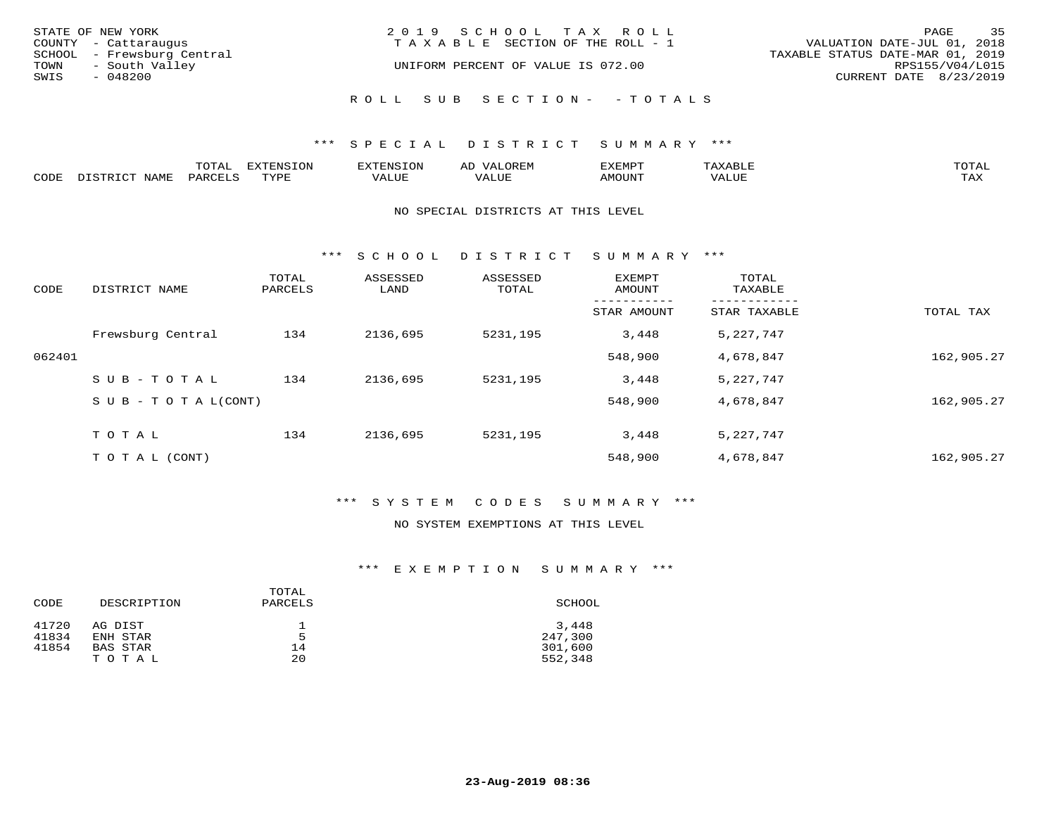STATE OF NEW YORK
COUNTY - Cattaraugus
SCHOOL - Frewsburg Central
TOWN - South Valley
SWIS - 048200

2019 SCHOOL TAX ROLL
TAXABLE SECTION OF THE ROLL - 1
UNIFORM PERCENT OF VALUE IS 072.00

VALUATION DATE-JUL 01, 2018
TAXABLE STATUS DATE-MAR 01, 2019
RPS155/V04/L015
CURRENT DATE 8/23/2019

ROLL SUB SECTION- - TOTALS

### *** SPECIAL DISTRICT SUMMARY ***

| CODE | DISTRICT NAME | TOTAL PARCELS | EXTENSION TYPE | EXTENSION VALUE | AD VALOREM VALUE | EXEMPT AMOUNT | TAXABLE VALUE | TOTAL TAX |
|---|---|---|---|---|---|---|---|---|

NO SPECIAL DISTRICTS AT THIS LEVEL

### *** SCHOOL DISTRICT SUMMARY ***

| CODE | DISTRICT NAME | TOTAL PARCELS | ASSESSED LAND | ASSESSED TOTAL | EXEMPT AMOUNT / STAR AMOUNT | TOTAL TAXABLE / STAR TAXABLE | TOTAL TAX |
|---|---|---|---|---|---|---|---|
| | Frewsburg Central | 134 | 2136,695 | 5231,195 | 3,448 | 5,227,747 | |
| 062401 | | | | | 548,900 | 4,678,847 | 162,905.27 |
| | SUB-TOTAL | 134 | 2136,695 | 5231,195 | 3,448 | 5,227,747 | |
| | SUB-TOTAL(CONT) | | | | 548,900 | 4,678,847 | 162,905.27 |
| | TOTAL | 134 | 2136,695 | 5231,195 | 3,448 | 5,227,747 | |
| | TOTAL (CONT) | | | | 548,900 | 4,678,847 | 162,905.27 |

### *** SYSTEM CODES SUMMARY ***

NO SYSTEM EXEMPTIONS AT THIS LEVEL

### *** EXEMPTION SUMMARY ***

| CODE | DESCRIPTION | TOTAL PARCELS | SCHOOL |
|---|---|---|---|
| 41720 | AG DIST | 1 | 3,448 |
| 41834 | ENH STAR | 5 | 247,300 |
| 41854 | BAS STAR | 14 | 301,600 |
| | TOTAL | 20 | 552,348 |

23-Aug-2019 08:36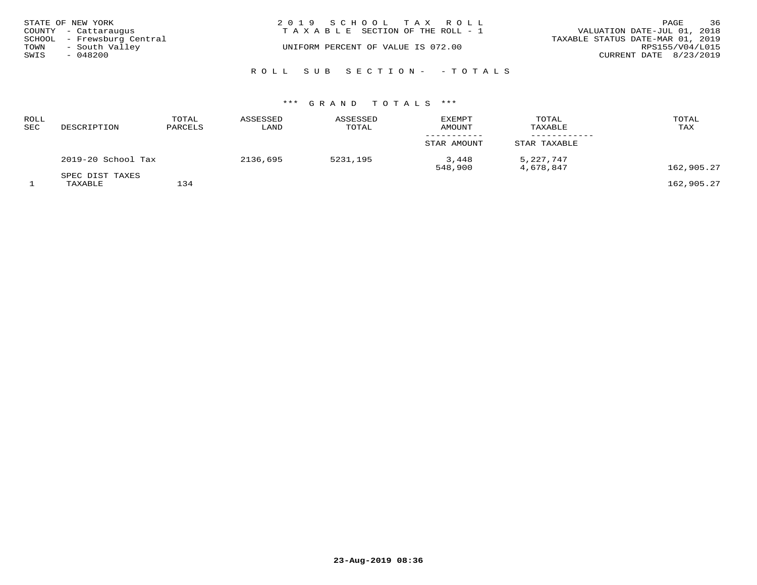STATE OF NEW YORK
COUNTY - Cattaraugus
SCHOOL - Frewsburg Central
TOWN - South Valley
SWIS - 048200

2 0 1 9 S C H O O L T A X R O L L
T A X A B L E SECTION OF THE ROLL - 1
UNIFORM PERCENT OF VALUE IS 072.00

VALUATION DATE-JUL 01, 2018
TAXABLE STATUS DATE-MAR 01, 2019
RPS155/V04/L015
CURRENT DATE 8/23/2019

R O L L S U B S E C T I O N - - T O T A L S

*** G R A N D T O T A L S ***

| ROLL SEC | DESCRIPTION | TOTAL PARCELS | ASSESSED LAND | ASSESSED TOTAL | EXEMPT AMOUNT / STAR AMOUNT | TOTAL TAXABLE / STAR TAXABLE | TOTAL TAX |
|---|---|---|---|---|---|---|---|
| | 2019-20 School Tax | | 2136,695 | 5231,195 | 3,448 | 5,227,747 | |
| | | | | | 548,900 | 4,678,847 | 162,905.27 |
| | SPEC DIST TAXES | | | | | | |
| 1 | TAXABLE | 134 | | | | | 162,905.27 |

23-Aug-2019 08:36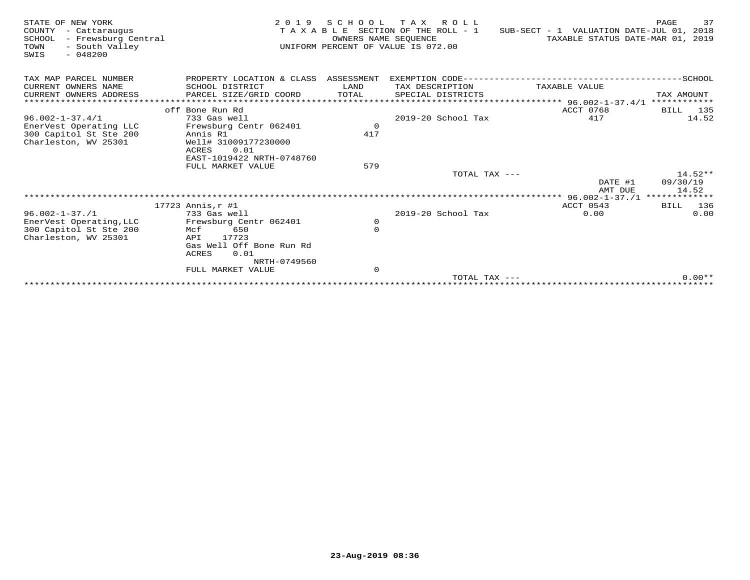STATE OF NEW YORK
COUNTY - Cattaraugus
SCHOOL - Frewsburg Central
TOWN - South Valley
SWIS - 048200

2019 SCHOOL TAX ROLL
TAXABLE SECTION OF THE ROLL - 1
OWNERS NAME SEQUENCE
UNIFORM PERCENT OF VALUE IS 072.00

SUB-SECT - 1 VALUATION DATE-JUL 01, 2018
TAXABLE STATUS DATE-MAR 01, 2019

| TAX MAP PARCEL NUMBER / CURRENT OWNERS NAME / CURRENT OWNERS ADDRESS | PROPERTY LOCATION & CLASS / SCHOOL DISTRICT / PARCEL SIZE/GRID COORD | ASSESSMENT LAND / TOTAL | EXEMPTION CODE / TAX DESCRIPTION / SPECIAL DISTRICTS | TAXABLE VALUE | TAX AMOUNT |
|---|---|---|---|---|---|
| **96.002-1-37.4/1** | off Bone Run Rd | | | ACCT 0768 | BILL 135 |
| 96.002-1-37.4/1 | 733 Gas well | | 2019-20 School Tax | 417 | 14.52 |
| EnerVest Operating LLC | Frewsburg Centr 062401 | 0 | | | |
| 300 Capitol St Ste 200 | Annis R1 | 417 | | | |
| Charleston, WV 25301 | Well# 31009177230000 | | | | |
| | ACRES 0.01 | | | | |
| | EAST-1019422 NRTH-0748760 | | | | |
| | FULL MARKET VALUE | 579 | | | |
| | | | TOTAL TAX --- | | 14.52** |
| | | | | DATE #1 | 09/30/19 |
| | | | | AMT DUE | 14.52 |
| **96.002-1-37./1** | 17723 Annis,r #1 | | | ACCT 0543 | BILL 136 |
| 96.002-1-37./1 | 733 Gas well | | 2019-20 School Tax | 0.00 | 0.00 |
| EnerVest Operating,LLC | Frewsburg Centr 062401 | 0 | | | |
| 300 Capitol St Ste 200 | Mcf 650 | 0 | | | |
| Charleston, WV 25301 | API 17723 | | | | |
| | Gas Well Off Bone Run Rd | | | | |
| | ACRES 0.01 | | | | |
| | NRTH-0749560 | | | | |
| | FULL MARKET VALUE | 0 | | | |
| | | | TOTAL TAX --- | | 0.00** |

23-Aug-2019 08:36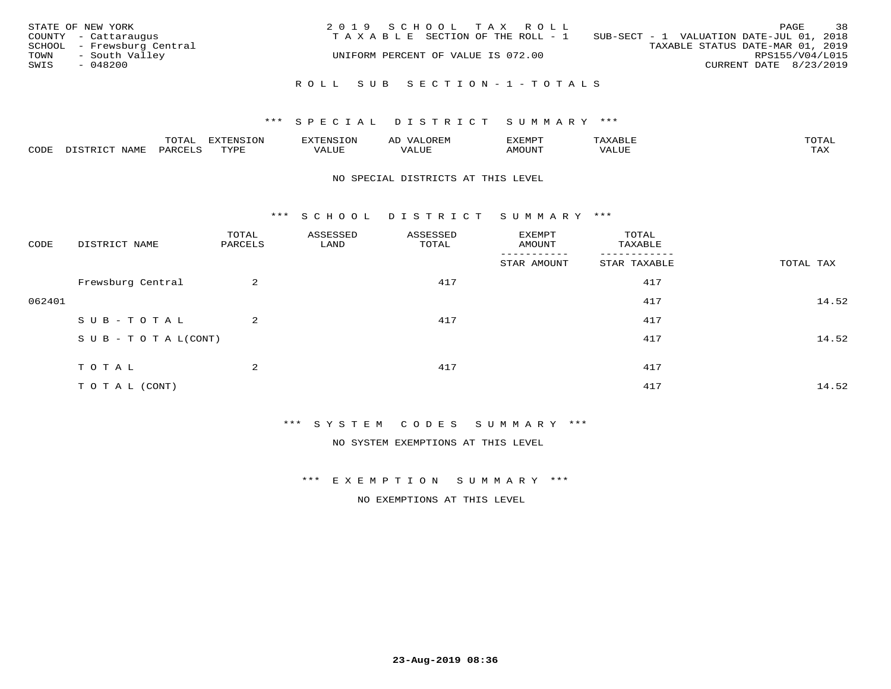STATE OF NEW YORK
COUNTY - Cattaraugus
SCHOOL - Frewsburg Central
TOWN - South Valley
SWIS - 048200

2019 SCHOOL TAX ROLL
TAXABLE SECTION OF THE ROLL - 1
UNIFORM PERCENT OF VALUE IS 072.00

SUB-SECT - 1 VALUATION DATE-JUL 01, 2018
TAXABLE STATUS DATE-MAR 01, 2019
RPS155/V04/L015
CURRENT DATE 8/23/2019

## ROLL SUB SECTION-1-TOTALS

### *** SPECIAL DISTRICT SUMMARY ***

| CODE | DISTRICT NAME | TOTAL PARCELS | EXTENSION TYPE | EXTENSION VALUE | AD VALOREM VALUE | EXEMPT AMOUNT | TAXABLE VALUE | TOTAL TAX |
|---|---|---|---|---|---|---|---|---|

NO SPECIAL DISTRICTS AT THIS LEVEL

### *** SCHOOL DISTRICT SUMMARY ***

| CODE | DISTRICT NAME | TOTAL PARCELS | ASSESSED LAND | ASSESSED TOTAL | EXEMPT AMOUNT / STAR AMOUNT | TOTAL TAXABLE / STAR TAXABLE | TOTAL TAX |
|---|---|---|---|---|---|---|---|
| | Frewsburg Central | 2 | | 417 | | 417 | |
| 062401 | | | | | | 417 | 14.52 |
| | SUB-TOTAL | 2 | | 417 | | 417 | |
| | SUB-TOTAL(CONT) | | | | | 417 | 14.52 |
| | TOTAL | 2 | | 417 | | 417 | |
| | TOTAL (CONT) | | | | | 417 | 14.52 |

### *** SYSTEM CODES SUMMARY ***

NO SYSTEM EXEMPTIONS AT THIS LEVEL

### *** EXEMPTION SUMMARY ***

NO EXEMPTIONS AT THIS LEVEL

23-Aug-2019 08:36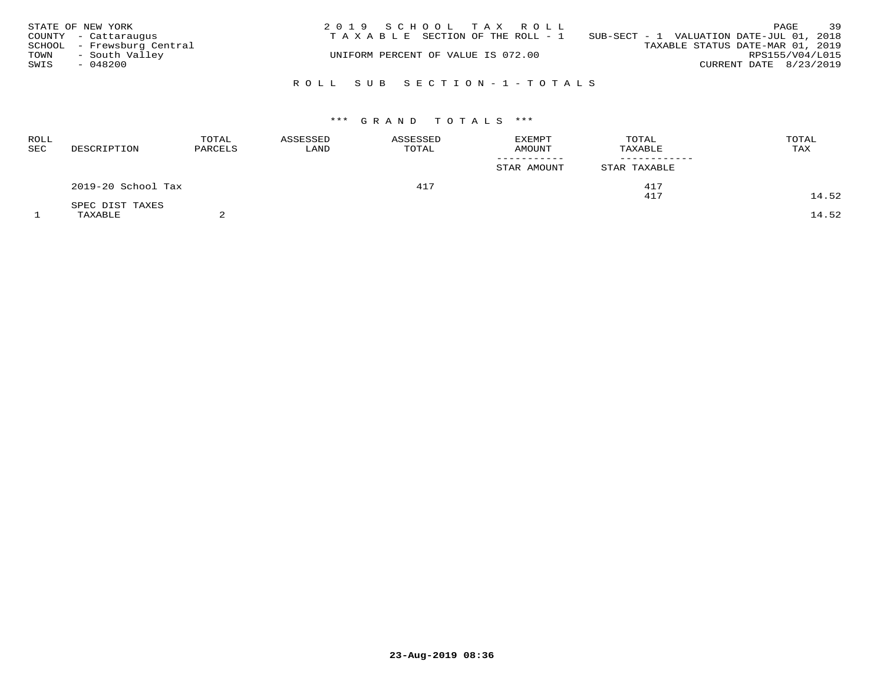STATE OF NEW YORK
COUNTY - Cattaraugus
SCHOOL - Frewsburg Central
TOWN - South Valley
SWIS - 048200

2019 SCHOOL TAX ROLL
TAXABLE SECTION OF THE ROLL - 1
UNIFORM PERCENT OF VALUE IS 072.00

SUB-SECT - 1 VALUATION DATE-JUL 01, 2018
TAXABLE STATUS DATE-MAR 01, 2019
RPS155/V04/L015
CURRENT DATE 8/23/2019

## ROLL SUB SECTION - 1 - TOTALS

### *** GRAND TOTALS ***

| ROLL SEC | DESCRIPTION | TOTAL PARCELS | ASSESSED LAND | ASSESSED TOTAL | EXEMPT AMOUNT / STAR AMOUNT | TOTAL TAXABLE / STAR TAXABLE | TOTAL TAX |
|---|---|---|---|---|---|---|---|
| | 2019-20 School Tax | | | 417 | | 417 | |
| | | | | | | 417 | 14.52 |
| | SPEC DIST TAXES | | | | | | |
| 1 | TAXABLE | 2 | | | | | 14.52 |

23-Aug-2019 08:36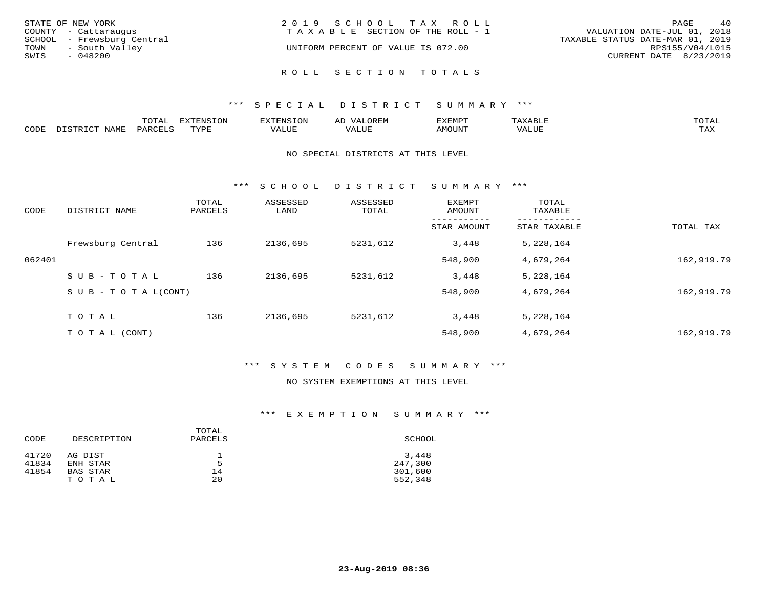STATE OF NEW YORK
COUNTY - Cattaraugus
SCHOOL - Frewsburg Central
TOWN - South Valley
SWIS - 048200

2019 SCHOOL TAX ROLL
TAXABLE SECTION OF THE ROLL - 1
UNIFORM PERCENT OF VALUE IS 072.00

VALUATION DATE-JUL 01, 2018
TAXABLE STATUS DATE-MAR 01, 2019
RPS155/V04/L015
CURRENT DATE 8/23/2019

## ROLL SECTION TOTALS

### *** SPECIAL DISTRICT SUMMARY ***

| CODE | DISTRICT NAME | TOTAL PARCELS | EXTENSION TYPE | EXTENSION VALUE | AD VALOREM VALUE | EXEMPT AMOUNT | TAXABLE VALUE | TOTAL TAX |
|---|---|---|---|---|---|---|---|---|

NO SPECIAL DISTRICTS AT THIS LEVEL

### *** SCHOOL DISTRICT SUMMARY ***

| CODE | DISTRICT NAME | TOTAL PARCELS | ASSESSED LAND | ASSESSED TOTAL | EXEMPT AMOUNT / STAR AMOUNT | TOTAL TAXABLE / STAR TAXABLE | TOTAL TAX |
|---|---|---|---|---|---|---|---|
| | Frewsburg Central | 136 | 2136,695 | 5231,612 | 3,448 | 5,228,164 | |
| 062401 | | | | | 548,900 | 4,679,264 | 162,919.79 |
| | SUB-TOTAL | 136 | 2136,695 | 5231,612 | 3,448 | 5,228,164 | |
| | SUB-TOTAL(CONT) | | | | 548,900 | 4,679,264 | 162,919.79 |
| | TOTAL | 136 | 2136,695 | 5231,612 | 3,448 | 5,228,164 | |
| | TOTAL (CONT) | | | | 548,900 | 4,679,264 | 162,919.79 |

### *** SYSTEM CODES SUMMARY ***

NO SYSTEM EXEMPTIONS AT THIS LEVEL

### *** EXEMPTION SUMMARY ***

| CODE | DESCRIPTION | TOTAL PARCELS | SCHOOL |
|---|---|---|---|
| 41720 | AG DIST | 1 | 3,448 |
| 41834 | ENH STAR | 5 | 247,300 |
| 41854 | BAS STAR | 14 | 301,600 |
| | TOTAL | 20 | 552,348 |

23-Aug-2019 08:36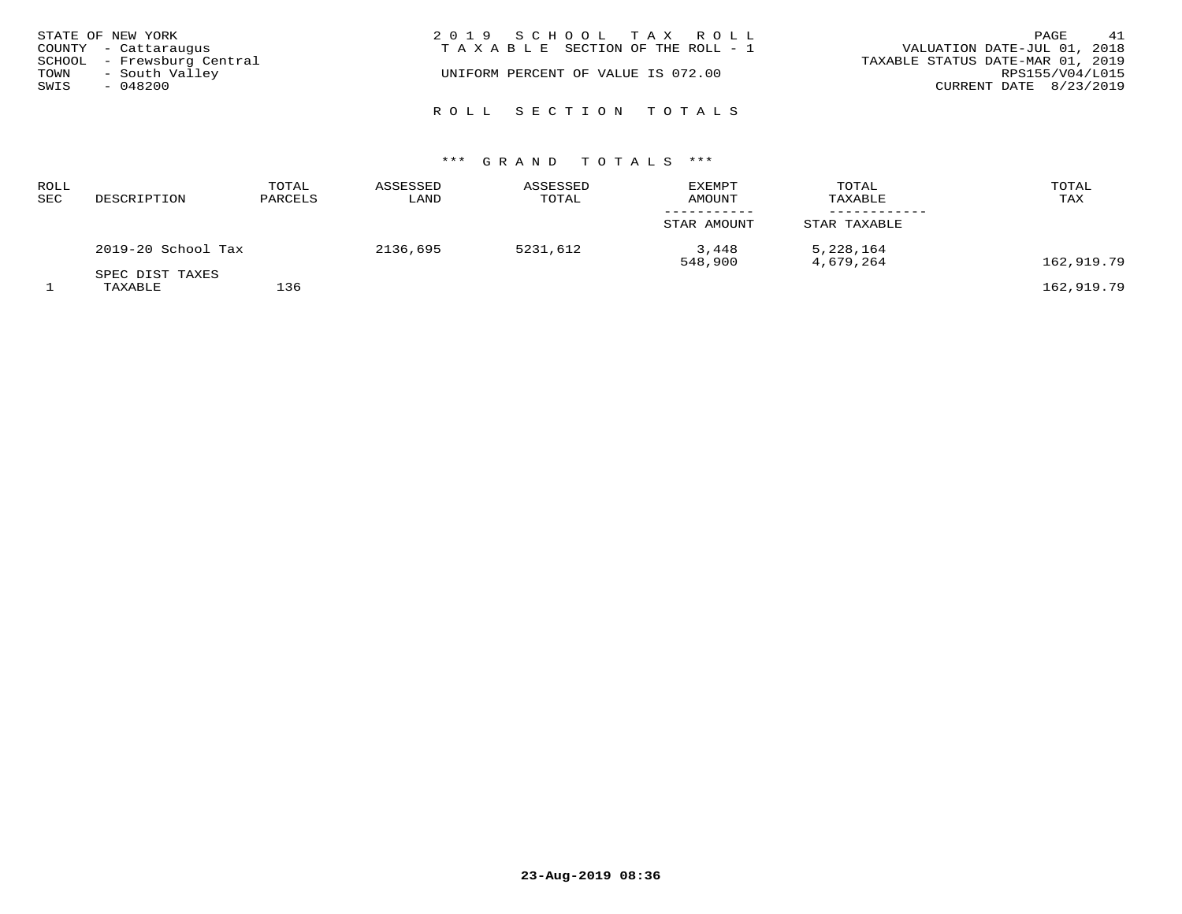STATE OF NEW YORK
COUNTY - Cattaraugus
SCHOOL - Frewsburg Central
TOWN - South Valley
SWIS - 048200

2019 SCHOOL TAX ROLL
TAXABLE SECTION OF THE ROLL - 1

UNIFORM PERCENT OF VALUE IS 072.00

VALUATION DATE-JUL 01, 2018
TAXABLE STATUS DATE-MAR 01, 2019
RPS155/V04/L015
CURRENT DATE 8/23/2019

ROLL SECTION TOTALS

\*\*\* GRAND TOTALS \*\*\*

| ROLL SEC | DESCRIPTION | TOTAL PARCELS | ASSESSED LAND | ASSESSED TOTAL | EXEMPT AMOUNT / STAR AMOUNT | TOTAL TAXABLE / STAR TAXABLE | TOTAL TAX |
|---|---|---|---|---|---|---|---|
| | 2019-20 School Tax | | 2136,695 | 5231,612 | 3,448 | 5,228,164 | |
| | | | | | 548,900 | 4,679,264 | 162,919.79 |
| | SPEC DIST TAXES | | | | | | |
| 1 | TAXABLE | 136 | | | | | 162,919.79 |

23-Aug-2019 08:36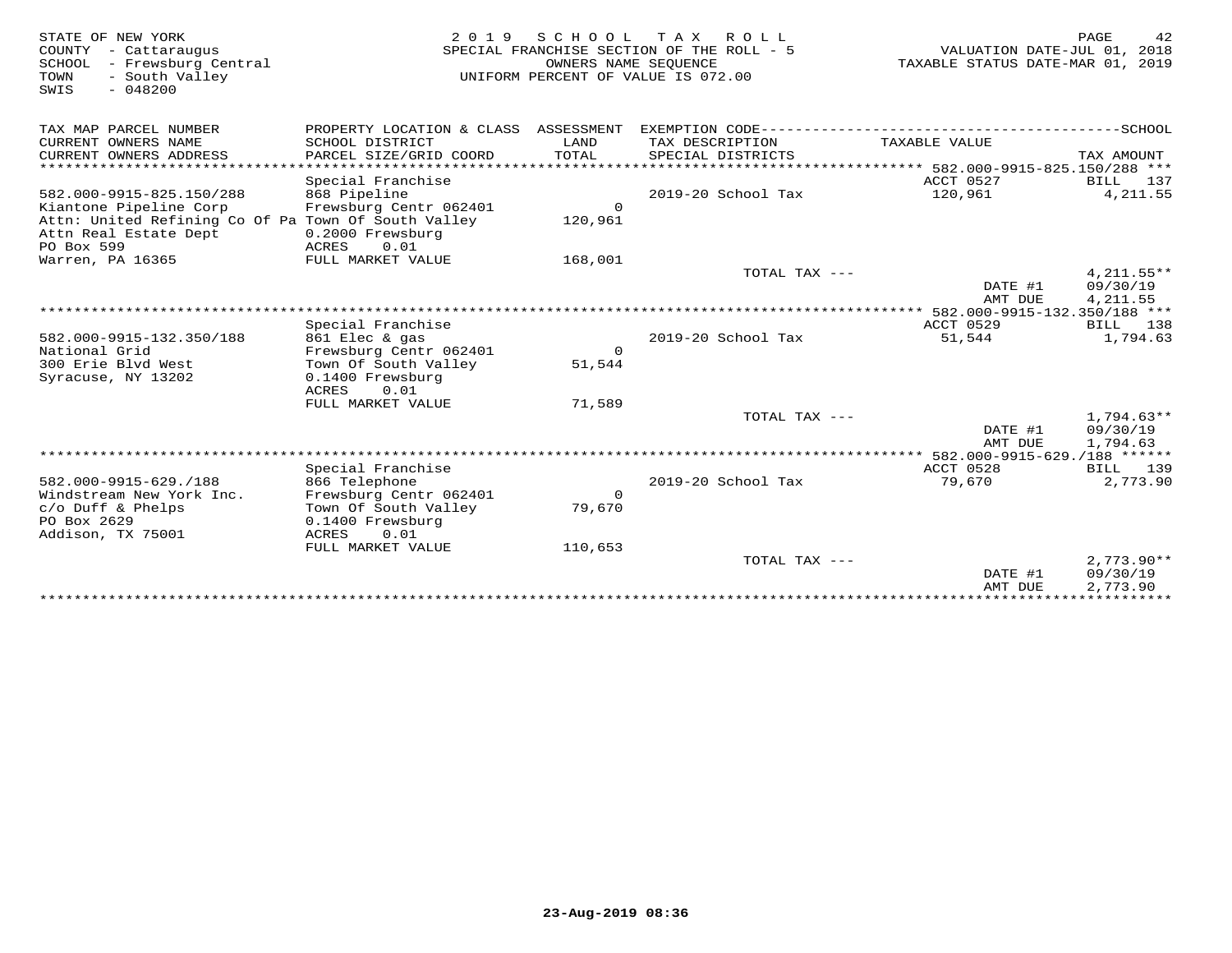STATE OF NEW YORK
COUNTY - Cattaraugus
SCHOOL - Frewsburg Central
TOWN - South Valley
SWIS - 048200

2019 SCHOOL TAX ROLL
SPECIAL FRANCHISE SECTION OF THE ROLL - 5
OWNERS NAME SEQUENCE
UNIFORM PERCENT OF VALUE IS 072.00

VALUATION DATE-JUL 01, 2018
TAXABLE STATUS DATE-MAR 01, 2019

| TAX MAP PARCEL NUMBER / CURRENT OWNERS NAME / CURRENT OWNERS ADDRESS | PROPERTY LOCATION & CLASS / SCHOOL DISTRICT / PARCEL SIZE/GRID COORD | ASSESSMENT LAND / TOTAL | EXEMPTION CODE / TAX DESCRIPTION / SPECIAL DISTRICTS | TAXABLE VALUE | SCHOOL / TAX AMOUNT |
|---|---|---|---|---|---|
| 582.000-9915-825.150/288 | | | | | |
| | Special Franchise | | | ACCT 0527 | BILL 137 |
| 582.000-9915-825.150/288 | 868 Pipeline | | 2019-20 School Tax | 120,961 | 4,211.55 |
| Kiantone Pipeline Corp | Frewsburg Centr 062401 | 0 | | | |
| Attn: United Refining Co Of Pa | Town Of South Valley | 120,961 | | | |
| Attn Real Estate Dept | 0.2000 Frewsburg | | | | |
| PO Box 599 | ACRES 0.01 | | | | |
| Warren, PA 16365 | FULL MARKET VALUE | 168,001 | | | |
| | | | TOTAL TAX --- | | 4,211.55** |
| | | | | DATE #1 | 09/30/19 |
| | | | | AMT DUE | 4,211.55 |
| 582.000-9915-132.350/188 | | | | | |
| | Special Franchise | | | ACCT 0529 | BILL 138 |
| 582.000-9915-132.350/188 | 861 Elec & gas | | 2019-20 School Tax | 51,544 | 1,794.63 |
| National Grid | Frewsburg Centr 062401 | 0 | | | |
| 300 Erie Blvd West | Town Of South Valley | 51,544 | | | |
| Syracuse, NY 13202 | 0.1400 Frewsburg | | | | |
| | ACRES 0.01 | | | | |
| | FULL MARKET VALUE | 71,589 | | | |
| | | | TOTAL TAX --- | | 1,794.63** |
| | | | | DATE #1 | 09/30/19 |
| | | | | AMT DUE | 1,794.63 |
| 582.000-9915-629./188 | | | | | |
| | Special Franchise | | | ACCT 0528 | BILL 139 |
| 582.000-9915-629./188 | 866 Telephone | | 2019-20 School Tax | 79,670 | 2,773.90 |
| Windstream New York Inc. | Frewsburg Centr 062401 | 0 | | | |
| c/o Duff & Phelps | Town Of South Valley | 79,670 | | | |
| PO Box 2629 | 0.1400 Frewsburg | | | | |
| Addison, TX 75001 | ACRES 0.01 | | | | |
| | FULL MARKET VALUE | 110,653 | | | |
| | | | TOTAL TAX --- | | 2,773.90** |
| | | | | DATE #1 | 09/30/19 |
| | | | | AMT DUE | 2,773.90 |

23-Aug-2019 08:36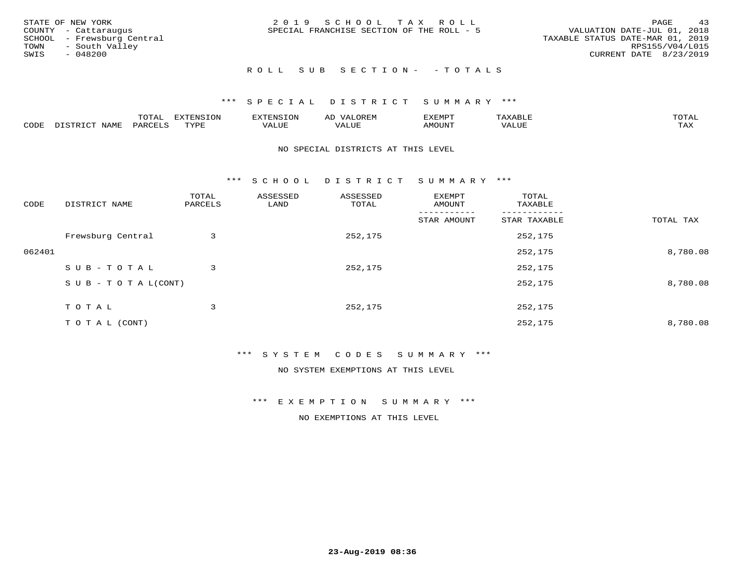STATE OF NEW YORK
COUNTY - Cattaraugus
SCHOOL - Frewsburg Central
TOWN - South Valley
SWIS - 048200

2 0 1 9 S C H O O L T A X R O L L
SPECIAL FRANCHISE SECTION OF THE ROLL - 5

VALUATION DATE-JUL 01, 2018
TAXABLE STATUS DATE-MAR 01, 2019
RPS155/V04/L015
CURRENT DATE 8/23/2019

R O L L S U B S E C T I O N - - T O T A L S

*** S P E C I A L D I S T R I C T S U M M A R Y ***

| CODE | DISTRICT NAME | TOTAL PARCELS | EXTENSION TYPE | EXTENSION VALUE | AD VALOREM VALUE | EXEMPT AMOUNT | TAXABLE VALUE | TOTAL TAX |
|---|---|---|---|---|---|---|---|---|

NO SPECIAL DISTRICTS AT THIS LEVEL

*** S C H O O L D I S T R I C T S U M M A R Y ***

| CODE | DISTRICT NAME | TOTAL PARCELS | ASSESSED LAND | ASSESSED TOTAL | EXEMPT AMOUNT / STAR AMOUNT | TOTAL TAXABLE / STAR TAXABLE | TOTAL TAX |
|---|---|---|---|---|---|---|---|
| | Frewsburg Central | 3 | | 252,175 | | 252,175 | |
| 062401 | | | | | | 252,175 | 8,780.08 |
| | S U B - T O T A L | 3 | | 252,175 | | 252,175 | |
| | S U B - T O T A L(CONT) | | | | | 252,175 | 8,780.08 |
| | T O T A L | 3 | | 252,175 | | 252,175 | |
| | T O T A L (CONT) | | | | | 252,175 | 8,780.08 |

*** S Y S T E M C O D E S S U M M A R Y ***

NO SYSTEM EXEMPTIONS AT THIS LEVEL

*** E X E M P T I O N S U M M A R Y ***

NO EXEMPTIONS AT THIS LEVEL

23-Aug-2019 08:36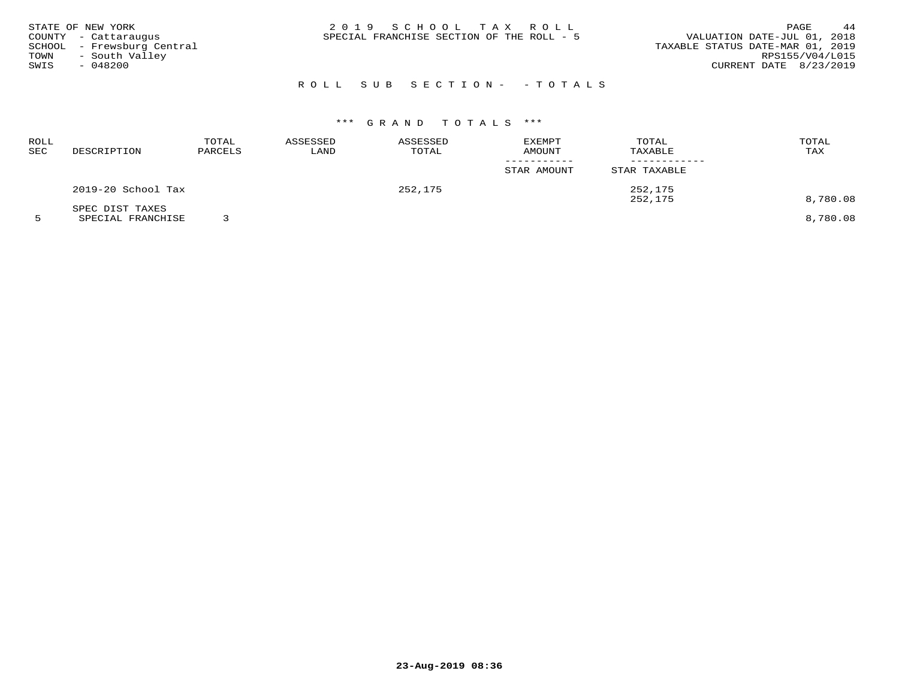STATE OF NEW YORK
COUNTY - Cattaraugus
SCHOOL - Frewsburg Central
TOWN - South Valley
SWIS - 048200

2 0 1 9 S C H O O L T A X R O L L
SPECIAL FRANCHISE SECTION OF THE ROLL - 5

VALUATION DATE-JUL 01, 2018
TAXABLE STATUS DATE-MAR 01, 2019
RPS155/V04/L015
CURRENT DATE 8/23/2019

## R O L L S U B S E C T I O N - - T O T A L S

### \*\*\* G R A N D T O T A L S \*\*\*

| ROLL SEC | DESCRIPTION | TOTAL PARCELS | ASSESSED LAND | ASSESSED TOTAL | EXEMPT AMOUNT / STAR AMOUNT | TOTAL TAXABLE / STAR TAXABLE | TOTAL TAX |
|---|---|---|---|---|---|---|---|
| | 2019-20 School Tax | | | 252,175 | | 252,175 | |
| | | | | | | 252,175 | 8,780.08 |
| | SPEC DIST TAXES | | | | | | |
| 5 | SPECIAL FRANCHISE | 3 | | | | | 8,780.08 |

23-Aug-2019 08:36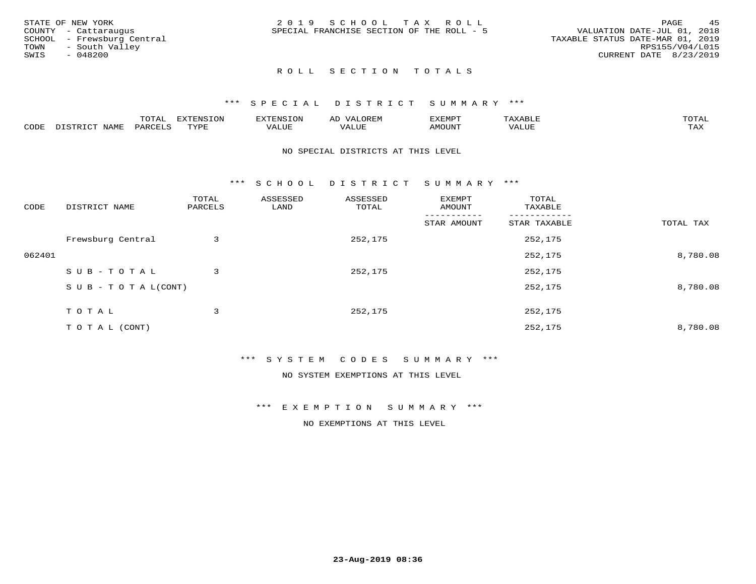STATE OF NEW YORK
COUNTY - Cattaraugus
SCHOOL - Frewsburg Central
TOWN - South Valley
SWIS - 048200

2019 SCHOOL TAX ROLL
SPECIAL FRANCHISE SECTION OF THE ROLL - 5

VALUATION DATE-JUL 01, 2018
TAXABLE STATUS DATE-MAR 01, 2019
RPS155/V04/L015
CURRENT DATE 8/23/2019

## ROLL SECTION TOTALS

### *** SPECIAL DISTRICT SUMMARY ***

| CODE | DISTRICT NAME | TOTAL PARCELS | EXTENSION TYPE | EXTENSION VALUE | AD VALOREM VALUE | EXEMPT AMOUNT | TAXABLE VALUE | TOTAL TAX |
|---|---|---|---|---|---|---|---|---|

NO SPECIAL DISTRICTS AT THIS LEVEL

### *** SCHOOL DISTRICT SUMMARY ***

| CODE | DISTRICT NAME | TOTAL PARCELS | ASSESSED LAND | ASSESSED TOTAL | EXEMPT AMOUNT / STAR AMOUNT | TOTAL TAXABLE / STAR TAXABLE | TOTAL TAX |
|---|---|---|---|---|---|---|---|
| | Frewsburg Central | 3 | | 252,175 | | 252,175 | |
| 062401 | | | | | | 252,175 | 8,780.08 |
| | SUB-TOTAL | 3 | | 252,175 | | 252,175 | |
| | SUB-TOTAL(CONT) | | | | | 252,175 | 8,780.08 |
| | TOTAL | 3 | | 252,175 | | 252,175 | |
| | TOTAL (CONT) | | | | | 252,175 | 8,780.08 |

### *** SYSTEM CODES SUMMARY ***

NO SYSTEM EXEMPTIONS AT THIS LEVEL

### *** EXEMPTION SUMMARY ***

NO EXEMPTIONS AT THIS LEVEL

23-Aug-2019 08:36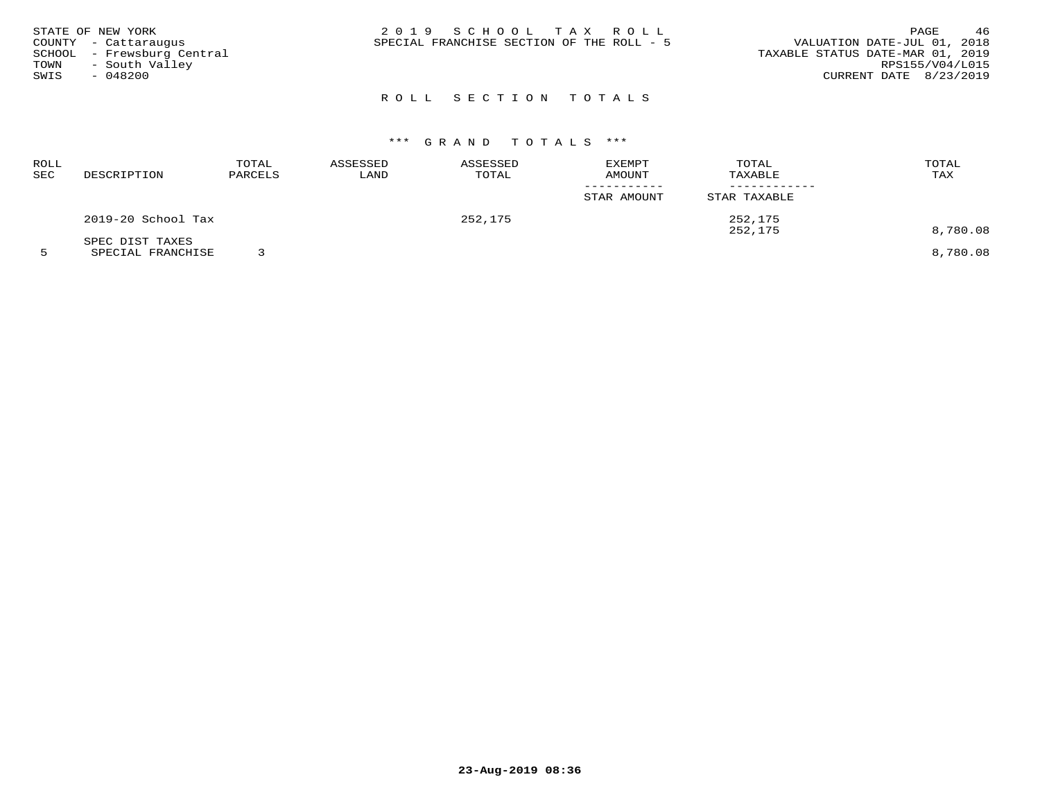STATE OF NEW YORK
COUNTY - Cattaraugus
SCHOOL - Frewsburg Central
TOWN - South Valley
SWIS - 048200

# 2019 SCHOOL TAX ROLL
SPECIAL FRANCHISE SECTION OF THE ROLL - 5

VALUATION DATE-JUL 01, 2018
TAXABLE STATUS DATE-MAR 01, 2019
RPS155/V04/L015
CURRENT DATE 8/23/2019

## ROLL SECTION TOTALS

### *** GRAND TOTALS ***

| ROLL SEC | DESCRIPTION | TOTAL PARCELS | ASSESSED LAND | ASSESSED TOTAL | EXEMPT AMOUNT / STAR AMOUNT | TOTAL TAXABLE / STAR TAXABLE | TOTAL TAX |
|---|---|---|---|---|---|---|---|
| | 2019-20 School Tax | | | 252,175 | | 252,175 | |
| | | | | | | 252,175 | 8,780.08 |
| | SPEC DIST TAXES | | | | | | |
| 5 | SPECIAL FRANCHISE | 3 | | | | | 8,780.08 |

23-Aug-2019 08:36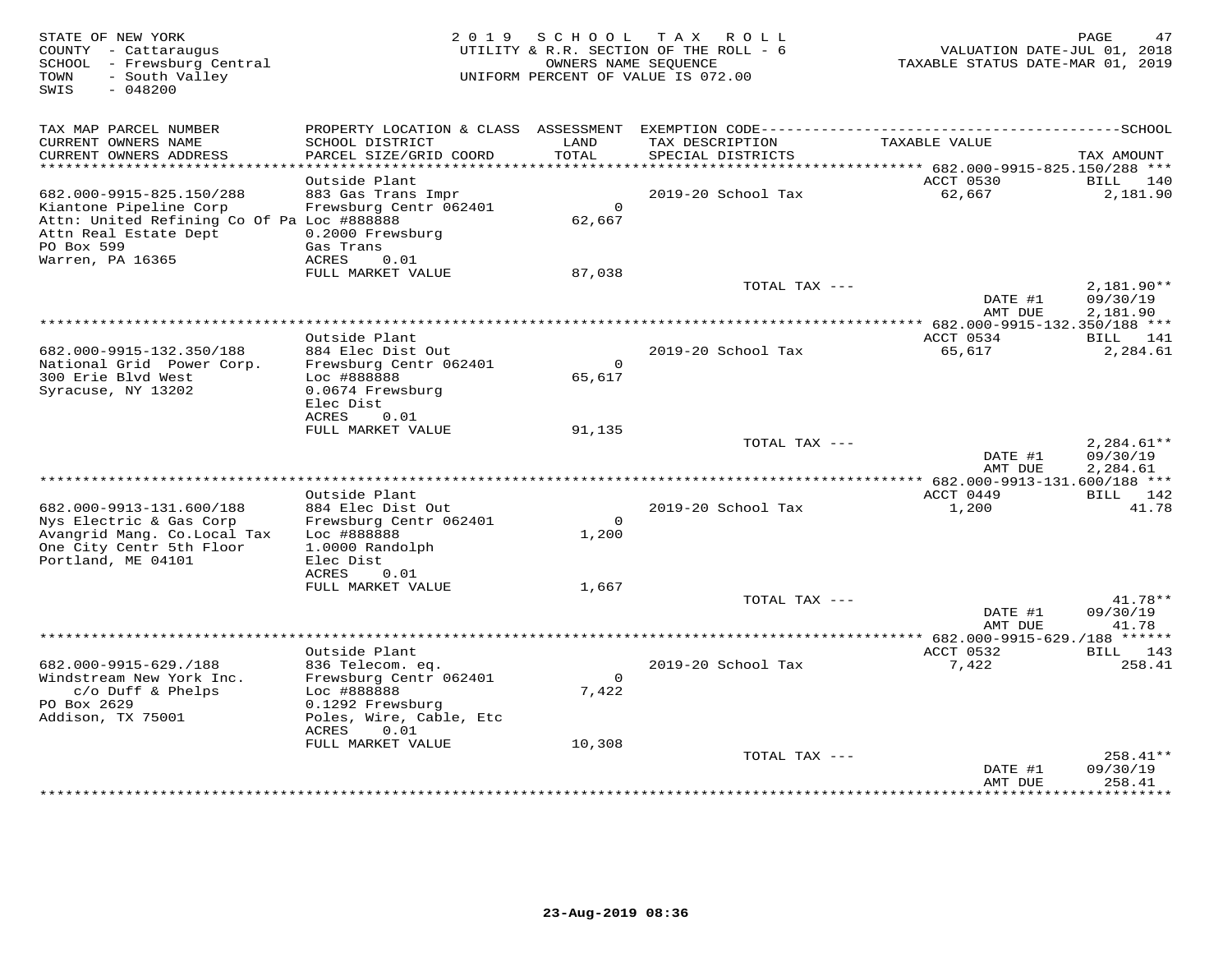STATE OF NEW YORK
COUNTY - Cattaraugus
SCHOOL - Frewsburg Central
TOWN - South Valley
SWIS - 048200

2 0 1 9 S C H O O L T A X R O L L
UTILITY & R.R. SECTION OF THE ROLL - 6
OWNERS NAME SEQUENCE
UNIFORM PERCENT OF VALUE IS 072.00

VALUATION DATE-JUL 01, 2018
TAXABLE STATUS DATE-MAR 01, 2019

| TAX MAP PARCEL NUMBER / CURRENT OWNERS NAME / CURRENT OWNERS ADDRESS | PROPERTY LOCATION & CLASS / SCHOOL DISTRICT / PARCEL SIZE/GRID COORD | ASSESSMENT LAND / TOTAL | EXEMPTION CODE / TAX DESCRIPTION / SPECIAL DISTRICTS | TAXABLE VALUE | SCHOOL TAX AMOUNT |
|---|---|---|---|---|---|
| **682.000-9915-825.150/288** | Outside Plant | | | ACCT 0530 | BILL 140 |
| 682.000-9915-825.150/288 | 883 Gas Trans Impr | | 2019-20 School Tax | 62,667 | 2,181.90 |
| Kiantone Pipeline Corp | Frewsburg Centr 062401 | 0 | | | |
| Attn: United Refining Co Of Pa | Loc #888888 | 62,667 | | | |
| Attn Real Estate Dept | 0.2000 Frewsburg | | | | |
| PO Box 599 | Gas Trans | | | | |
| Warren, PA 16365 | ACRES 0.01 | | | | |
| | FULL MARKET VALUE | 87,038 | | | |
| | | | TOTAL TAX --- | | 2,181.90** |
| | | | | DATE #1 | 09/30/19 |
| | | | | AMT DUE | 2,181.90 |
| **682.000-9915-132.350/188** | Outside Plant | | | ACCT 0534 | BILL 141 |
| 682.000-9915-132.350/188 | 884 Elec Dist Out | | 2019-20 School Tax | 65,617 | 2,284.61 |
| National Grid Power Corp. | Frewsburg Centr 062401 | 0 | | | |
| 300 Erie Blvd West | Loc #888888 | 65,617 | | | |
| Syracuse, NY 13202 | 0.0674 Frewsburg | | | | |
| | Elec Dist | | | | |
| | ACRES 0.01 | | | | |
| | FULL MARKET VALUE | 91,135 | | | |
| | | | TOTAL TAX --- | | 2,284.61** |
| | | | | DATE #1 | 09/30/19 |
| | | | | AMT DUE | 2,284.61 |
| **682.000-9913-131.600/188** | Outside Plant | | | ACCT 0449 | BILL 142 |
| 682.000-9913-131.600/188 | 884 Elec Dist Out | | 2019-20 School Tax | 1,200 | 41.78 |
| Nys Electric & Gas Corp | Frewsburg Centr 062401 | 0 | | | |
| Avangrid Mang. Co.Local Tax | Loc #888888 | 1,200 | | | |
| One City Centr 5th Floor | 1.0000 Randolph | | | | |
| Portland, ME 04101 | Elec Dist | | | | |
| | ACRES 0.01 | | | | |
| | FULL MARKET VALUE | 1,667 | | | |
| | | | TOTAL TAX --- | | 41.78** |
| | | | | DATE #1 | 09/30/19 |
| | | | | AMT DUE | 41.78 |
| **682.000-9915-629./188** | Outside Plant | | | ACCT 0532 | BILL 143 |
| 682.000-9915-629./188 | 836 Telecom. eq. | | 2019-20 School Tax | 7,422 | 258.41 |
| Windstream New York Inc. | Frewsburg Centr 062401 | 0 | | | |
| c/o Duff & Phelps | Loc #888888 | 7,422 | | | |
| PO Box 2629 | 0.1292 Frewsburg | | | | |
| Addison, TX 75001 | Poles, Wire, Cable, Etc | | | | |
| | ACRES 0.01 | | | | |
| | FULL MARKET VALUE | 10,308 | | | |
| | | | TOTAL TAX --- | | 258.41** |
| | | | | DATE #1 | 09/30/19 |
| | | | | AMT DUE | 258.41 |

23-Aug-2019 08:36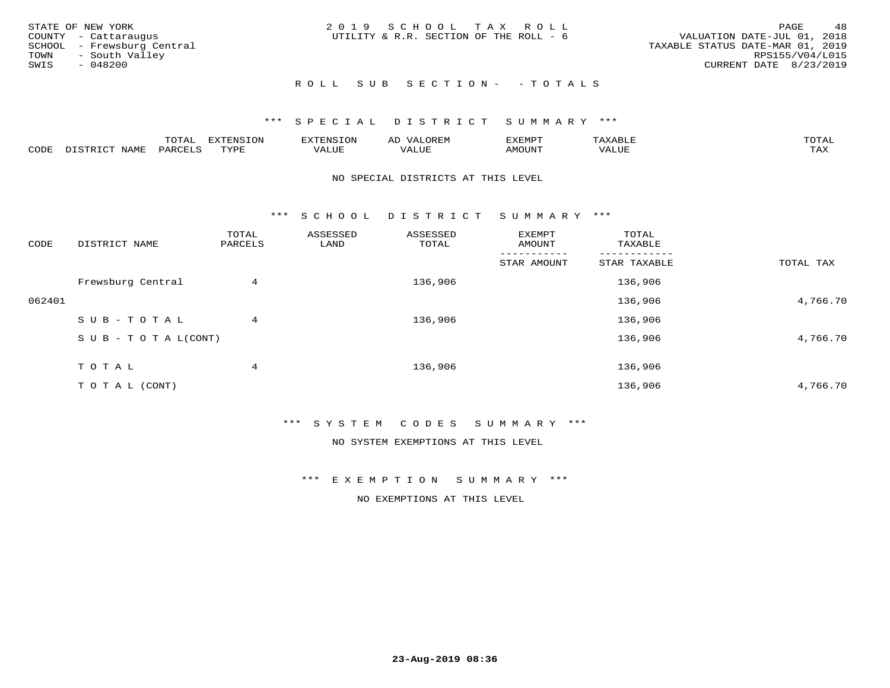STATE OF NEW YORK
COUNTY - Cattaraugus
SCHOOL - Frewsburg Central
TOWN - South Valley
SWIS - 048200

2019 SCHOOL TAX ROLL
UTILITY & R.R. SECTION OF THE ROLL - 6

VALUATION DATE-JUL 01, 2018
TAXABLE STATUS DATE-MAR 01, 2019
RPS155/V04/L015
CURRENT DATE 8/23/2019

## ROLL SUB SECTION- - TOTALS

### *** SPECIAL DISTRICT SUMMARY ***

| CODE | DISTRICT NAME | TOTAL PARCELS | EXTENSION TYPE | EXTENSION VALUE | AD VALOREM VALUE | EXEMPT AMOUNT | TAXABLE VALUE | TOTAL TAX |
|---|---|---|---|---|---|---|---|---|

NO SPECIAL DISTRICTS AT THIS LEVEL

### *** SCHOOL DISTRICT SUMMARY ***

| CODE | DISTRICT NAME | TOTAL PARCELS | ASSESSED LAND | ASSESSED TOTAL | EXEMPT AMOUNT / STAR AMOUNT | TOTAL TAXABLE / STAR TAXABLE | TOTAL TAX |
|---|---|---|---|---|---|---|---|
| | Frewsburg Central | 4 | | 136,906 | | 136,906 | |
| 062401 | | | | | | 136,906 | 4,766.70 |
| | SUB-TOTAL | 4 | | 136,906 | | 136,906 | |
| | SUB-TOTAL(CONT) | | | | | 136,906 | 4,766.70 |
| | TOTAL | 4 | | 136,906 | | 136,906 | |
| | TOTAL (CONT) | | | | | 136,906 | 4,766.70 |

### *** SYSTEM CODES SUMMARY ***

NO SYSTEM EXEMPTIONS AT THIS LEVEL

### *** EXEMPTION SUMMARY ***

NO EXEMPTIONS AT THIS LEVEL

23-Aug-2019 08:36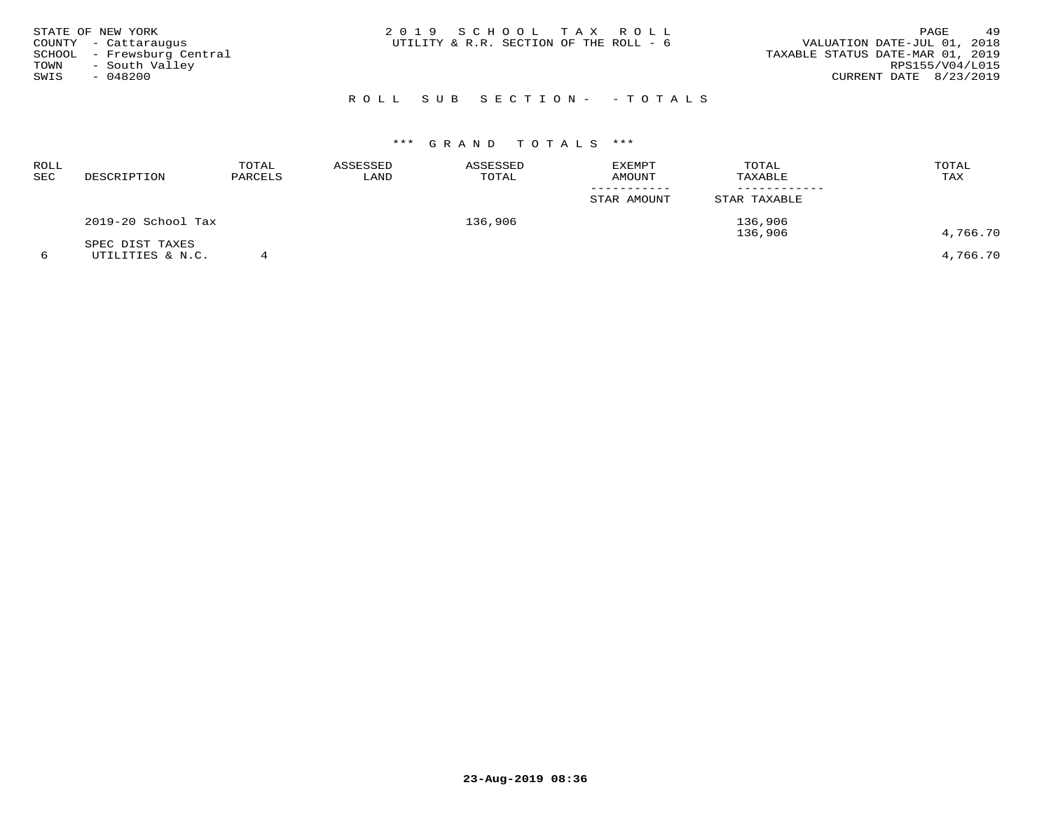STATE OF NEW YORK
COUNTY - Cattaraugus
SCHOOL - Frewsburg Central
TOWN - South Valley
SWIS - 048200

**2 0 1 9 S C H O O L T A X R O L L**
UTILITY & R.R. SECTION OF THE ROLL - 6

VALUATION DATE-JUL 01, 2018
TAXABLE STATUS DATE-MAR 01, 2019
RPS155/V04/L015
CURRENT DATE 8/23/2019

## R O L L S U B S E C T I O N - - T O T A L S

### \*\*\* G R A N D T O T A L S \*\*\*

| ROLL SEC | DESCRIPTION | TOTAL PARCELS | ASSESSED LAND | ASSESSED TOTAL | EXEMPT AMOUNT / STAR AMOUNT | TOTAL TAXABLE / STAR TAXABLE | TOTAL TAX |
|---|---|---|---|---|---|---|---|
| | 2019-20 School Tax | | | 136,906 | | 136,906 | |
| | | | | | | 136,906 | 4,766.70 |
| | SPEC DIST TAXES | | | | | | |
| 6 | UTILITIES & N.C. | 4 | | | | | 4,766.70 |

23-Aug-2019 08:36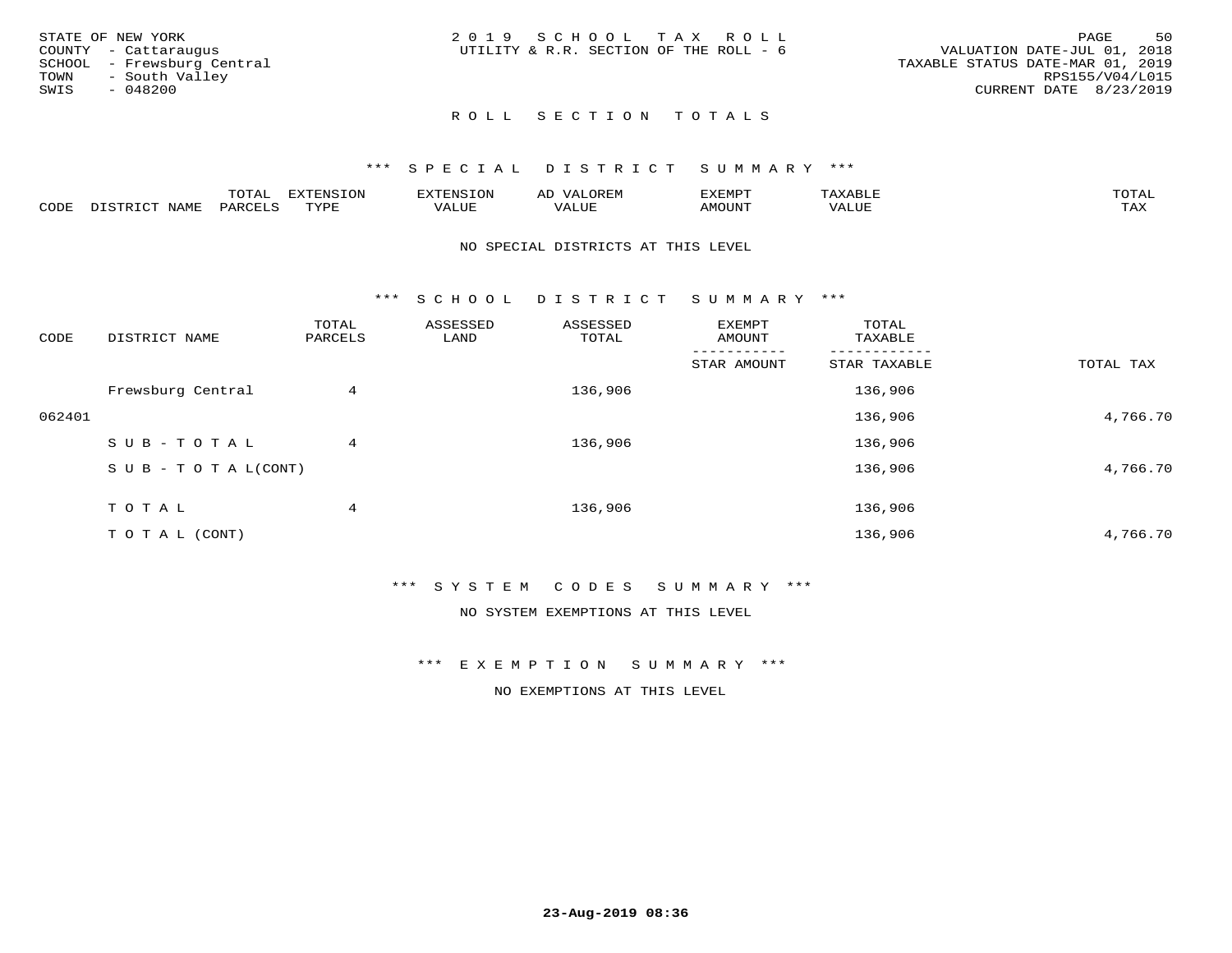STATE OF NEW YORK
COUNTY - Cattaraugus
SCHOOL - Frewsburg Central
TOWN - South Valley
SWIS - 048200

2 0 1 9 S C H O O L T A X R O L L
UTILITY & R.R. SECTION OF THE ROLL - 6

VALUATION DATE-JUL 01, 2018
TAXABLE STATUS DATE-MAR 01, 2019
RPS155/V04/L015
CURRENT DATE 8/23/2019

## R O L L S E C T I O N T O T A L S

### *** S P E C I A L D I S T R I C T S U M M A R Y ***

| CODE | DISTRICT NAME | TOTAL PARCELS | EXTENSION TYPE | EXTENSION VALUE | AD VALOREM VALUE | EXEMPT AMOUNT | TAXABLE VALUE | TOTAL TAX |
|---|---|---|---|---|---|---|---|---|

NO SPECIAL DISTRICTS AT THIS LEVEL

### *** S C H O O L D I S T R I C T S U M M A R Y ***

| CODE | DISTRICT NAME | TOTAL PARCELS | ASSESSED LAND | ASSESSED TOTAL | EXEMPT AMOUNT / STAR AMOUNT | TOTAL TAXABLE / STAR TAXABLE | TOTAL TAX |
|---|---|---|---|---|---|---|---|
| | Frewsburg Central | 4 | | 136,906 | | 136,906 | |
| 062401 | | | | | | 136,906 | 4,766.70 |
| | S U B - T O T A L | 4 | | 136,906 | | 136,906 | |
| | S U B - T O T A L(CONT) | | | | | 136,906 | 4,766.70 |
| | T O T A L | 4 | | 136,906 | | 136,906 | |
| | T O T A L (CONT) | | | | | 136,906 | 4,766.70 |

### *** S Y S T E M C O D E S S U M M A R Y ***

NO SYSTEM EXEMPTIONS AT THIS LEVEL

### *** E X E M P T I O N S U M M A R Y ***

NO EXEMPTIONS AT THIS LEVEL

23-Aug-2019 08:36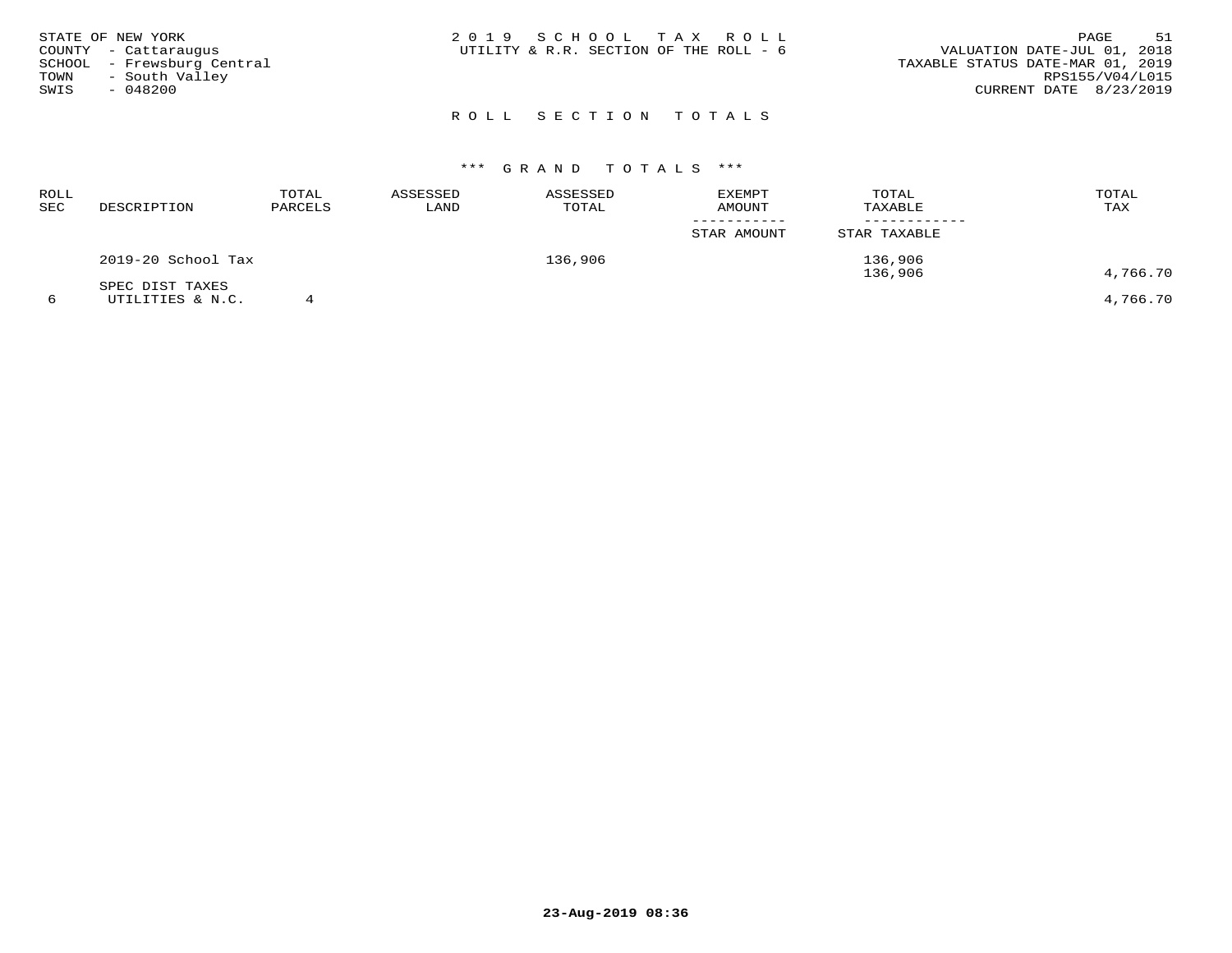STATE OF NEW YORK
COUNTY - Cattaraugus
SCHOOL - Frewsburg Central
TOWN - South Valley
SWIS - 048200

2019 SCHOOL TAX ROLL
UTILITY & R.R. SECTION OF THE ROLL - 6

VALUATION DATE-JUL 01, 2018
TAXABLE STATUS DATE-MAR 01, 2019
RPS155/V04/L015
CURRENT DATE 8/23/2019

## ROLL SECTION TOTALS

### *** GRAND TOTALS ***

| ROLL SEC | DESCRIPTION | TOTAL PARCELS | ASSESSED LAND | ASSESSED TOTAL | EXEMPT AMOUNT / STAR AMOUNT | TOTAL TAXABLE / STAR TAXABLE | TOTAL TAX |
|---|---|---|---|---|---|---|---|
| | 2019-20 School Tax | | | 136,906 | | 136,906 | |
| | | | | | | 136,906 | 4,766.70 |
| | SPEC DIST TAXES | | | | | | |
| 6 | UTILITIES & N.C. | 4 | | | | | 4,766.70 |

23-Aug-2019 08:36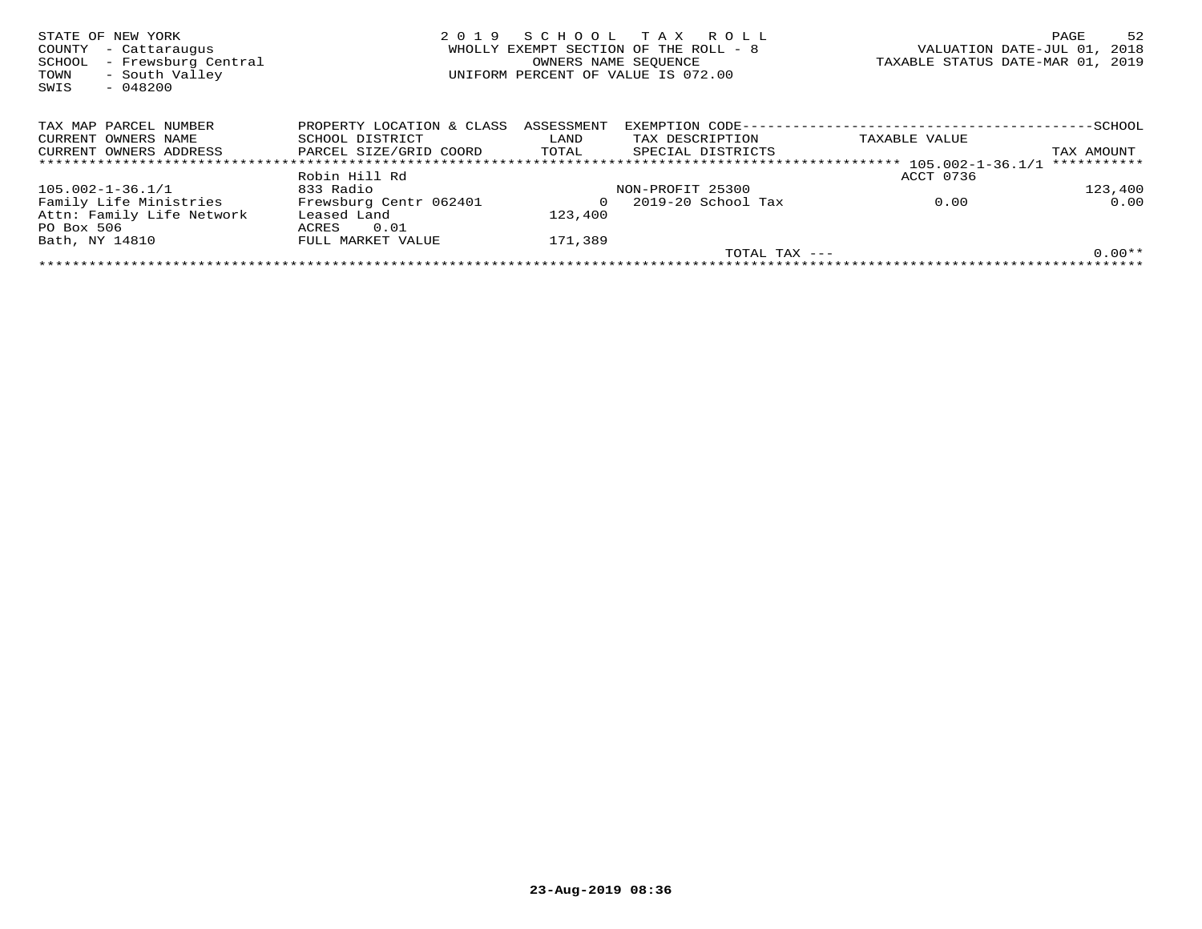STATE OF NEW YORK
COUNTY - Cattaraugus
SCHOOL - Frewsburg Central
TOWN - South Valley
SWIS - 048200

2 0 1 9 S C H O O L T A X R O L L
WHOLLY EXEMPT SECTION OF THE ROLL - 8
OWNERS NAME SEQUENCE
UNIFORM PERCENT OF VALUE IS 072.00

VALUATION DATE-JUL 01, 2018
TAXABLE STATUS DATE-MAR 01, 2019

| TAX MAP PARCEL NUMBER<br>CURRENT OWNERS NAME<br>CURRENT OWNERS ADDRESS | PROPERTY LOCATION & CLASS<br>SCHOOL DISTRICT<br>PARCEL SIZE/GRID COORD | ASSESSMENT<br>LAND<br>TOTAL | EXEMPTION CODE<br>TAX DESCRIPTION<br>SPECIAL DISTRICTS | TAXABLE VALUE | SCHOOL<br>TAX AMOUNT |
|---|---|---|---|---|---|
| 105.002-1-36.1/1 | | | | ACCT 0736 | |
| | Robin Hill Rd | | | | |
| 105.002-1-36.1/1 | 833 Radio | | NON-PROFIT 25300 | | 123,400 |
| Family Life Ministries | Frewsburg Centr 062401 | 0 | 2019-20 School Tax | 0.00 | 0.00 |
| Attn: Family Life Network | Leased Land | 123,400 | | | |
| PO Box 506 | ACRES 0.01 | | | | |
| Bath, NY 14810 | FULL MARKET VALUE | 171,389 | | | |
| | | | TOTAL TAX --- | | 0.00** |

23-Aug-2019 08:36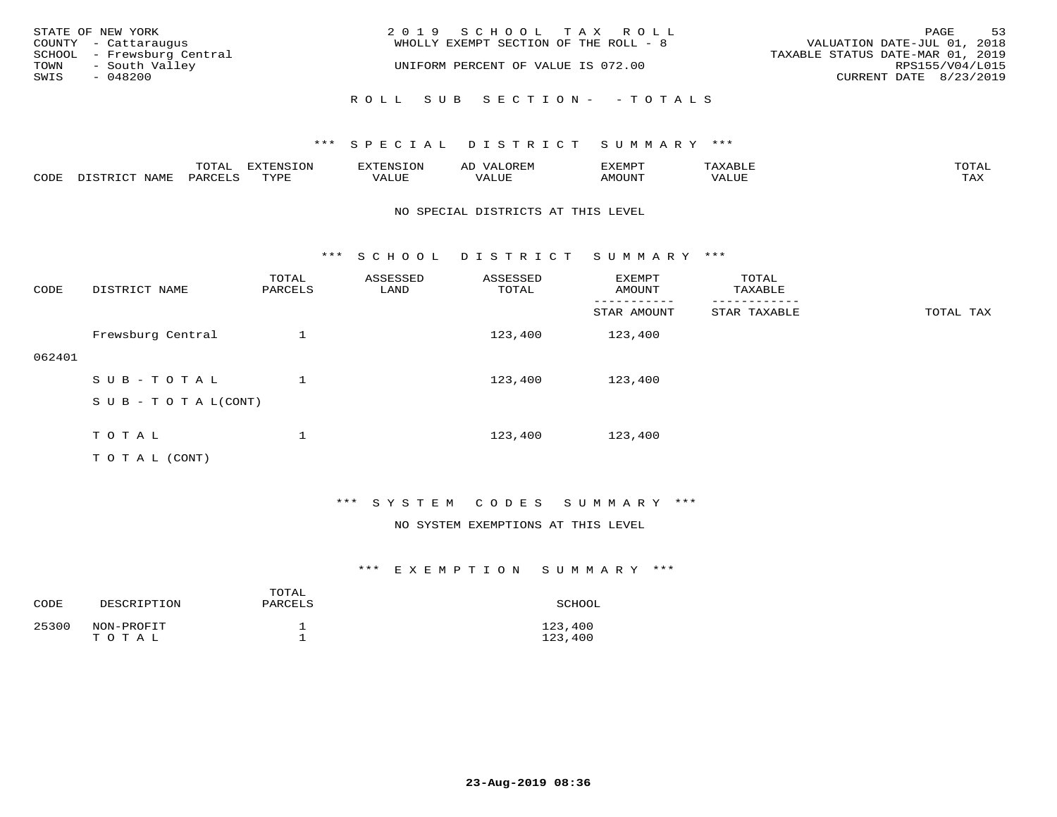STATE OF NEW YORK
COUNTY - Cattaraugus
SCHOOL - Frewsburg Central
TOWN - South Valley
SWIS - 048200

2019 SCHOOL TAX ROLL
WHOLLY EXEMPT SECTION OF THE ROLL - 8
UNIFORM PERCENT OF VALUE IS 072.00

VALUATION DATE-JUL 01, 2018
TAXABLE STATUS DATE-MAR 01, 2019
RPS155/V04/L015
CURRENT DATE 8/23/2019

ROLL SUB SECTION- - TOTALS

*** SPECIAL DISTRICT SUMMARY ***

| CODE | DISTRICT NAME | TOTAL PARCELS | EXTENSION TYPE | EXTENSION VALUE | AD VALOREM VALUE | EXEMPT AMOUNT | TAXABLE VALUE | TOTAL TAX |
|---|---|---|---|---|---|---|---|---|

NO SPECIAL DISTRICTS AT THIS LEVEL

*** SCHOOL DISTRICT SUMMARY ***

| CODE | DISTRICT NAME | TOTAL PARCELS | ASSESSED LAND | ASSESSED TOTAL | EXEMPT AMOUNT / STAR AMOUNT | TOTAL TAXABLE / STAR TAXABLE | TOTAL TAX |
|---|---|---|---|---|---|---|---|
| 062401 | Frewsburg Central | 1 | | 123,400 | 123,400 | | |
| | SUB-TOTAL | 1 | | 123,400 | 123,400 | | |
| | SUB-TOTAL(CONT) | | | | | | |
| | TOTAL | 1 | | 123,400 | 123,400 | | |
| | TOTAL (CONT) | | | | | | |

*** SYSTEM CODES SUMMARY ***

NO SYSTEM EXEMPTIONS AT THIS LEVEL

*** EXEMPTION SUMMARY ***

| CODE | DESCRIPTION | TOTAL PARCELS | SCHOOL |
|---|---|---|---|
| 25300 | NON-PROFIT | 1 | 123,400 |
| | TOTAL | 1 | 123,400 |

23-Aug-2019 08:36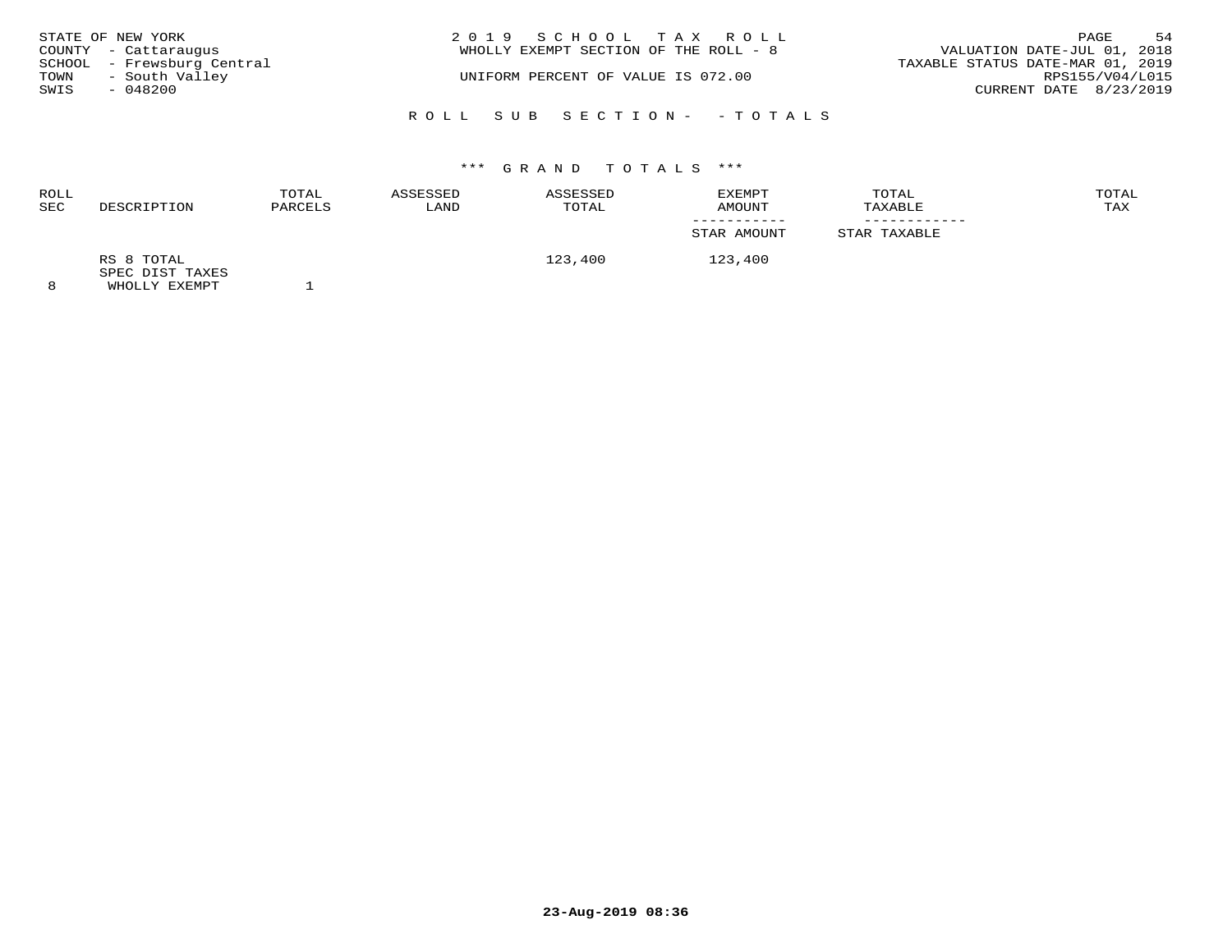STATE OF NEW YORK
COUNTY - Cattaraugus
SCHOOL - Frewsburg Central
TOWN - South Valley
SWIS - 048200

2019 SCHOOL TAX ROLL
WHOLLY EXEMPT SECTION OF THE ROLL - 8

UNIFORM PERCENT OF VALUE IS 072.00

VALUATION DATE-JUL 01, 2018
TAXABLE STATUS DATE-MAR 01, 2019
RPS155/V04/L015
CURRENT DATE 8/23/2019

## ROLL SUB SECTION- - TOTALS

### *** GRAND TOTALS ***

| ROLL SEC | DESCRIPTION | TOTAL PARCELS | ASSESSED LAND | ASSESSED TOTAL | EXEMPT AMOUNT / STAR AMOUNT | TOTAL TAXABLE / STAR TAXABLE | TOTAL TAX |
|---|---|---|---|---|---|---|---|
| | RS 8 TOTAL | | | 123,400 | 123,400 | | |
| | SPEC DIST TAXES | | | | | | |
| 8 | WHOLLY EXEMPT | 1 | | | | | |

23-Aug-2019 08:36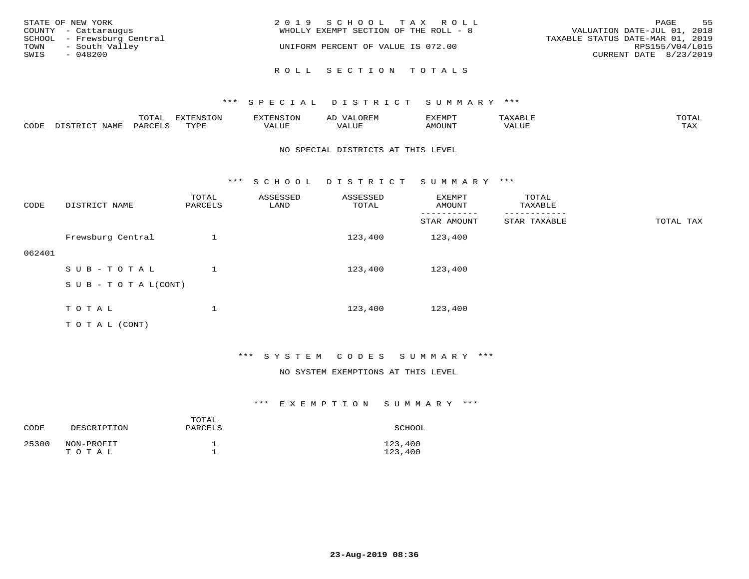STATE OF NEW YORK
COUNTY - Cattaraugus
SCHOOL - Frewsburg Central
TOWN - South Valley
SWIS - 048200

2019 SCHOOL TAX ROLL
WHOLLY EXEMPT SECTION OF THE ROLL - 8
UNIFORM PERCENT OF VALUE IS 072.00

VALUATION DATE-JUL 01, 2018
TAXABLE STATUS DATE-MAR 01, 2019
RPS155/V04/L015
CURRENT DATE 8/23/2019

## ROLL SECTION TOTALS

### *** SPECIAL DISTRICT SUMMARY ***

| CODE | DISTRICT NAME | TOTAL PARCELS | EXTENSION TYPE | EXTENSION VALUE | AD VALOREM VALUE | EXEMPT AMOUNT | TAXABLE VALUE | TOTAL TAX |
|---|---|---|---|---|---|---|---|---|

NO SPECIAL DISTRICTS AT THIS LEVEL

### *** SCHOOL DISTRICT SUMMARY ***

| CODE | DISTRICT NAME | TOTAL PARCELS | ASSESSED LAND | ASSESSED TOTAL | EXEMPT AMOUNT / STAR AMOUNT | TOTAL TAXABLE / STAR TAXABLE | TOTAL TAX |
|---|---|---|---|---|---|---|---|
| 062401 | Frewsburg Central | 1 | | 123,400 | 123,400 | | |
| | SUB-TOTAL | 1 | | 123,400 | 123,400 | | |
| | SUB-TOTAL(CONT) | | | | | | |
| | TOTAL | 1 | | 123,400 | 123,400 | | |
| | TOTAL (CONT) | | | | | | |

### *** SYSTEM CODES SUMMARY ***

NO SYSTEM EXEMPTIONS AT THIS LEVEL

### *** EXEMPTION SUMMARY ***

| CODE | DESCRIPTION | TOTAL PARCELS | SCHOOL |
|---|---|---|---|
| 25300 | NON-PROFIT | 1 | 123,400 |
| | TOTAL | 1 | 123,400 |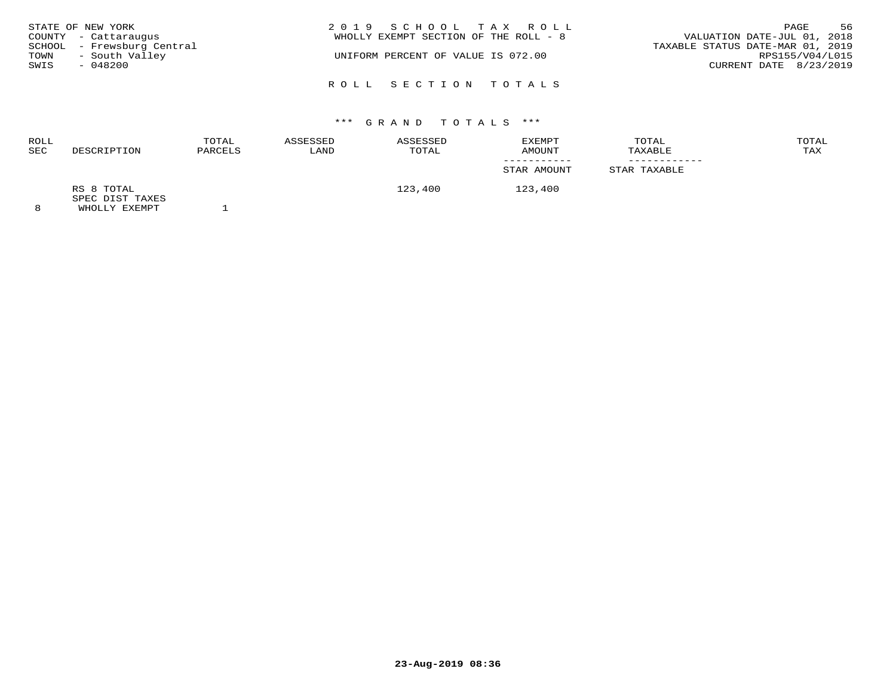STATE OF NEW YORK
COUNTY - Cattaraugus
SCHOOL - Frewsburg Central
TOWN - South Valley
SWIS - 048200

2019 SCHOOL TAX ROLL
WHOLLY EXEMPT SECTION OF THE ROLL - 8

UNIFORM PERCENT OF VALUE IS 072.00

VALUATION DATE-JUL 01, 2018
TAXABLE STATUS DATE-MAR 01, 2019
RPS155/V04/L015
CURRENT DATE 8/23/2019

## ROLL SECTION TOTALS

### *** GRAND TOTALS ***

| ROLL SEC | DESCRIPTION | TOTAL PARCELS | ASSESSED LAND | ASSESSED TOTAL | EXEMPT AMOUNT / STAR AMOUNT | TOTAL TAXABLE / STAR TAXABLE | TOTAL TAX |
|---|---|---|---|---|---|---|---|
| | RS 8 TOTAL | | | 123,400 | 123,400 | | |
| | SPEC DIST TAXES | | | | | | |
| 8 | WHOLLY EXEMPT | 1 | | | | | |

23-Aug-2019 08:36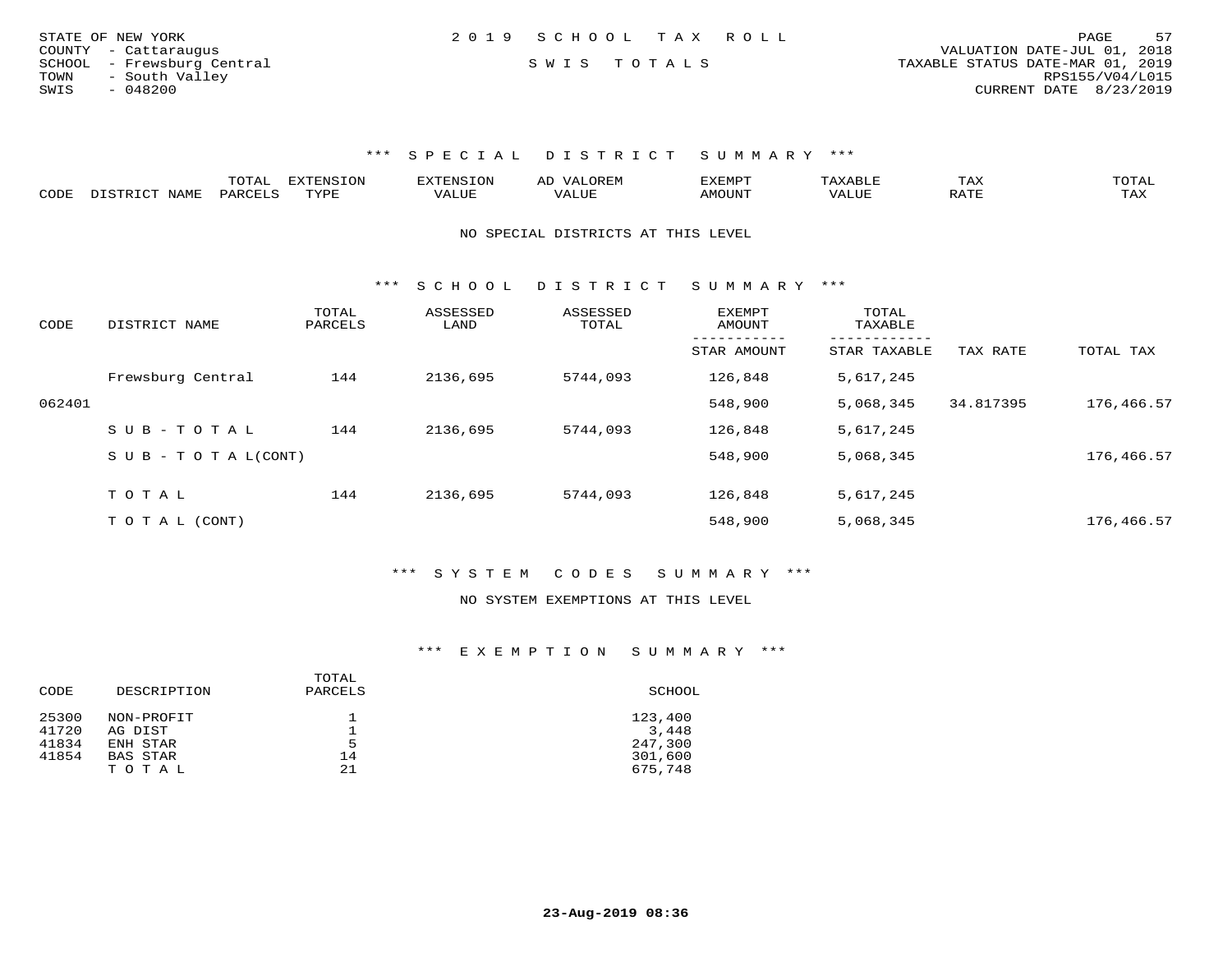STATE OF NEW YORK
COUNTY - Cattaraugus
SCHOOL - Frewsburg Central
TOWN - South Valley
SWIS - 048200

2019 SCHOOL TAX ROLL

SWIS TOTALS

VALUATION DATE-JUL 01, 2018
TAXABLE STATUS DATE-MAR 01, 2019
RPS155/V04/L015
CURRENT DATE 8/23/2019

### *** SPECIAL DISTRICT SUMMARY ***

| CODE | DISTRICT NAME | TOTAL PARCELS | EXTENSION TYPE | EXTENSION VALUE | AD VALOREM VALUE | EXEMPT AMOUNT | TAXABLE VALUE | TAX RATE | TOTAL TAX |
|---|---|---|---|---|---|---|---|---|---|

NO SPECIAL DISTRICTS AT THIS LEVEL

### *** SCHOOL DISTRICT SUMMARY ***

| CODE | DISTRICT NAME | TOTAL PARCELS | ASSESSED LAND | ASSESSED TOTAL | EXEMPT AMOUNT / STAR AMOUNT | TOTAL TAXABLE / STAR TAXABLE | TAX RATE | TOTAL TAX |
|---|---|---|---|---|---|---|---|---|
| | Frewsburg Central | 144 | 2136,695 | 5744,093 | 126,848 | 5,617,245 | | |
| 062401 | | | | | 548,900 | 5,068,345 | 34.817395 | 176,466.57 |
| | SUB-TOTAL | 144 | 2136,695 | 5744,093 | 126,848 | 5,617,245 | | |
| | SUB-TOTAL(CONT) | | | | 548,900 | 5,068,345 | | 176,466.57 |
| | TOTAL | 144 | 2136,695 | 5744,093 | 126,848 | 5,617,245 | | |
| | TOTAL (CONT) | | | | 548,900 | 5,068,345 | | 176,466.57 |

### *** SYSTEM CODES SUMMARY ***

NO SYSTEM EXEMPTIONS AT THIS LEVEL

### *** EXEMPTION SUMMARY ***

| CODE | DESCRIPTION | TOTAL PARCELS | SCHOOL |
|---|---|---|---|
| 25300 | NON-PROFIT | 1 | 123,400 |
| 41720 | AG DIST | 1 | 3,448 |
| 41834 | ENH STAR | 5 | 247,300 |
| 41854 | BAS STAR | 14 | 301,600 |
| | TOTAL | 21 | 675,748 |

23-Aug-2019 08:36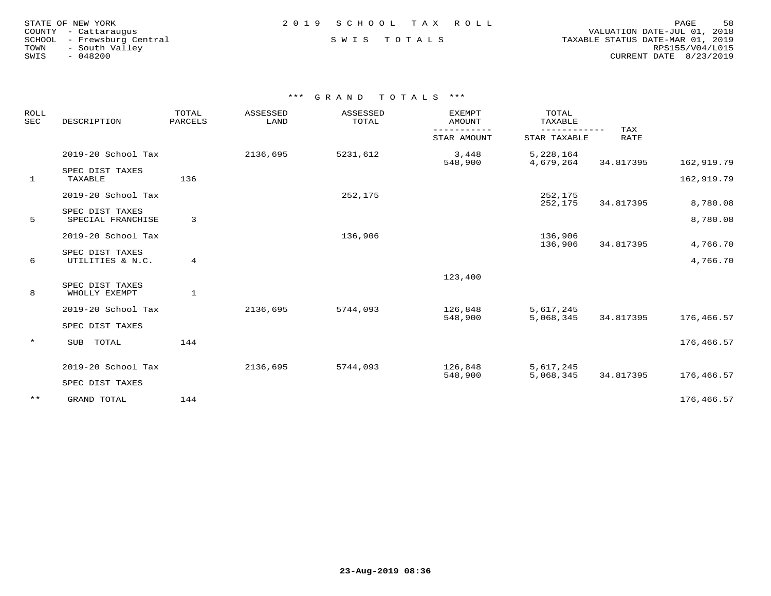STATE OF NEW YORK
COUNTY - Cattaraugus
SCHOOL - Frewsburg Central
TOWN - South Valley
SWIS - 048200

2019 SCHOOL TAX ROLL

SWIS TOTALS

VALUATION DATE-JUL 01, 2018
TAXABLE STATUS DATE-MAR 01, 2019
RPS155/V04/L015
CURRENT DATE 8/23/2019

### *** GRAND TOTALS ***

| ROLL SEC | DESCRIPTION | TOTAL PARCELS | ASSESSED LAND | ASSESSED TOTAL | EXEMPT AMOUNT / STAR AMOUNT | TOTAL TAXABLE / STAR TAXABLE | TAX RATE | |
|---|---|---|---|---|---|---|---|---|
| | 2019-20 School Tax | | 2136,695 | 5231,612 | 3,448 | 5,228,164 | | |
| | | | | | 548,900 | 4,679,264 | 34.817395 | 162,919.79 |
| | SPEC DIST TAXES | | | | | | | |
| 1 | TAXABLE | 136 | | | | | | 162,919.79 |
| | 2019-20 School Tax | | | 252,175 | | 252,175 | | |
| | | | | | | 252,175 | 34.817395 | 8,780.08 |
| | SPEC DIST TAXES | | | | | | | |
| 5 | SPECIAL FRANCHISE | 3 | | | | | | 8,780.08 |
| | 2019-20 School Tax | | | 136,906 | | 136,906 | | |
| | | | | | | 136,906 | 34.817395 | 4,766.70 |
| | SPEC DIST TAXES | | | | | | | |
| 6 | UTILITIES & N.C. | 4 | | | | | | 4,766.70 |
| | | | | | 123,400 | | | |
| | SPEC DIST TAXES | | | | | | | |
| 8 | WHOLLY EXEMPT | 1 | | | | | | |
| | 2019-20 School Tax | | 2136,695 | 5744,093 | 126,848 | 5,617,245 | | |
| | | | | | 548,900 | 5,068,345 | 34.817395 | 176,466.57 |
| | SPEC DIST TAXES | | | | | | | |
| * | SUB TOTAL | 144 | | | | | | 176,466.57 |
| | 2019-20 School Tax | | 2136,695 | 5744,093 | 126,848 | 5,617,245 | | |
| | | | | | 548,900 | 5,068,345 | 34.817395 | 176,466.57 |
| | SPEC DIST TAXES | | | | | | | |
| ** | GRAND TOTAL | 144 | | | | | | 176,466.57 |

23-Aug-2019 08:36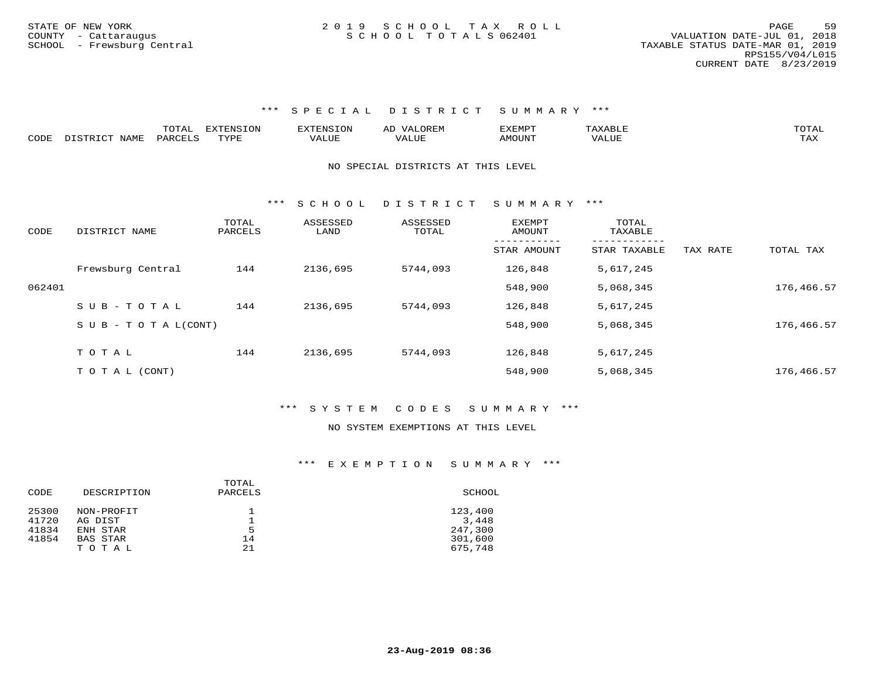STATE OF NEW YORK
COUNTY - Cattaraugus
SCHOOL - Frewsburg Central

2019 SCHOOL TAX ROLL
SCHOOL TOTALS 062401

VALUATION DATE-JUL 01, 2018
TAXABLE STATUS DATE-MAR 01, 2019
RPS155/V04/L015
CURRENT DATE 8/23/2019

### *** SPECIAL DISTRICT SUMMARY ***

| CODE | DISTRICT NAME | TOTAL PARCELS | EXTENSION TYPE | EXTENSION VALUE | AD VALOREM VALUE | EXEMPT AMOUNT | TAXABLE VALUE | TOTAL TAX |
|---|---|---|---|---|---|---|---|---|

NO SPECIAL DISTRICTS AT THIS LEVEL

### *** SCHOOL DISTRICT SUMMARY ***

| CODE | DISTRICT NAME | TOTAL PARCELS | ASSESSED LAND | ASSESSED TOTAL | EXEMPT AMOUNT / STAR AMOUNT | TOTAL TAXABLE / STAR TAXABLE | TAX RATE | TOTAL TAX |
|---|---|---|---|---|---|---|---|---|
| | Frewsburg Central | 144 | 2136,695 | 5744,093 | 126,848 | 5,617,245 | | |
| 062401 | | | | | 548,900 | 5,068,345 | | 176,466.57 |
| | SUB-TOTAL | 144 | 2136,695 | 5744,093 | 126,848 | 5,617,245 | | |
| | SUB-TOTAL(CONT) | | | | 548,900 | 5,068,345 | | 176,466.57 |
| | TOTAL | 144 | 2136,695 | 5744,093 | 126,848 | 5,617,245 | | |
| | TOTAL (CONT) | | | | 548,900 | 5,068,345 | | 176,466.57 |

### *** SYSTEM CODES SUMMARY ***

NO SYSTEM EXEMPTIONS AT THIS LEVEL

### *** EXEMPTION SUMMARY ***

| CODE | DESCRIPTION | TOTAL PARCELS | SCHOOL |
|---|---|---|---|
| 25300 | NON-PROFIT | 1 | 123,400 |
| 41720 | AG DIST | 1 | 3,448 |
| 41834 | ENH STAR | 5 | 247,300 |
| 41854 | BAS STAR | 14 | 301,600 |
| | TOTAL | 21 | 675,748 |

23-Aug-2019 08:36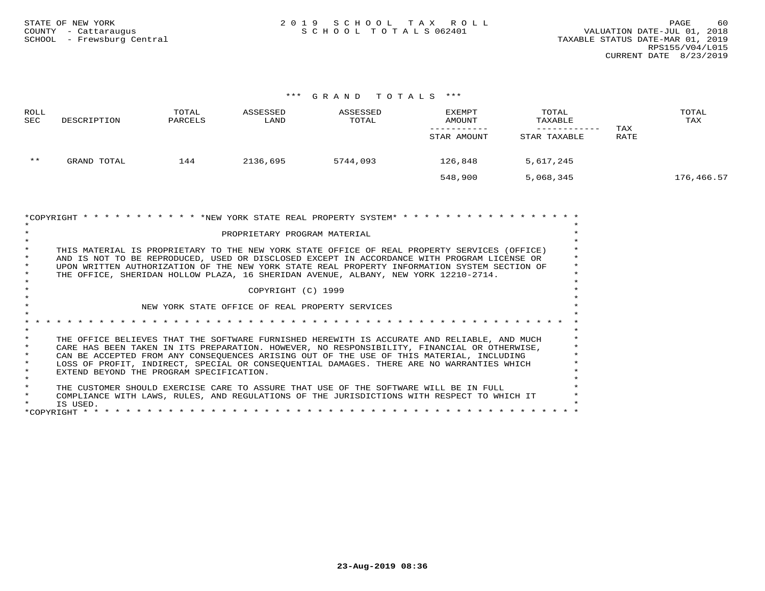STATE OF NEW YORK
COUNTY - Cattaraugus
SCHOOL - Frewsburg Central

2019 SCHOOL TAX ROLL
SCHOOL TOTALS 062401

VALUATION DATE-JUL 01, 2018
TAXABLE STATUS DATE-MAR 01, 2019
RPS155/V04/L015
CURRENT DATE 8/23/2019

## *** GRAND TOTALS ***

| ROLL SEC | DESCRIPTION | TOTAL PARCELS | ASSESSED LAND | ASSESSED TOTAL | EXEMPT AMOUNT / STAR AMOUNT | TOTAL TAXABLE / STAR TAXABLE | TAX RATE | TOTAL TAX |
|---|---|---|---|---|---|---|---|---|
| ** | GRAND TOTAL | 144 | 2136,695 | 5744,093 | 126,848 | 5,617,245 | | |
| | | | | | 548,900 | 5,068,345 | | 176,466.57 |

*COPYRIGHT * * * * * * * * * * * *NEW YORK STATE REAL PROPERTY SYSTEM* * * * * * * * * * * * * * * * * *

PROPRIETARY PROGRAM MATERIAL

THIS MATERIAL IS PROPRIETARY TO THE NEW YORK STATE OFFICE OF REAL PROPERTY SERVICES (OFFICE) AND IS NOT TO BE REPRODUCED, USED OR DISCLOSED EXCEPT IN ACCORDANCE WITH PROGRAM LICENSE OR UPON WRITTEN AUTHORIZATION OF THE NEW YORK STATE REAL PROPERTY INFORMATION SYSTEM SECTION OF THE OFFICE, SHERIDAN HOLLOW PLAZA, 16 SHERIDAN AVENUE, ALBANY, NEW YORK 12210-2714.

COPYRIGHT (C) 1999

NEW YORK STATE OFFICE OF REAL PROPERTY SERVICES

THE OFFICE BELIEVES THAT THE SOFTWARE FURNISHED HEREWITH IS ACCURATE AND RELIABLE, AND MUCH CARE HAS BEEN TAKEN IN ITS PREPARATION. HOWEVER, NO RESPONSIBILITY, FINANCIAL OR OTHERWISE, CAN BE ACCEPTED FROM ANY CONSEQUENCES ARISING OUT OF THE USE OF THIS MATERIAL, INCLUDING LOSS OF PROFIT, INDIRECT, SPECIAL OR CONSEQUENTIAL DAMAGES. THERE ARE NO WARRANTIES WHICH EXTEND BEYOND THE PROGRAM SPECIFICATION.

THE CUSTOMER SHOULD EXERCISE CARE TO ASSURE THAT USE OF THE SOFTWARE WILL BE IN FULL COMPLIANCE WITH LAWS, RULES, AND REGULATIONS OF THE JURISDICTIONS WITH RESPECT TO WHICH IT IS USED.

*COPYRIGHT * * * * * * * * * * * * * * * * * * * * * * * * * * * * * * * * * * * * * * * * * * * * *

23-Aug-2019 08:36